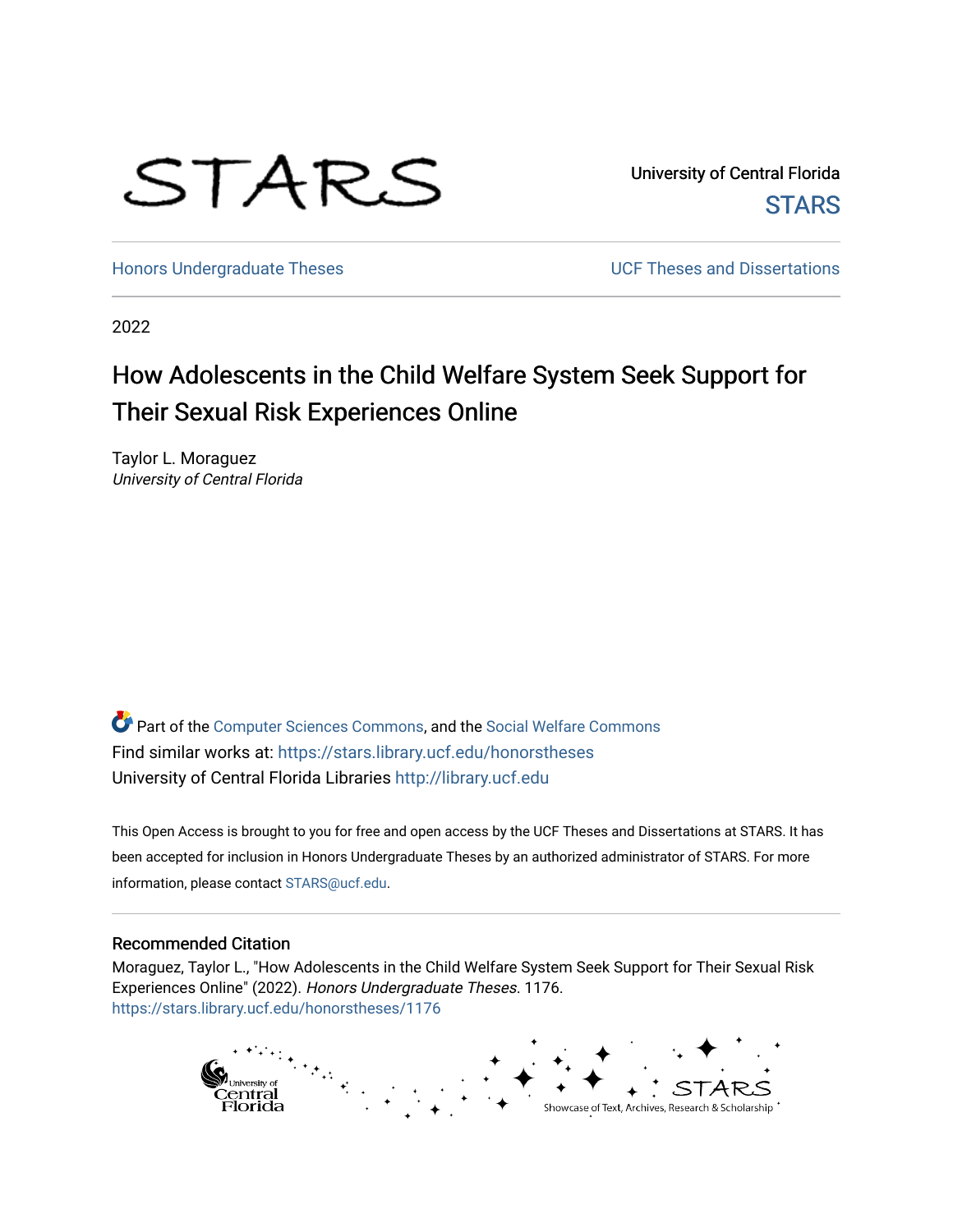STARS

University of Central Florida
STARS

Honors Undergraduate Theses | UCF Theses and Dissertations

2022

# How Adolescents in the Child Welfare System Seek Support for Their Sexual Risk Experiences Online

Taylor L. Moraguez
*University of Central Florida*

Part of the Computer Sciences Commons, and the Social Welfare Commons
Find similar works at: https://stars.library.ucf.edu/honorstheses
University of Central Florida Libraries http://library.ucf.edu

This Open Access is brought to you for free and open access by the UCF Theses and Dissertations at STARS. It has been accepted for inclusion in Honors Undergraduate Theses by an authorized administrator of STARS. For more information, please contact STARS@ucf.edu.

## Recommended Citation

Moraguez, Taylor L., "How Adolescents in the Child Welfare System Seek Support for Their Sexual Risk Experiences Online" (2022). *Honors Undergraduate Theses*. 1176.
https://stars.library.ucf.edu/honorstheses/1176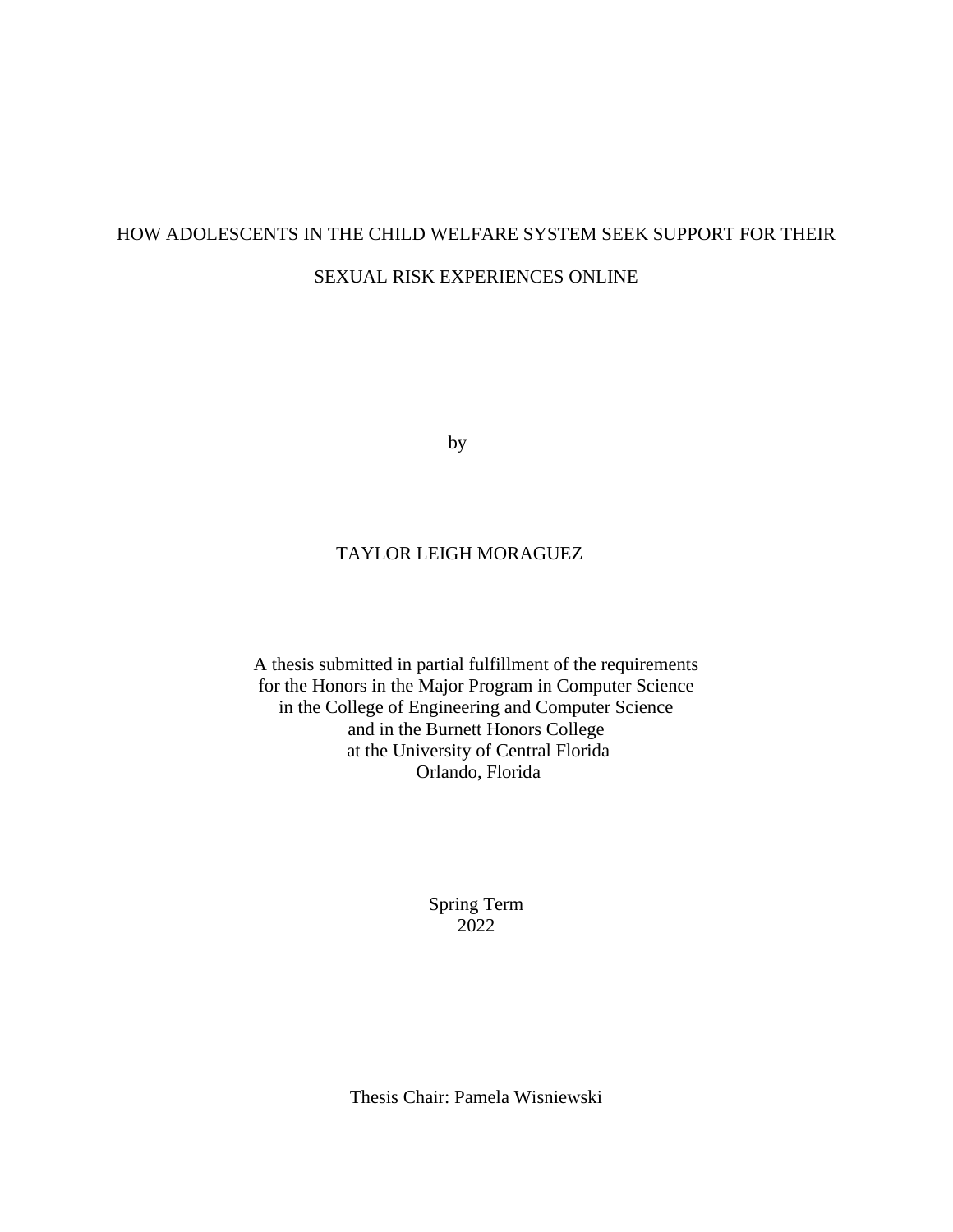# HOW ADOLESCENTS IN THE CHILD WELFARE SYSTEM SEEK SUPPORT FOR THEIR SEXUAL RISK EXPERIENCES ONLINE

by

TAYLOR LEIGH MORAGUEZ

A thesis submitted in partial fulfillment of the requirements
for the Honors in the Major Program in Computer Science
in the College of Engineering and Computer Science
and in the Burnett Honors College
at the University of Central Florida
Orlando, Florida

Spring Term
2022

Thesis Chair: Pamela Wisniewski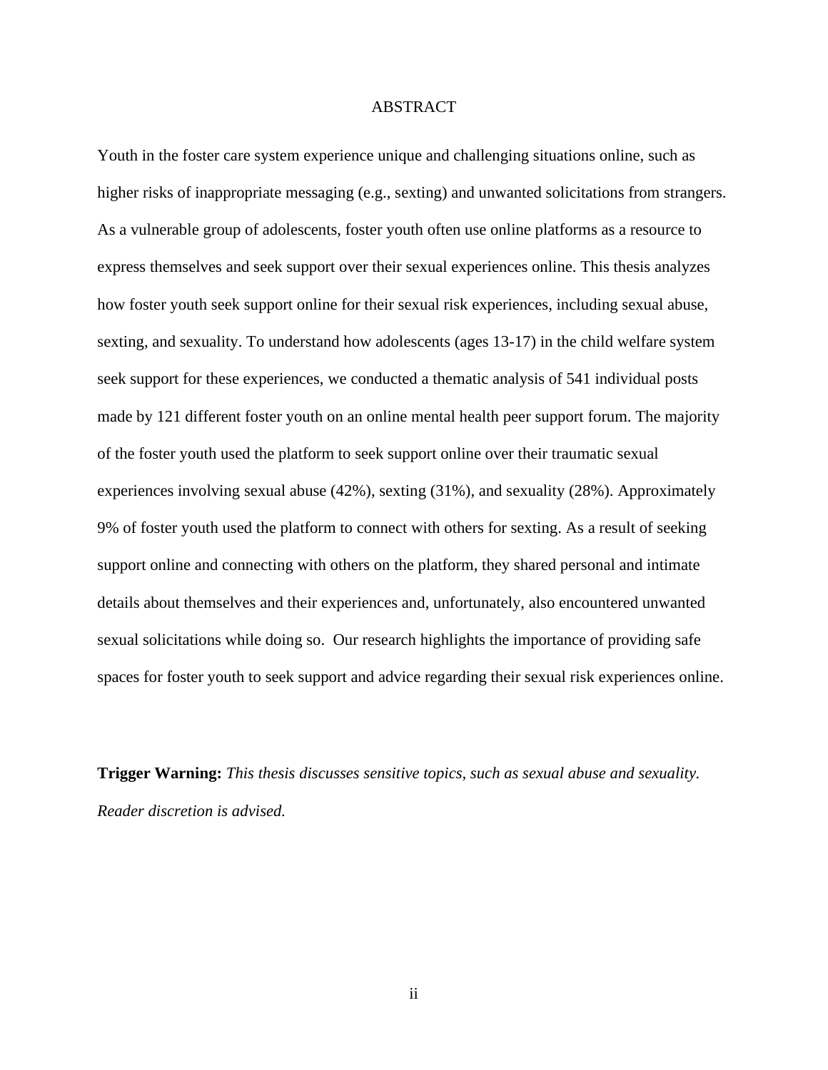# ABSTRACT

Youth in the foster care system experience unique and challenging situations online, such as higher risks of inappropriate messaging (e.g., sexting) and unwanted solicitations from strangers. As a vulnerable group of adolescents, foster youth often use online platforms as a resource to express themselves and seek support over their sexual experiences online. This thesis analyzes how foster youth seek support online for their sexual risk experiences, including sexual abuse, sexting, and sexuality. To understand how adolescents (ages 13-17) in the child welfare system seek support for these experiences, we conducted a thematic analysis of 541 individual posts made by 121 different foster youth on an online mental health peer support forum. The majority of the foster youth used the platform to seek support online over their traumatic sexual experiences involving sexual abuse (42%), sexting (31%), and sexuality (28%). Approximately 9% of foster youth used the platform to connect with others for sexting. As a result of seeking support online and connecting with others on the platform, they shared personal and intimate details about themselves and their experiences and, unfortunately, also encountered unwanted sexual solicitations while doing so. Our research highlights the importance of providing safe spaces for foster youth to seek support and advice regarding their sexual risk experiences online.

**Trigger Warning:** *This thesis discusses sensitive topics, such as sexual abuse and sexuality. Reader discretion is advised.*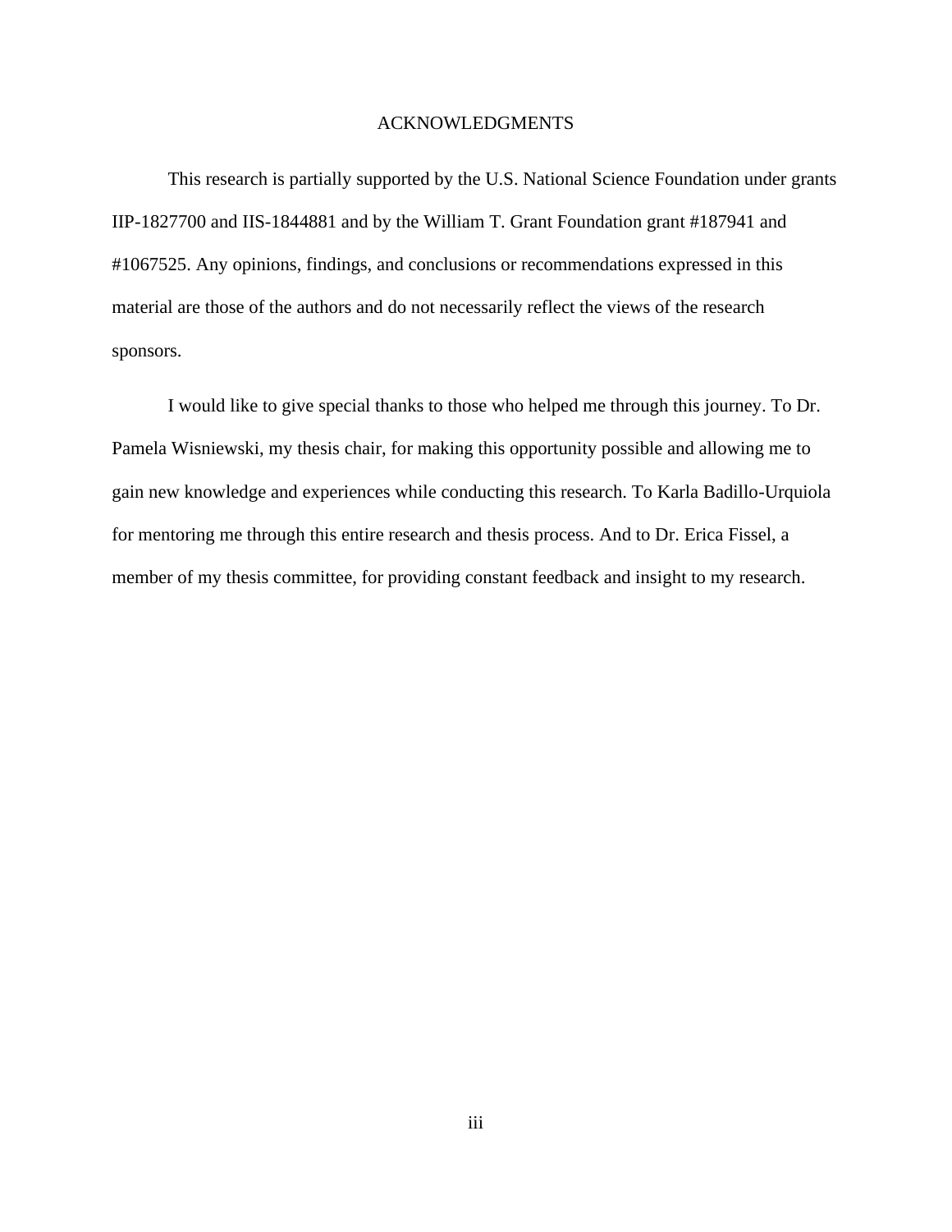# ACKNOWLEDGMENTS

This research is partially supported by the U.S. National Science Foundation under grants IIP-1827700 and IIS-1844881 and by the William T. Grant Foundation grant #187941 and #1067525. Any opinions, findings, and conclusions or recommendations expressed in this material are those of the authors and do not necessarily reflect the views of the research sponsors.

I would like to give special thanks to those who helped me through this journey. To Dr. Pamela Wisniewski, my thesis chair, for making this opportunity possible and allowing me to gain new knowledge and experiences while conducting this research. To Karla Badillo-Urquiola for mentoring me through this entire research and thesis process. And to Dr. Erica Fissel, a member of my thesis committee, for providing constant feedback and insight to my research.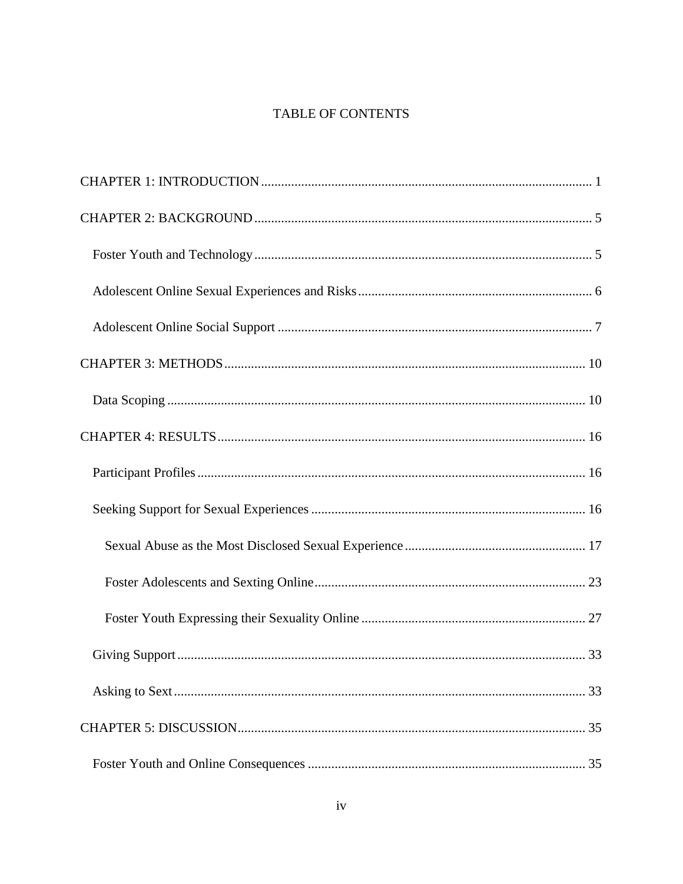# TABLE OF CONTENTS

CHAPTER 1: INTRODUCTION .................................................................................................. 1

CHAPTER 2: BACKGROUND .................................................................................................... 5

- Foster Youth and Technology .................................................................................................... 5
- Adolescent Online Sexual Experiences and Risks ...................................................................... 6
- Adolescent Online Social Support .............................................................................................. 7

CHAPTER 3: METHODS ........................................................................................................... 10

- Data Scoping ............................................................................................................................ 10

CHAPTER 4: RESULTS ............................................................................................................. 16

- Participant Profiles .................................................................................................................... 16
- Seeking Support for Sexual Experiences .................................................................................. 16
  - Sexual Abuse as the Most Disclosed Sexual Experience ...................................................... 17
  - Foster Adolescents and Sexting Online ................................................................................. 23
  - Foster Youth Expressing their Sexuality Online ................................................................... 27
- Giving Support .......................................................................................................................... 33
- Asking to Sext ........................................................................................................................... 33

CHAPTER 5: DISCUSSION ........................................................................................................ 35

- Foster Youth and Online Consequences ................................................................................... 35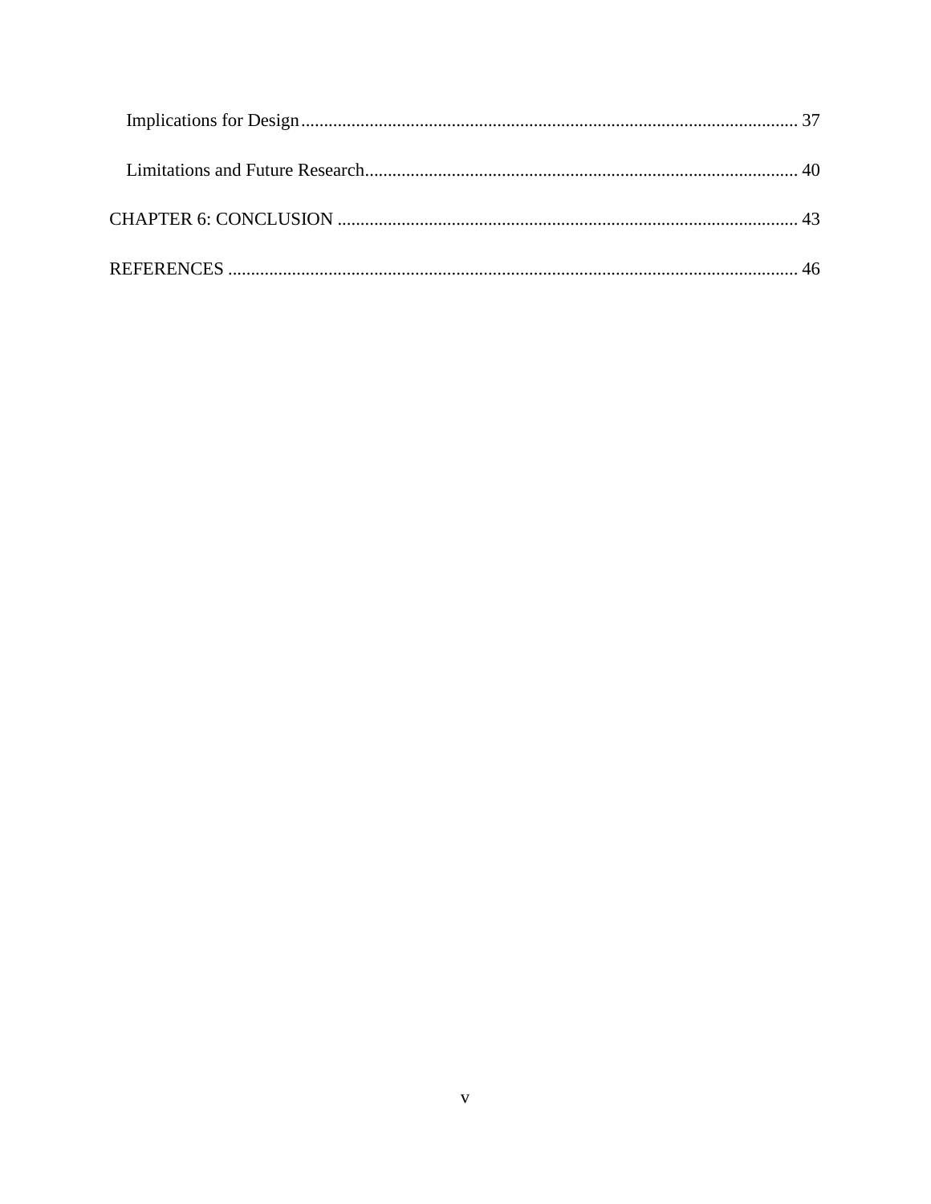Implications for Design ........................................................................................................... 37

Limitations and Future Research.............................................................................................. 40

CHAPTER 6: CONCLUSION .................................................................................................... 43

REFERENCES ............................................................................................................................ 46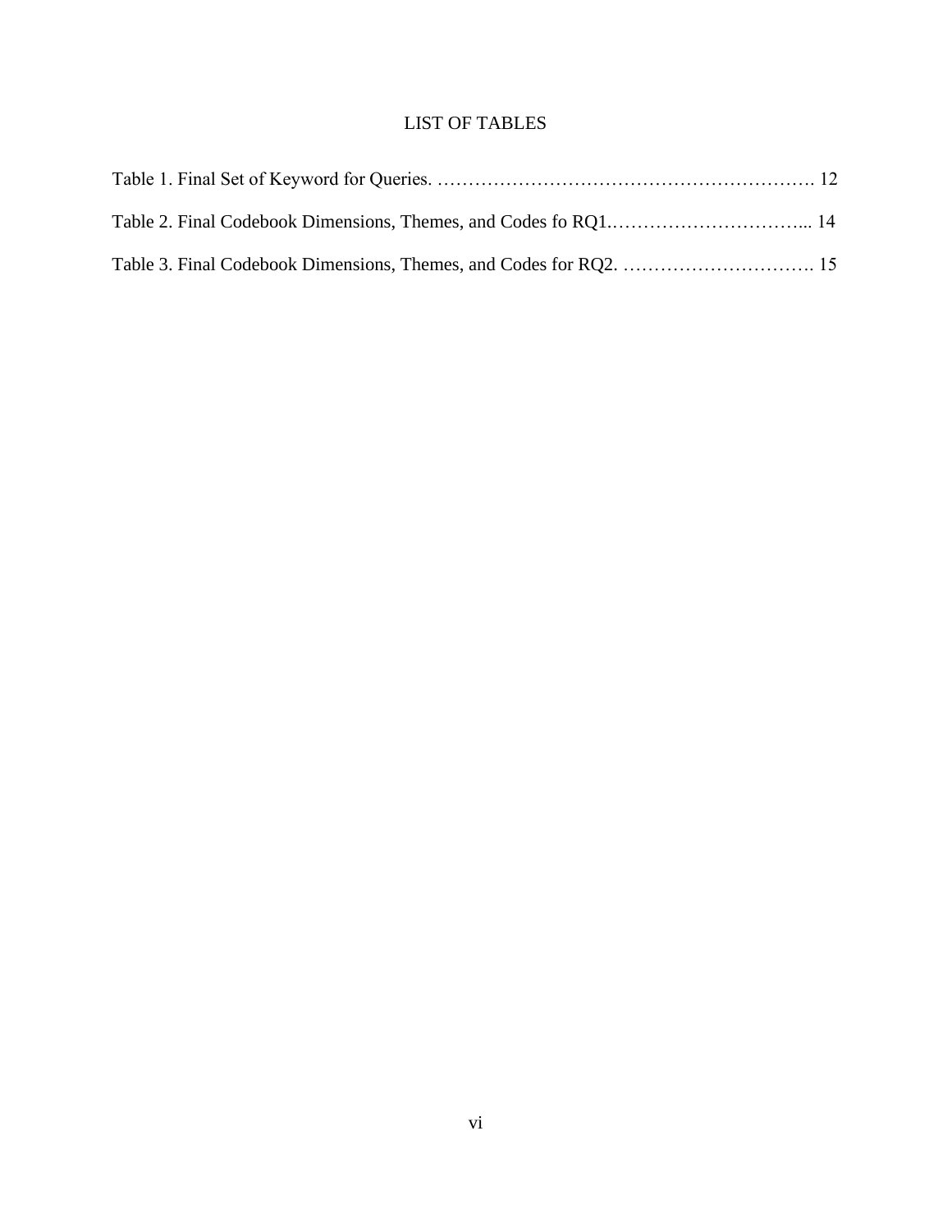# LIST OF TABLES

Table 1. Final Set of Keyword for Queries. ……………………………………………………. 12

Table 2. Final Codebook Dimensions, Themes, and Codes fo RQ1.…………………………... 14

Table 3. Final Codebook Dimensions, Themes, and Codes for RQ2. …………………………. 15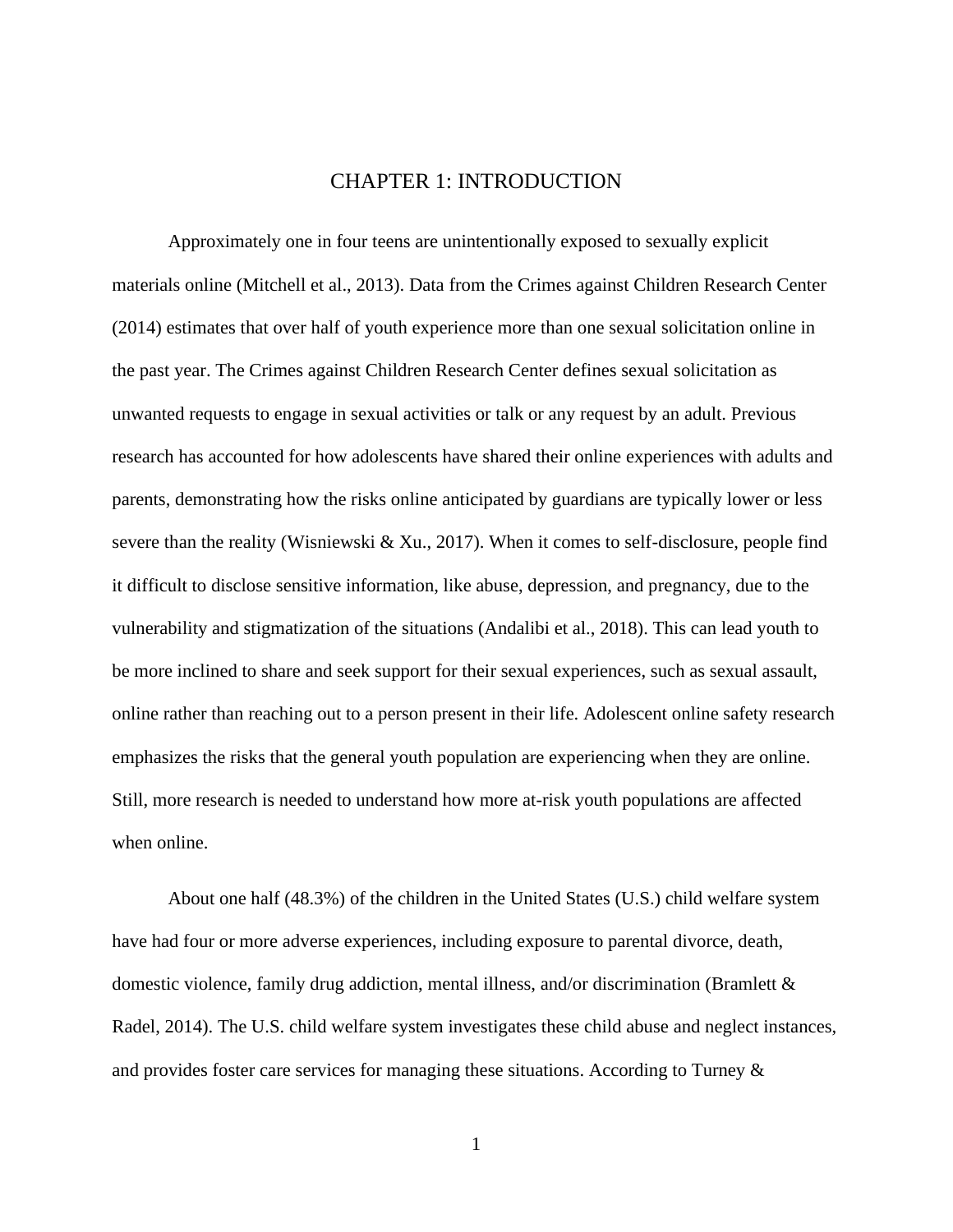# CHAPTER 1: INTRODUCTION

Approximately one in four teens are unintentionally exposed to sexually explicit materials online (Mitchell et al., 2013). Data from the Crimes against Children Research Center (2014) estimates that over half of youth experience more than one sexual solicitation online in the past year. The Crimes against Children Research Center defines sexual solicitation as unwanted requests to engage in sexual activities or talk or any request by an adult. Previous research has accounted for how adolescents have shared their online experiences with adults and parents, demonstrating how the risks online anticipated by guardians are typically lower or less severe than the reality (Wisniewski & Xu., 2017). When it comes to self-disclosure, people find it difficult to disclose sensitive information, like abuse, depression, and pregnancy, due to the vulnerability and stigmatization of the situations (Andalibi et al., 2018). This can lead youth to be more inclined to share and seek support for their sexual experiences, such as sexual assault, online rather than reaching out to a person present in their life. Adolescent online safety research emphasizes the risks that the general youth population are experiencing when they are online. Still, more research is needed to understand how more at-risk youth populations are affected when online.

About one half (48.3%) of the children in the United States (U.S.) child welfare system have had four or more adverse experiences, including exposure to parental divorce, death, domestic violence, family drug addiction, mental illness, and/or discrimination (Bramlett & Radel, 2014). The U.S. child welfare system investigates these child abuse and neglect instances, and provides foster care services for managing these situations. According to Turney &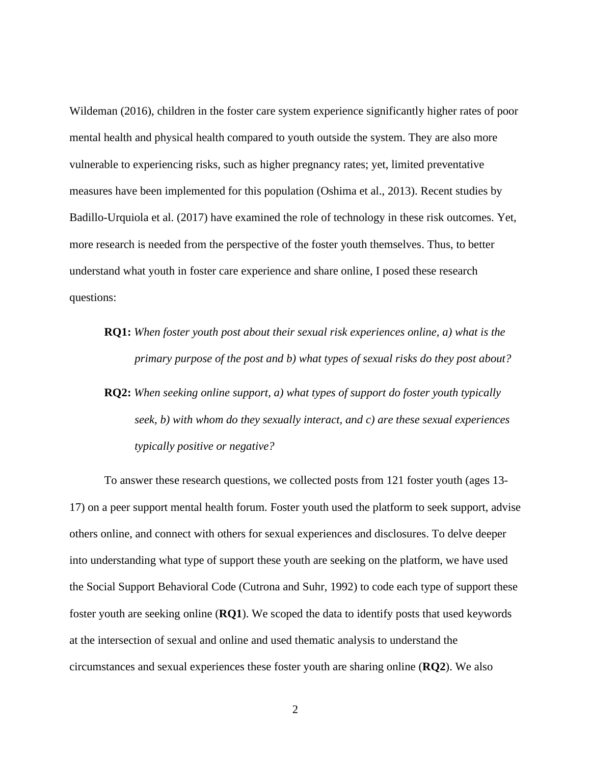Wildeman (2016), children in the foster care system experience significantly higher rates of poor mental health and physical health compared to youth outside the system. They are also more vulnerable to experiencing risks, such as higher pregnancy rates; yet, limited preventative measures have been implemented for this population (Oshima et al., 2013). Recent studies by Badillo-Urquiola et al. (2017) have examined the role of technology in these risk outcomes. Yet, more research is needed from the perspective of the foster youth themselves. Thus, to better understand what youth in foster care experience and share online, I posed these research questions:

**RQ1:** *When foster youth post about their sexual risk experiences online, a) what is the primary purpose of the post and b) what types of sexual risks do they post about?*

**RQ2:** *When seeking online support, a) what types of support do foster youth typically seek, b) with whom do they sexually interact, and c) are these sexual experiences typically positive or negative?*

To answer these research questions, we collected posts from 121 foster youth (ages 13-17) on a peer support mental health forum. Foster youth used the platform to seek support, advise others online, and connect with others for sexual experiences and disclosures. To delve deeper into understanding what type of support these youth are seeking on the platform, we have used the Social Support Behavioral Code (Cutrona and Suhr, 1992) to code each type of support these foster youth are seeking online (**RQ1**). We scoped the data to identify posts that used keywords at the intersection of sexual and online and used thematic analysis to understand the circumstances and sexual experiences these foster youth are sharing online (**RQ2**). We also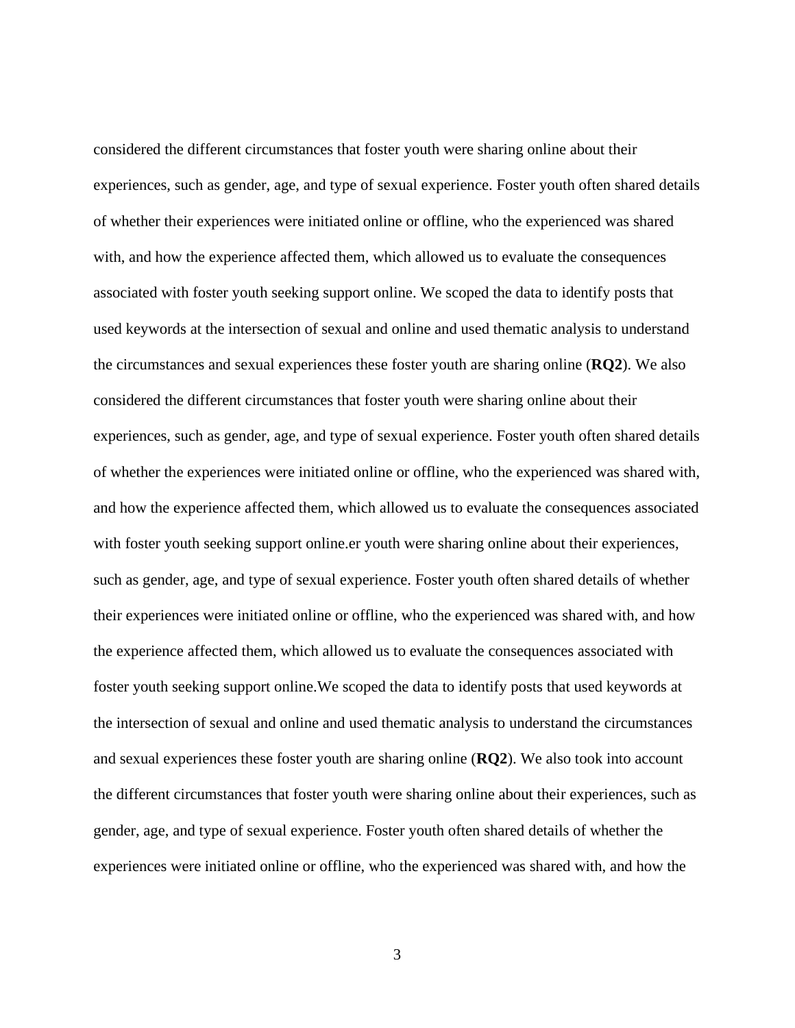considered the different circumstances that foster youth were sharing online about their experiences, such as gender, age, and type of sexual experience. Foster youth often shared details of whether their experiences were initiated online or offline, who the experienced was shared with, and how the experience affected them, which allowed us to evaluate the consequences associated with foster youth seeking support online. We scoped the data to identify posts that used keywords at the intersection of sexual and online and used thematic analysis to understand the circumstances and sexual experiences these foster youth are sharing online (**RQ2**). We also considered the different circumstances that foster youth were sharing online about their experiences, such as gender, age, and type of sexual experience. Foster youth often shared details of whether the experiences were initiated online or offline, who the experienced was shared with, and how the experience affected them, which allowed us to evaluate the consequences associated with foster youth seeking support online.er youth were sharing online about their experiences, such as gender, age, and type of sexual experience. Foster youth often shared details of whether their experiences were initiated online or offline, who the experienced was shared with, and how the experience affected them, which allowed us to evaluate the consequences associated with foster youth seeking support online.We scoped the data to identify posts that used keywords at the intersection of sexual and online and used thematic analysis to understand the circumstances and sexual experiences these foster youth are sharing online (**RQ2**). We also took into account the different circumstances that foster youth were sharing online about their experiences, such as gender, age, and type of sexual experience. Foster youth often shared details of whether the experiences were initiated online or offline, who the experienced was shared with, and how the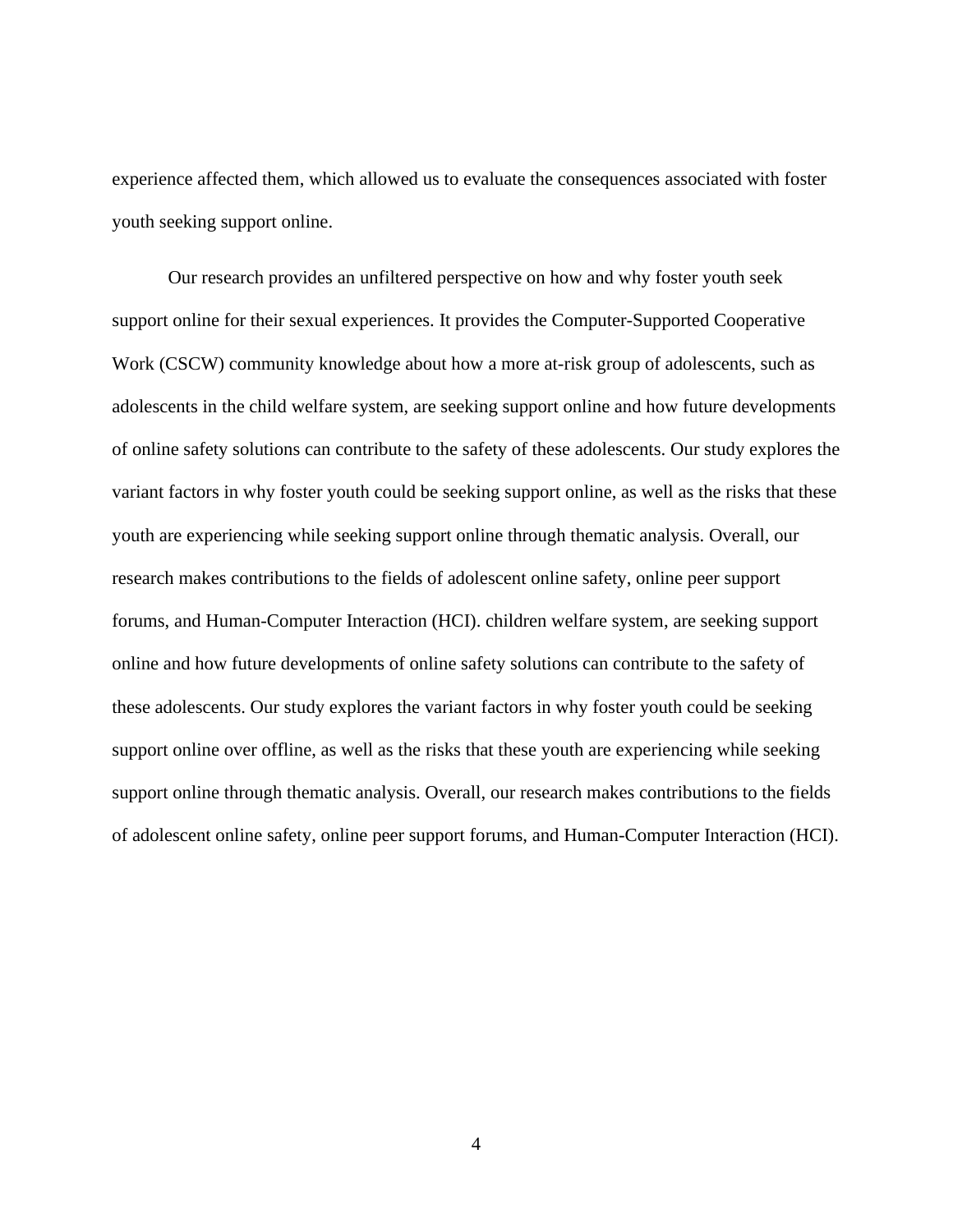experience affected them, which allowed us to evaluate the consequences associated with foster youth seeking support online.

Our research provides an unfiltered perspective on how and why foster youth seek support online for their sexual experiences. It provides the Computer-Supported Cooperative Work (CSCW) community knowledge about how a more at-risk group of adolescents, such as adolescents in the child welfare system, are seeking support online and how future developments of online safety solutions can contribute to the safety of these adolescents. Our study explores the variant factors in why foster youth could be seeking support online, as well as the risks that these youth are experiencing while seeking support online through thematic analysis. Overall, our research makes contributions to the fields of adolescent online safety, online peer support forums, and Human-Computer Interaction (HCI). children welfare system, are seeking support online and how future developments of online safety solutions can contribute to the safety of these adolescents. Our study explores the variant factors in why foster youth could be seeking support online over offline, as well as the risks that these youth are experiencing while seeking support online through thematic analysis. Overall, our research makes contributions to the fields of adolescent online safety, online peer support forums, and Human-Computer Interaction (HCI).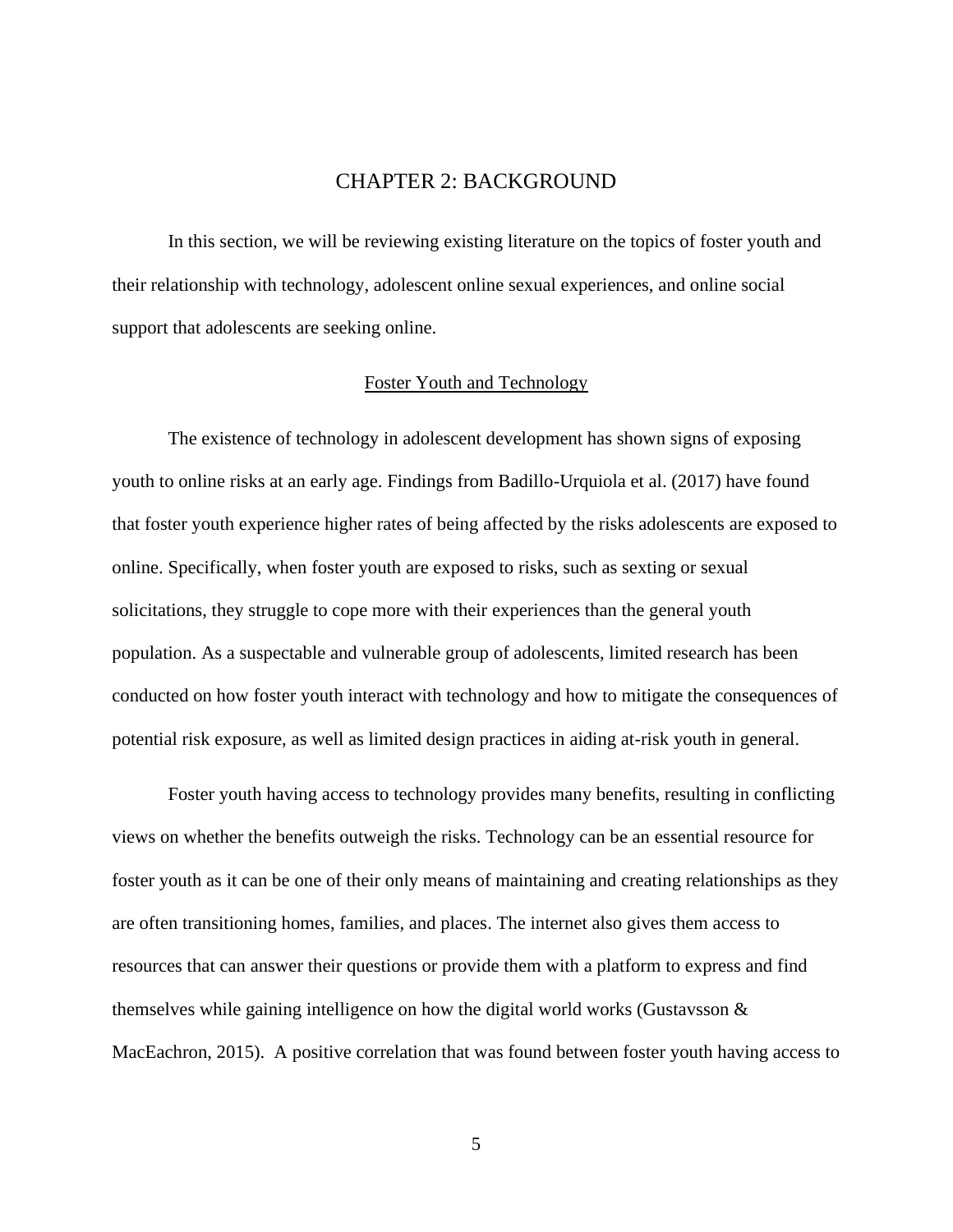# CHAPTER 2: BACKGROUND

In this section, we will be reviewing existing literature on the topics of foster youth and their relationship with technology, adolescent online sexual experiences, and online social support that adolescents are seeking online.

## Foster Youth and Technology

The existence of technology in adolescent development has shown signs of exposing youth to online risks at an early age. Findings from Badillo-Urquiola et al. (2017) have found that foster youth experience higher rates of being affected by the risks adolescents are exposed to online. Specifically, when foster youth are exposed to risks, such as sexting or sexual solicitations, they struggle to cope more with their experiences than the general youth population. As a suspectable and vulnerable group of adolescents, limited research has been conducted on how foster youth interact with technology and how to mitigate the consequences of potential risk exposure, as well as limited design practices in aiding at-risk youth in general.

Foster youth having access to technology provides many benefits, resulting in conflicting views on whether the benefits outweigh the risks. Technology can be an essential resource for foster youth as it can be one of their only means of maintaining and creating relationships as they are often transitioning homes, families, and places. The internet also gives them access to resources that can answer their questions or provide them with a platform to express and find themselves while gaining intelligence on how the digital world works (Gustavsson & MacEachron, 2015). A positive correlation that was found between foster youth having access to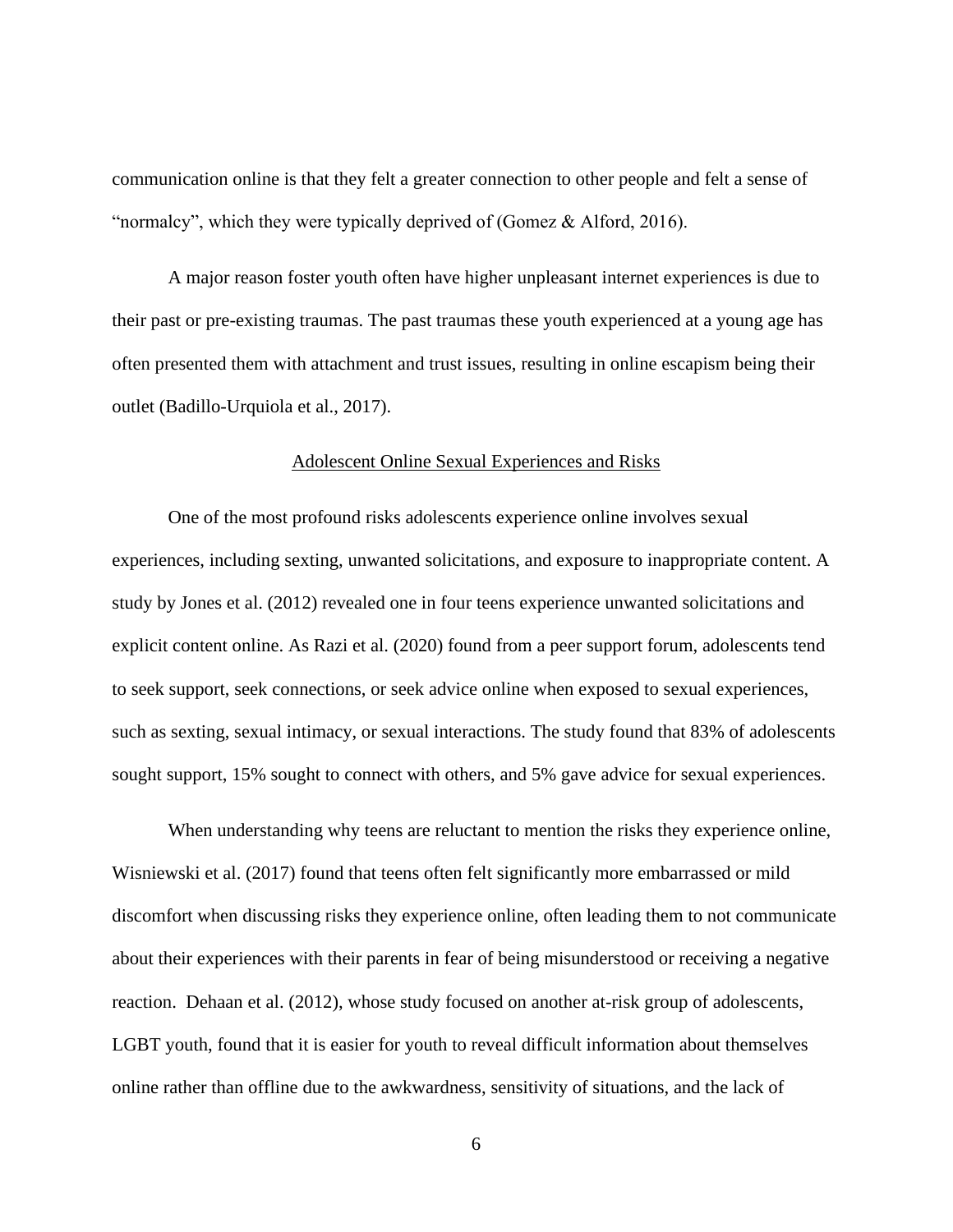communication online is that they felt a greater connection to other people and felt a sense of "normalcy", which they were typically deprived of (Gomez & Alford, 2016).

A major reason foster youth often have higher unpleasant internet experiences is due to their past or pre-existing traumas. The past traumas these youth experienced at a young age has often presented them with attachment and trust issues, resulting in online escapism being their outlet (Badillo-Urquiola et al., 2017).

## Adolescent Online Sexual Experiences and Risks

One of the most profound risks adolescents experience online involves sexual experiences, including sexting, unwanted solicitations, and exposure to inappropriate content. A study by Jones et al. (2012) revealed one in four teens experience unwanted solicitations and explicit content online. As Razi et al. (2020) found from a peer support forum, adolescents tend to seek support, seek connections, or seek advice online when exposed to sexual experiences, such as sexting, sexual intimacy, or sexual interactions. The study found that 83% of adolescents sought support, 15% sought to connect with others, and 5% gave advice for sexual experiences.

When understanding why teens are reluctant to mention the risks they experience online, Wisniewski et al. (2017) found that teens often felt significantly more embarrassed or mild discomfort when discussing risks they experience online, often leading them to not communicate about their experiences with their parents in fear of being misunderstood or receiving a negative reaction. Dehaan et al. (2012), whose study focused on another at-risk group of adolescents, LGBT youth, found that it is easier for youth to reveal difficult information about themselves online rather than offline due to the awkwardness, sensitivity of situations, and the lack of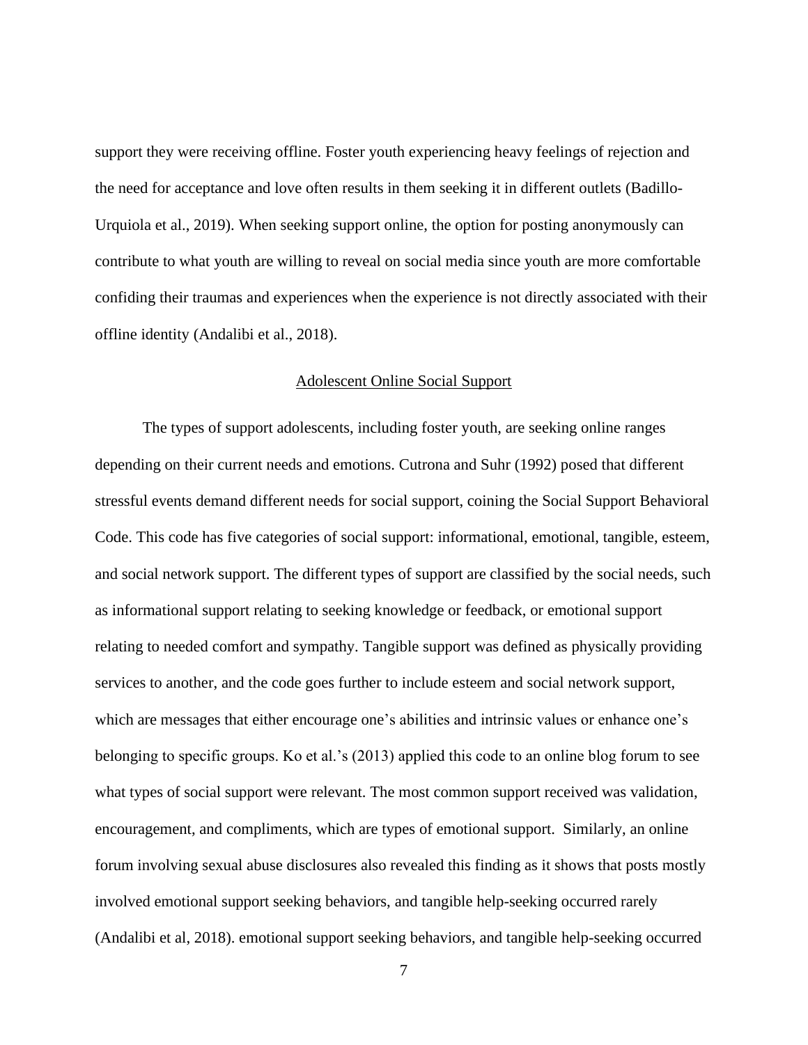support they were receiving offline. Foster youth experiencing heavy feelings of rejection and the need for acceptance and love often results in them seeking it in different outlets (Badillo-Urquiola et al., 2019). When seeking support online, the option for posting anonymously can contribute to what youth are willing to reveal on social media since youth are more comfortable confiding their traumas and experiences when the experience is not directly associated with their offline identity (Andalibi et al., 2018).

## Adolescent Online Social Support

The types of support adolescents, including foster youth, are seeking online ranges depending on their current needs and emotions. Cutrona and Suhr (1992) posed that different stressful events demand different needs for social support, coining the Social Support Behavioral Code. This code has five categories of social support: informational, emotional, tangible, esteem, and social network support. The different types of support are classified by the social needs, such as informational support relating to seeking knowledge or feedback, or emotional support relating to needed comfort and sympathy. Tangible support was defined as physically providing services to another, and the code goes further to include esteem and social network support, which are messages that either encourage one's abilities and intrinsic values or enhance one's belonging to specific groups. Ko et al.'s (2013) applied this code to an online blog forum to see what types of social support were relevant. The most common support received was validation, encouragement, and compliments, which are types of emotional support. Similarly, an online forum involving sexual abuse disclosures also revealed this finding as it shows that posts mostly involved emotional support seeking behaviors, and tangible help-seeking occurred rarely (Andalibi et al, 2018). emotional support seeking behaviors, and tangible help-seeking occurred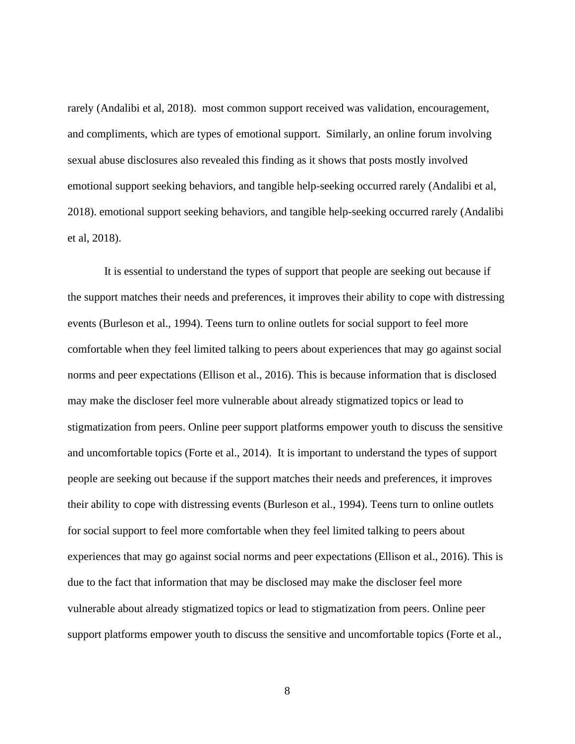rarely (Andalibi et al, 2018).  most common support received was validation, encouragement, and compliments, which are types of emotional support.  Similarly, an online forum involving sexual abuse disclosures also revealed this finding as it shows that posts mostly involved emotional support seeking behaviors, and tangible help-seeking occurred rarely (Andalibi et al, 2018). emotional support seeking behaviors, and tangible help-seeking occurred rarely (Andalibi et al, 2018).

It is essential to understand the types of support that people are seeking out because if the support matches their needs and preferences, it improves their ability to cope with distressing events (Burleson et al., 1994). Teens turn to online outlets for social support to feel more comfortable when they feel limited talking to peers about experiences that may go against social norms and peer expectations (Ellison et al., 2016). This is because information that is disclosed may make the discloser feel more vulnerable about already stigmatized topics or lead to stigmatization from peers. Online peer support platforms empower youth to discuss the sensitive and uncomfortable topics (Forte et al., 2014).  It is important to understand the types of support people are seeking out because if the support matches their needs and preferences, it improves their ability to cope with distressing events (Burleson et al., 1994). Teens turn to online outlets for social support to feel more comfortable when they feel limited talking to peers about experiences that may go against social norms and peer expectations (Ellison et al., 2016). This is due to the fact that information that may be disclosed may make the discloser feel more vulnerable about already stigmatized topics or lead to stigmatization from peers. Online peer support platforms empower youth to discuss the sensitive and uncomfortable topics (Forte et al.,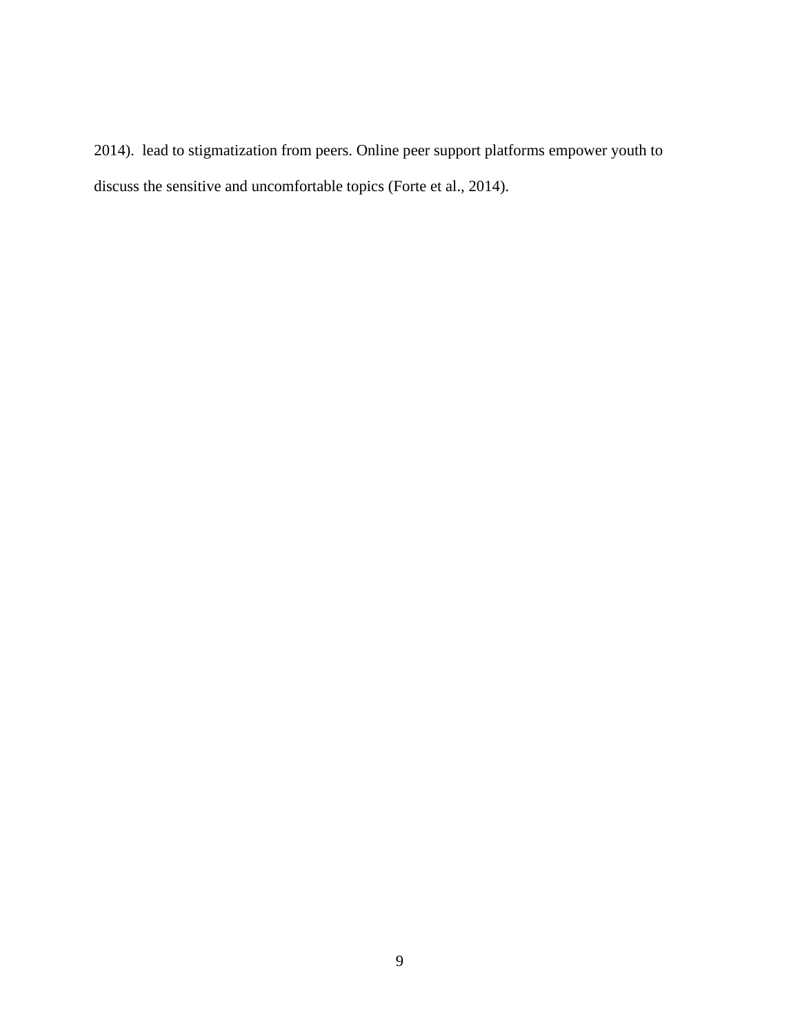2014).  lead to stigmatization from peers. Online peer support platforms empower youth to discuss the sensitive and uncomfortable topics (Forte et al., 2014).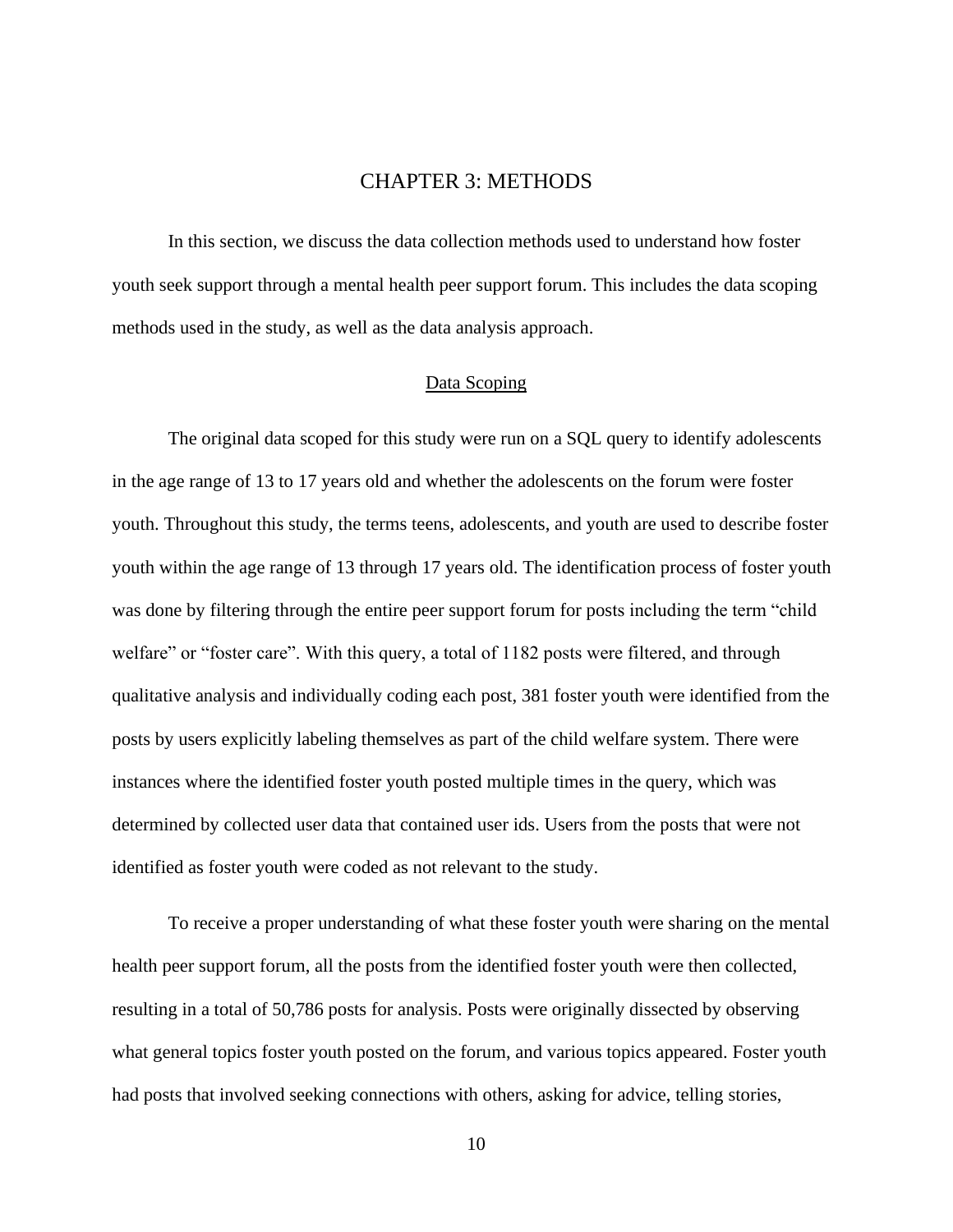# CHAPTER 3: METHODS

In this section, we discuss the data collection methods used to understand how foster youth seek support through a mental health peer support forum. This includes the data scoping methods used in the study, as well as the data analysis approach.

## Data Scoping

The original data scoped for this study were run on a SQL query to identify adolescents in the age range of 13 to 17 years old and whether the adolescents on the forum were foster youth. Throughout this study, the terms teens, adolescents, and youth are used to describe foster youth within the age range of 13 through 17 years old. The identification process of foster youth was done by filtering through the entire peer support forum for posts including the term "child welfare" or "foster care". With this query, a total of 1182 posts were filtered, and through qualitative analysis and individually coding each post, 381 foster youth were identified from the posts by users explicitly labeling themselves as part of the child welfare system. There were instances where the identified foster youth posted multiple times in the query, which was determined by collected user data that contained user ids. Users from the posts that were not identified as foster youth were coded as not relevant to the study.

To receive a proper understanding of what these foster youth were sharing on the mental health peer support forum, all the posts from the identified foster youth were then collected, resulting in a total of 50,786 posts for analysis. Posts were originally dissected by observing what general topics foster youth posted on the forum, and various topics appeared. Foster youth had posts that involved seeking connections with others, asking for advice, telling stories,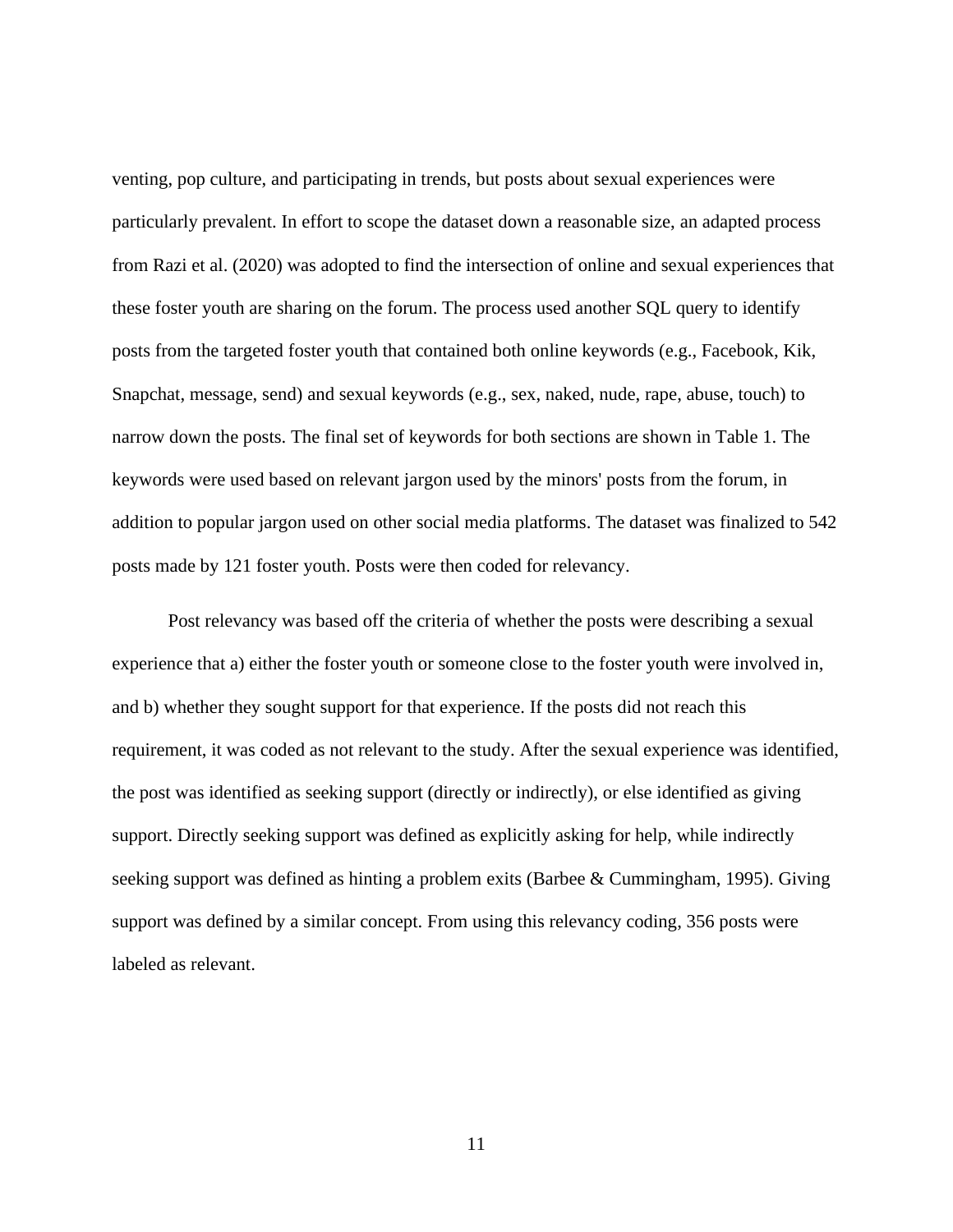venting, pop culture, and participating in trends, but posts about sexual experiences were particularly prevalent. In effort to scope the dataset down a reasonable size, an adapted process from Razi et al. (2020) was adopted to find the intersection of online and sexual experiences that these foster youth are sharing on the forum. The process used another SQL query to identify posts from the targeted foster youth that contained both online keywords (e.g., Facebook, Kik, Snapchat, message, send) and sexual keywords (e.g., sex, naked, nude, rape, abuse, touch) to narrow down the posts. The final set of keywords for both sections are shown in Table 1. The keywords were used based on relevant jargon used by the minors' posts from the forum, in addition to popular jargon used on other social media platforms. The dataset was finalized to 542 posts made by 121 foster youth. Posts were then coded for relevancy.

Post relevancy was based off the criteria of whether the posts were describing a sexual experience that a) either the foster youth or someone close to the foster youth were involved in, and b) whether they sought support for that experience. If the posts did not reach this requirement, it was coded as not relevant to the study. After the sexual experience was identified, the post was identified as seeking support (directly or indirectly), or else identified as giving support. Directly seeking support was defined as explicitly asking for help, while indirectly seeking support was defined as hinting a problem exits (Barbee & Cummingham, 1995). Giving support was defined by a similar concept. From using this relevancy coding, 356 posts were labeled as relevant.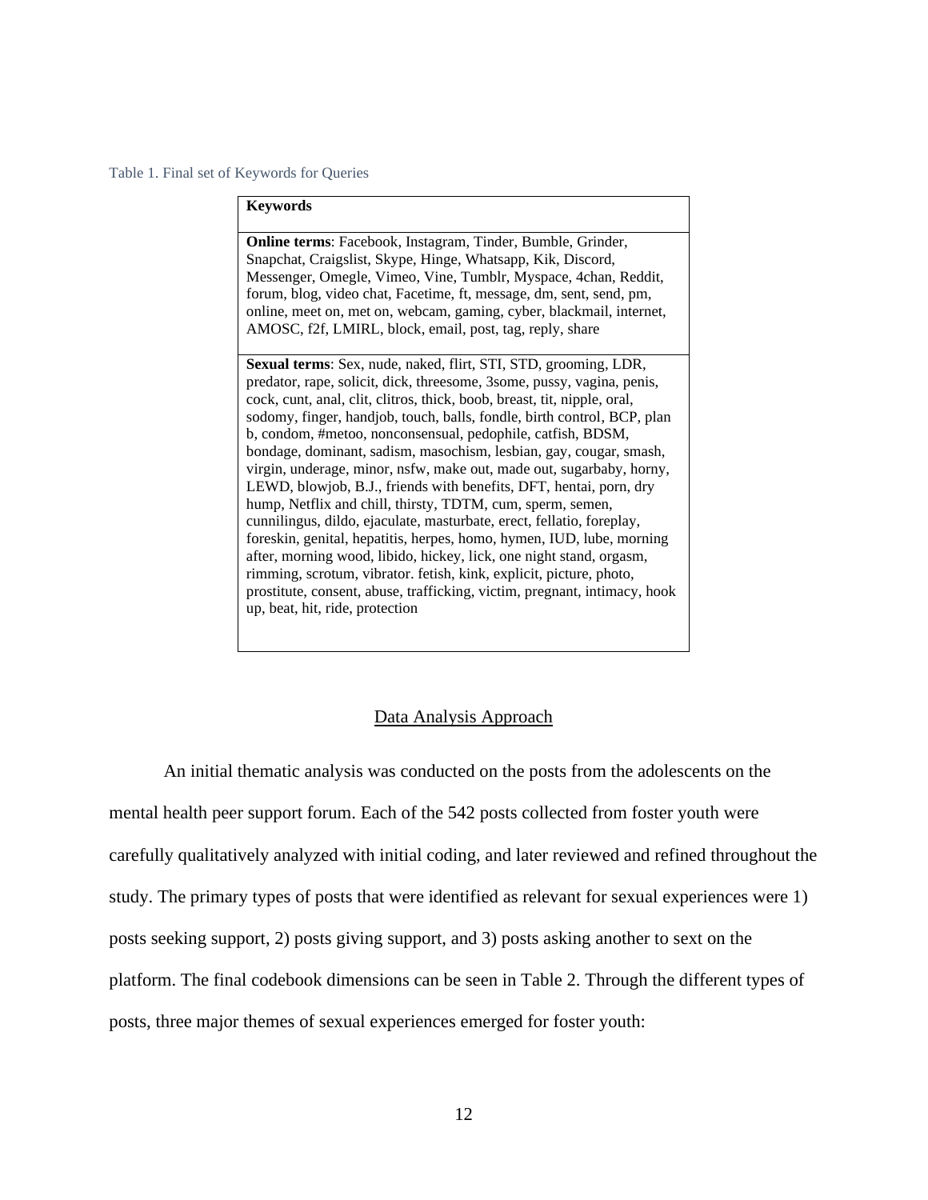Table 1. Final set of Keywords for Queries

| Keywords |
| --- |
| **Online terms**: Facebook, Instagram, Tinder, Bumble, Grinder, Snapchat, Craigslist, Skype, Hinge, Whatsapp, Kik, Discord, Messenger, Omegle, Vimeo, Vine, Tumblr, Myspace, 4chan, Reddit, forum, blog, video chat, Facetime, ft, message, dm, sent, send, pm, online, meet on, met on, webcam, gaming, cyber, blackmail, internet, AMOSC, f2f, LMIRL, block, email, post, tag, reply, share |
| **Sexual terms**: Sex, nude, naked, flirt, STI, STD, grooming, LDR, predator, rape, solicit, dick, threesome, 3some, pussy, vagina, penis, cock, cunt, anal, clit, clitros, thick, boob, breast, tit, nipple, oral, sodomy, finger, handjob, touch, balls, fondle, birth control, BCP, plan b, condom, #metoo, nonconsensual, pedophile, catfish, BDSM, bondage, dominant, sadism, masochism, lesbian, gay, cougar, smash, virgin, underage, minor, nsfw, make out, made out, sugarbaby, horny, LEWD, blowjob, B.J., friends with benefits, DFT, hentai, porn, dry hump, Netflix and chill, thirsty, TDTM, cum, sperm, semen, cunnilingus, dildo, ejaculate, masturbate, erect, fellatio, foreplay, foreskin, genital, hepatitis, herpes, homo, hymen, IUD, lube, morning after, morning wood, libido, hickey, lick, one night stand, orgasm, rimming, scrotum, vibrator. fetish, kink, explicit, picture, photo, prostitute, consent, abuse, trafficking, victim, pregnant, intimacy, hook up, beat, hit, ride, protection |

## Data Analysis Approach

An initial thematic analysis was conducted on the posts from the adolescents on the mental health peer support forum. Each of the 542 posts collected from foster youth were carefully qualitatively analyzed with initial coding, and later reviewed and refined throughout the study. The primary types of posts that were identified as relevant for sexual experiences were 1) posts seeking support, 2) posts giving support, and 3) posts asking another to sext on the platform. The final codebook dimensions can be seen in Table 2. Through the different types of posts, three major themes of sexual experiences emerged for foster youth: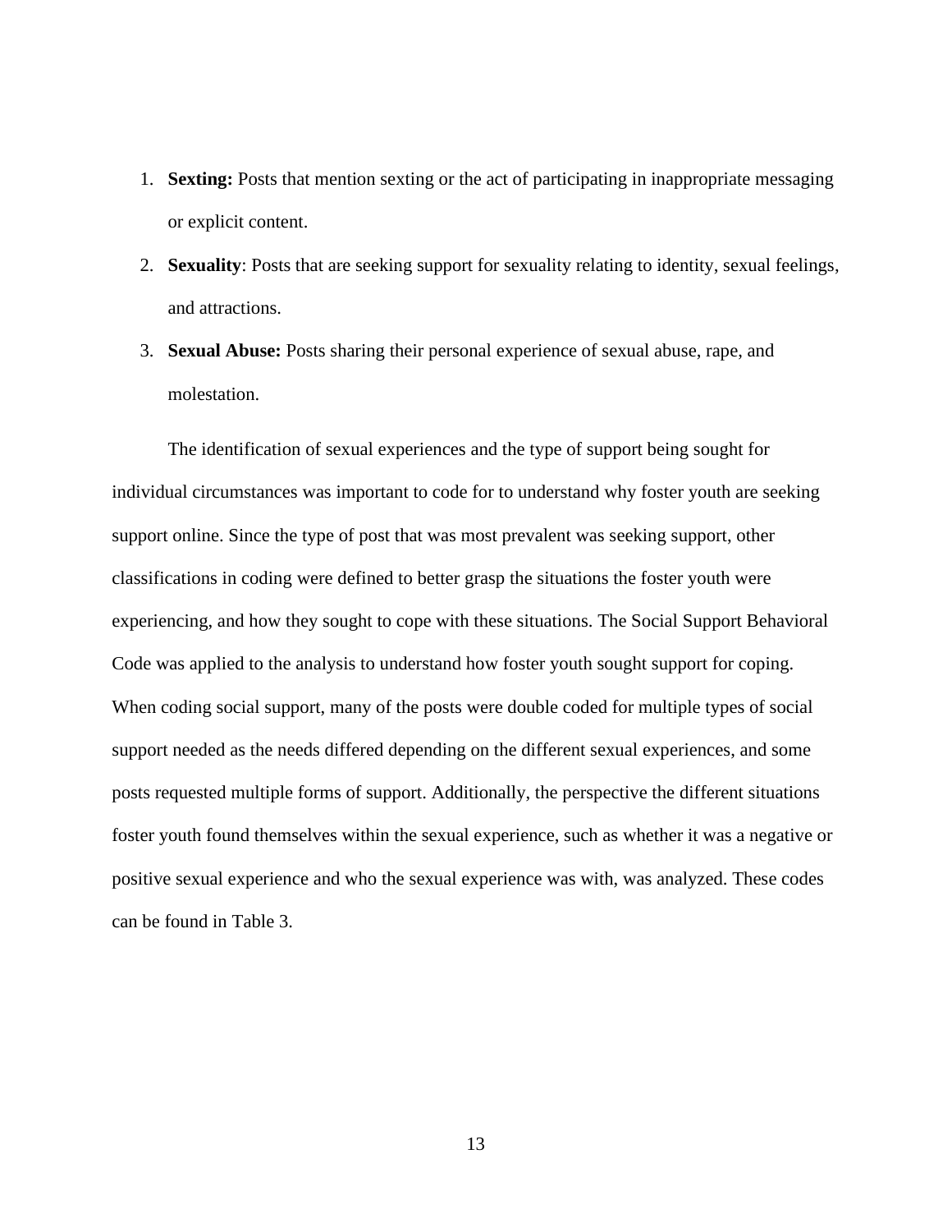1. **Sexting:** Posts that mention sexting or the act of participating in inappropriate messaging or explicit content.
2. **Sexuality**: Posts that are seeking support for sexuality relating to identity, sexual feelings, and attractions.
3. **Sexual Abuse:** Posts sharing their personal experience of sexual abuse, rape, and molestation.

The identification of sexual experiences and the type of support being sought for individual circumstances was important to code for to understand why foster youth are seeking support online. Since the type of post that was most prevalent was seeking support, other classifications in coding were defined to better grasp the situations the foster youth were experiencing, and how they sought to cope with these situations. The Social Support Behavioral Code was applied to the analysis to understand how foster youth sought support for coping. When coding social support, many of the posts were double coded for multiple types of social support needed as the needs differed depending on the different sexual experiences, and some posts requested multiple forms of support. Additionally, the perspective the different situations foster youth found themselves within the sexual experience, such as whether it was a negative or positive sexual experience and who the sexual experience was with, was analyzed. These codes can be found in Table 3.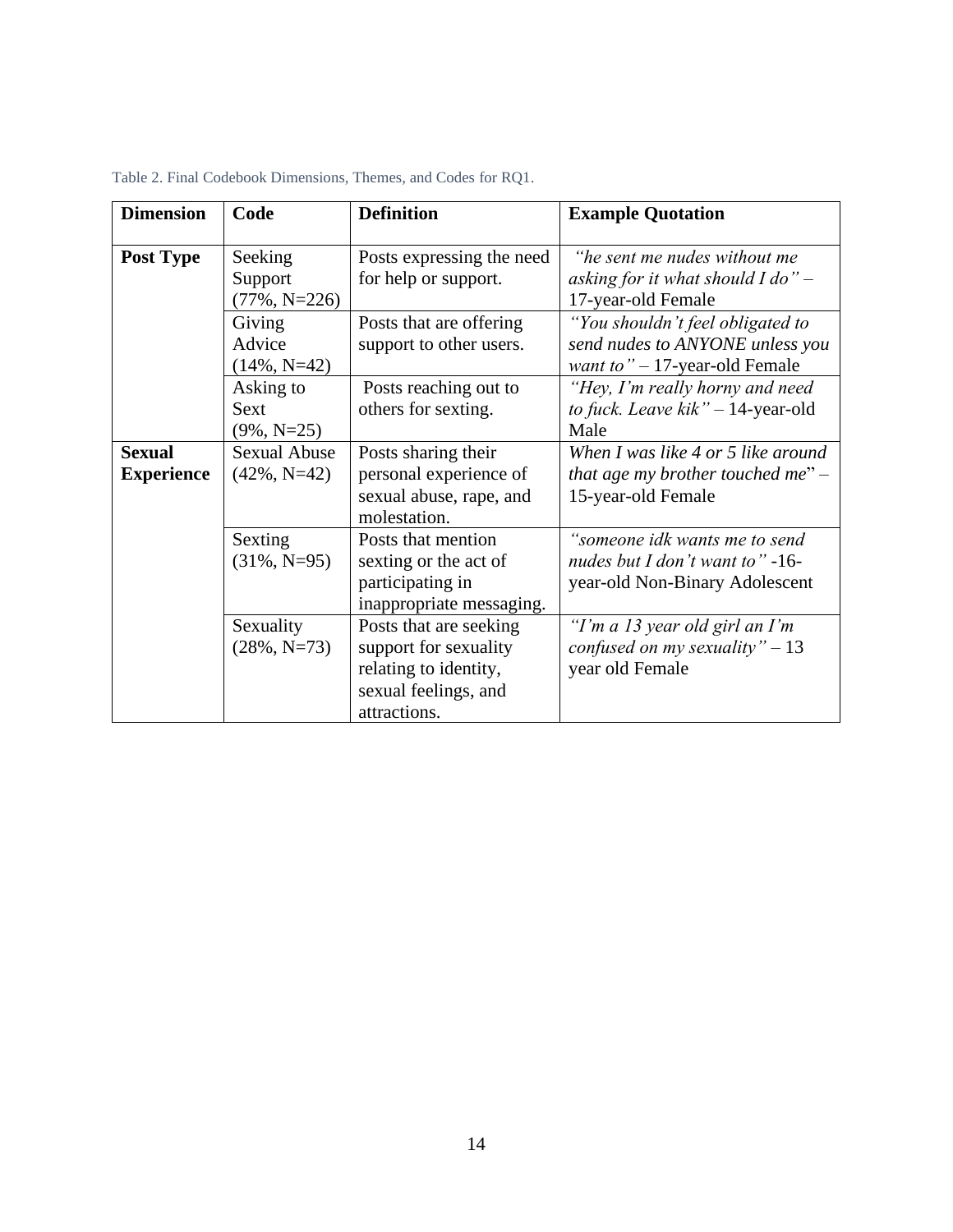Table 2. Final Codebook Dimensions, Themes, and Codes for RQ1.

| Dimension | Code | Definition | Example Quotation |
|---|---|---|---|
| **Post Type** | Seeking Support (77%, N=226) | Posts expressing the need for help or support. | *"he sent me nudes without me asking for it what should I do"* – 17-year-old Female |
| | Giving Advice (14%, N=42) | Posts that are offering support to other users. | *"You shouldn't feel obligated to send nudes to ANYONE unless you want to"* – 17-year-old Female |
| | Asking to Sext (9%, N=25) | Posts reaching out to others for sexting. | *"Hey, I'm really horny and need to fuck. Leave kik"* – 14-year-old Male |
| **Sexual Experience** | Sexual Abuse (42%, N=42) | Posts sharing their personal experience of sexual abuse, rape, and molestation. | *When I was like 4 or 5 like around that age my brother touched me*" – 15-year-old Female |
| | Sexting (31%, N=95) | Posts that mention sexting or the act of participating in inappropriate messaging. | *"someone idk wants me to send nudes but I don't want to"* -16-year-old Non-Binary Adolescent |
| | Sexuality (28%, N=73) | Posts that are seeking support for sexuality relating to identity, sexual feelings, and attractions. | *"I'm a 13 year old girl an I'm confused on my sexuality"* – 13 year old Female |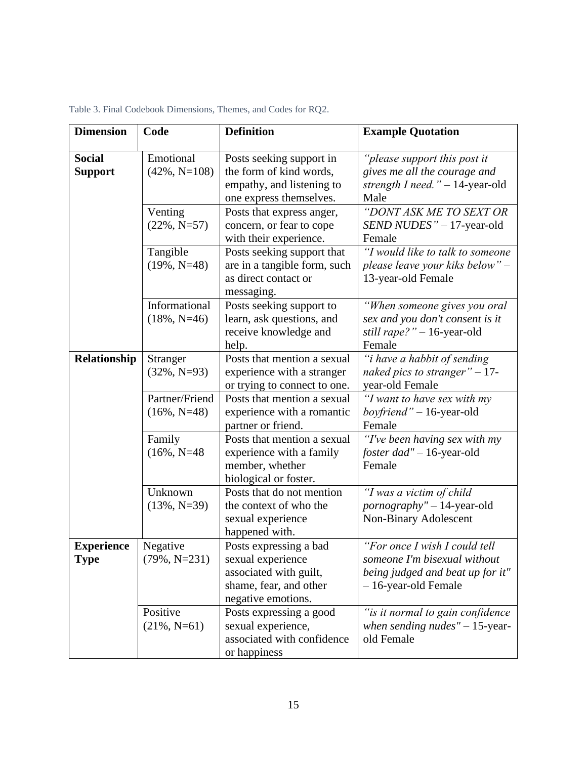Table 3. Final Codebook Dimensions, Themes, and Codes for RQ2.

| Dimension | Code | Definition | Example Quotation |
|---|---|---|---|
| **Social Support** | Emotional (42%, N=108) | Posts seeking support in the form of kind words, empathy, and listening to one express themselves. | *"please support this post it gives me all the courage and strength I need."* – 14-year-old Male |
| | Venting (22%, N=57) | Posts that express anger, concern, or fear to cope with their experience. | *"DONT ASK ME TO SEXT OR SEND NUDES"* – 17-year-old Female |
| | Tangible (19%, N=48) | Posts seeking support that are in a tangible form, such as direct contact or messaging. | *"I would like to talk to someone please leave your kiks below"* – 13-year-old Female |
| | Informational (18%, N=46) | Posts seeking support to learn, ask questions, and receive knowledge and help. | *"When someone gives you oral sex and you don't consent is it still rape?"* – 16-year-old Female |
| **Relationship** | Stranger (32%, N=93) | Posts that mention a sexual experience with a stranger or trying to connect to one. | *"i have a habbit of sending naked pics to stranger"* – 17-year-old Female |
| | Partner/Friend (16%, N=48) | Posts that mention a sexual experience with a romantic partner or friend. | *"I want to have sex with my boyfriend"* – 16-year-old Female |
| | Family (16%, N=48 | Posts that mention a sexual experience with a family member, whether biological or foster. | *"I've been having sex with my foster dad"* – 16-year-old Female |
| | Unknown (13%, N=39) | Posts that do not mention the context of who the sexual experience happened with. | *"I was a victim of child pornography"* – 14-year-old Non-Binary Adolescent |
| **Experience Type** | Negative (79%, N=231) | Posts expressing a bad sexual experience associated with guilt, shame, fear, and other negative emotions. | *"For once I wish I could tell someone I'm bisexual without being judged and beat up for it"* – 16-year-old Female |
| | Positive (21%, N=61) | Posts expressing a good sexual experience, associated with confidence or happiness | *"is it normal to gain confidence when sending nudes"* – 15-year-old Female |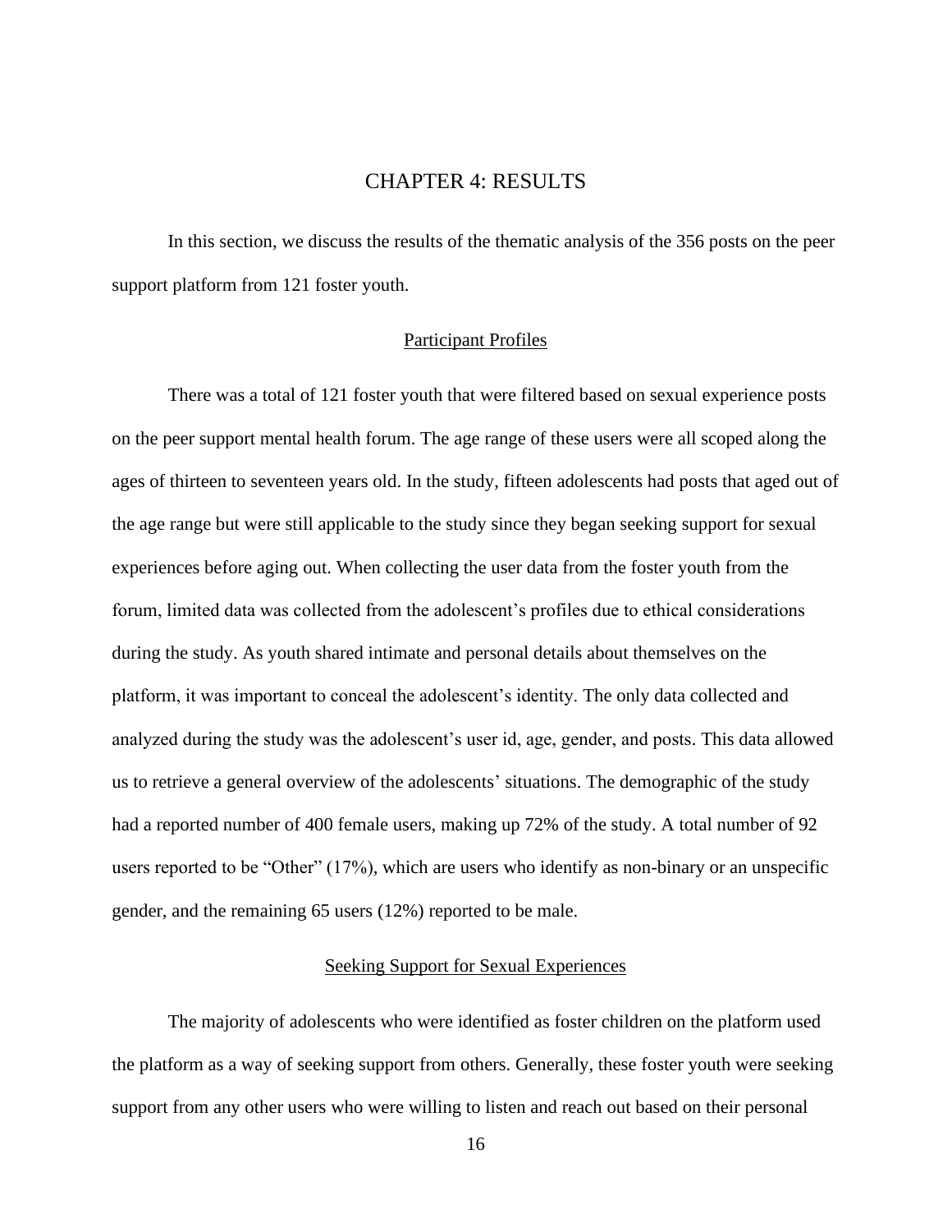# CHAPTER 4: RESULTS

In this section, we discuss the results of the thematic analysis of the 356 posts on the peer support platform from 121 foster youth.

## Participant Profiles

There was a total of 121 foster youth that were filtered based on sexual experience posts on the peer support mental health forum. The age range of these users were all scoped along the ages of thirteen to seventeen years old. In the study, fifteen adolescents had posts that aged out of the age range but were still applicable to the study since they began seeking support for sexual experiences before aging out. When collecting the user data from the foster youth from the forum, limited data was collected from the adolescent's profiles due to ethical considerations during the study. As youth shared intimate and personal details about themselves on the platform, it was important to conceal the adolescent's identity. The only data collected and analyzed during the study was the adolescent's user id, age, gender, and posts. This data allowed us to retrieve a general overview of the adolescents' situations. The demographic of the study had a reported number of 400 female users, making up 72% of the study. A total number of 92 users reported to be "Other" (17%), which are users who identify as non-binary or an unspecific gender, and the remaining 65 users (12%) reported to be male.

## Seeking Support for Sexual Experiences

The majority of adolescents who were identified as foster children on the platform used the platform as a way of seeking support from others. Generally, these foster youth were seeking support from any other users who were willing to listen and reach out based on their personal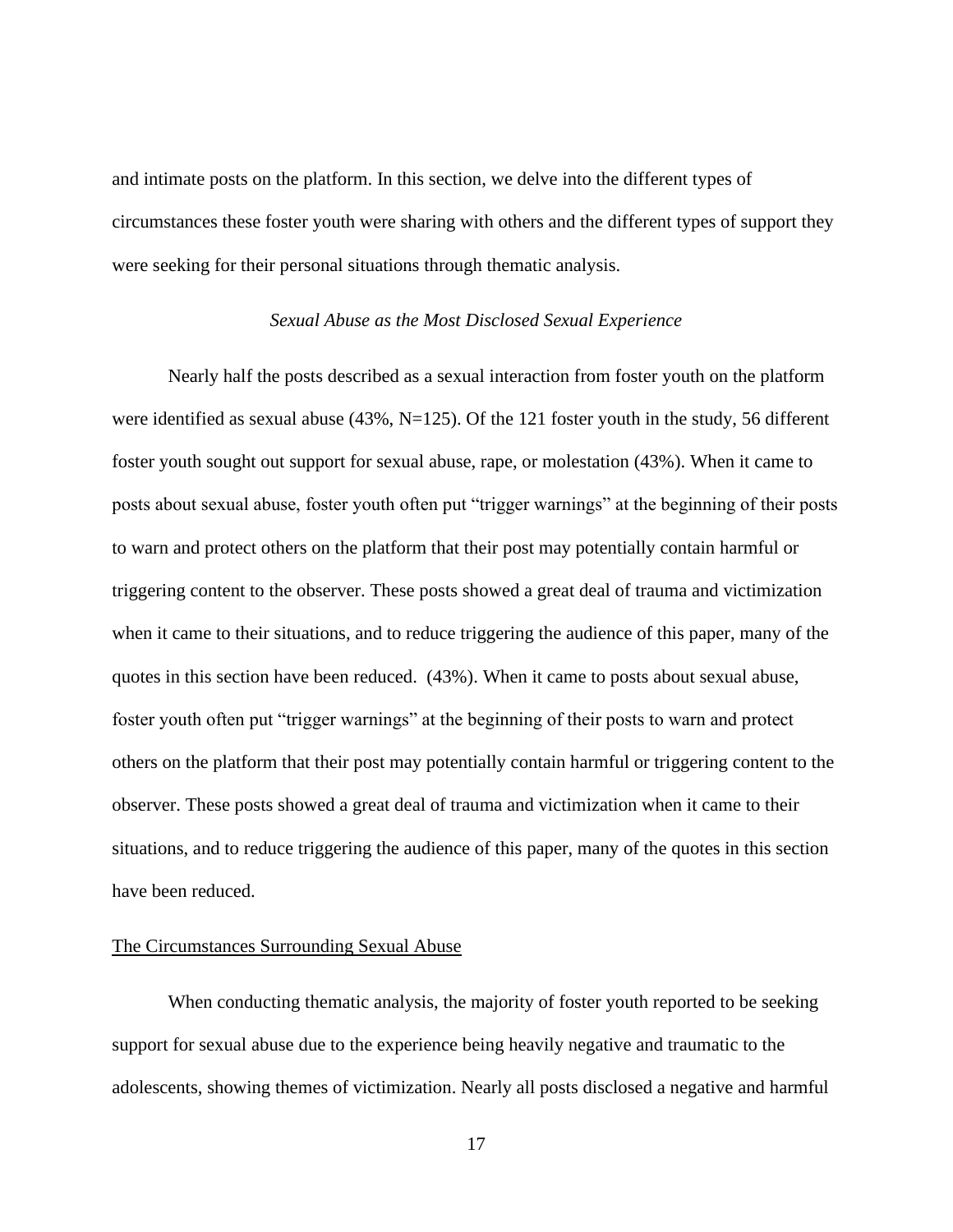and intimate posts on the platform. In this section, we delve into the different types of circumstances these foster youth were sharing with others and the different types of support they were seeking for their personal situations through thematic analysis.

### *Sexual Abuse as the Most Disclosed Sexual Experience*

Nearly half the posts described as a sexual interaction from foster youth on the platform were identified as sexual abuse (43%, N=125). Of the 121 foster youth in the study, 56 different foster youth sought out support for sexual abuse, rape, or molestation (43%). When it came to posts about sexual abuse, foster youth often put "trigger warnings" at the beginning of their posts to warn and protect others on the platform that their post may potentially contain harmful or triggering content to the observer. These posts showed a great deal of trauma and victimization when it came to their situations, and to reduce triggering the audience of this paper, many of the quotes in this section have been reduced. (43%). When it came to posts about sexual abuse, foster youth often put "trigger warnings" at the beginning of their posts to warn and protect others on the platform that their post may potentially contain harmful or triggering content to the observer. These posts showed a great deal of trauma and victimization when it came to their situations, and to reduce triggering the audience of this paper, many of the quotes in this section have been reduced.

#### The Circumstances Surrounding Sexual Abuse

When conducting thematic analysis, the majority of foster youth reported to be seeking support for sexual abuse due to the experience being heavily negative and traumatic to the adolescents, showing themes of victimization. Nearly all posts disclosed a negative and harmful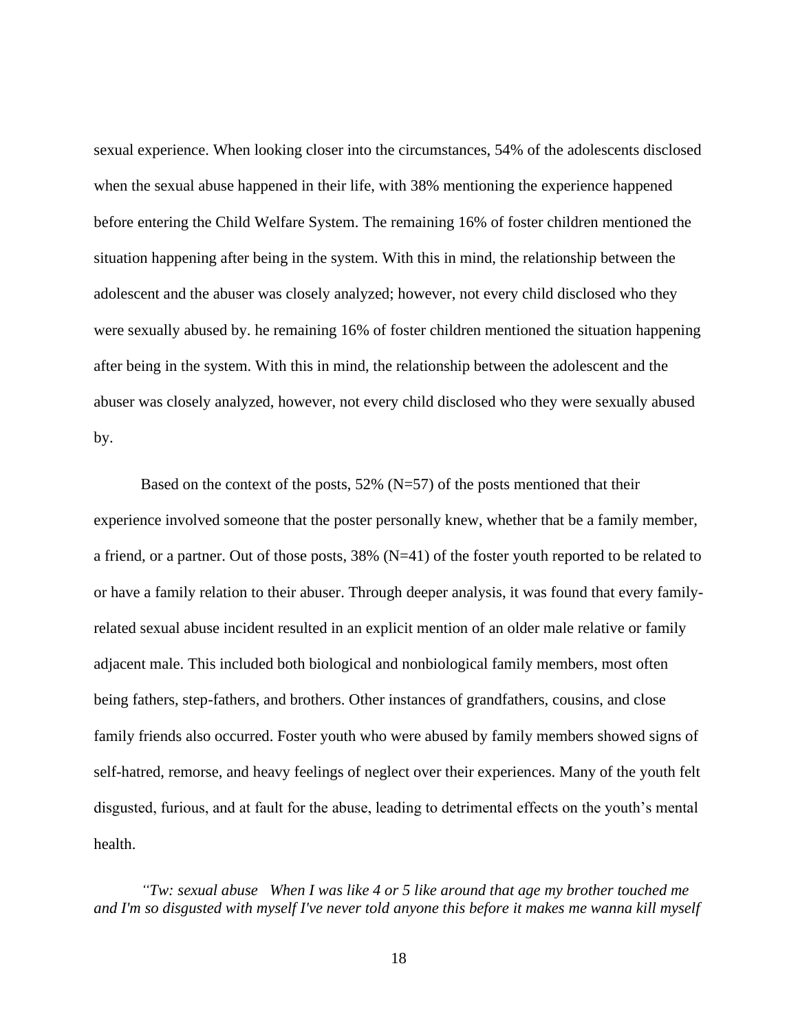sexual experience. When looking closer into the circumstances, 54% of the adolescents disclosed when the sexual abuse happened in their life, with 38% mentioning the experience happened before entering the Child Welfare System. The remaining 16% of foster children mentioned the situation happening after being in the system. With this in mind, the relationship between the adolescent and the abuser was closely analyzed; however, not every child disclosed who they were sexually abused by. he remaining 16% of foster children mentioned the situation happening after being in the system. With this in mind, the relationship between the adolescent and the abuser was closely analyzed, however, not every child disclosed who they were sexually abused by.

Based on the context of the posts, 52% (N=57) of the posts mentioned that their experience involved someone that the poster personally knew, whether that be a family member, a friend, or a partner. Out of those posts, 38% (N=41) of the foster youth reported to be related to or have a family relation to their abuser. Through deeper analysis, it was found that every family-related sexual abuse incident resulted in an explicit mention of an older male relative or family adjacent male. This included both biological and nonbiological family members, most often being fathers, step-fathers, and brothers. Other instances of grandfathers, cousins, and close family friends also occurred. Foster youth who were abused by family members showed signs of self-hatred, remorse, and heavy feelings of neglect over their experiences. Many of the youth felt disgusted, furious, and at fault for the abuse, leading to detrimental effects on the youth's mental health.

*"Tw: sexual abuse When I was like 4 or 5 like around that age my brother touched me and I'm so disgusted with myself I've never told anyone this before it makes me wanna kill myself*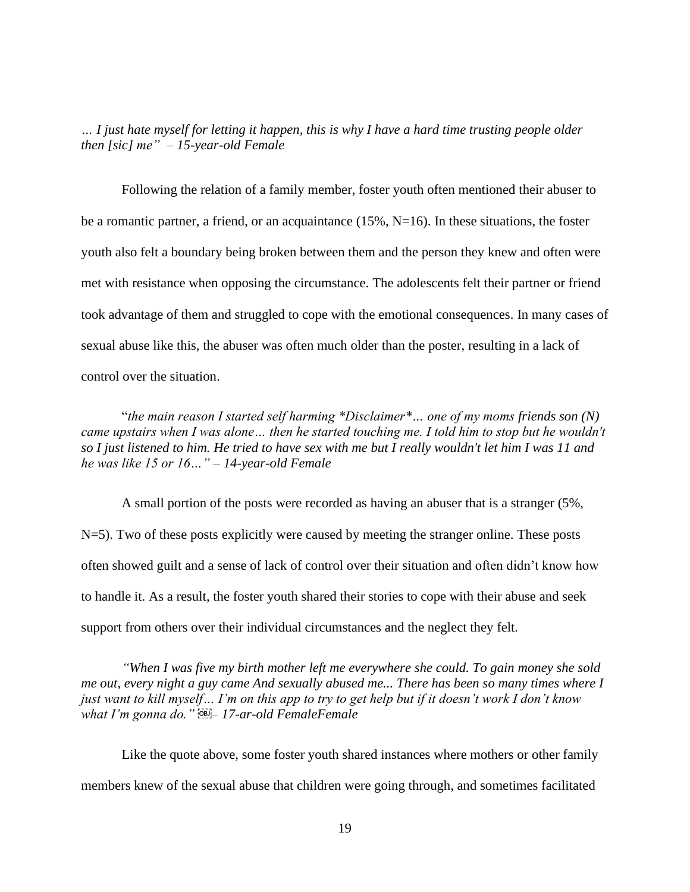*… I just hate myself for letting it happen, this is why I have a hard time trusting people older then [sic] me" – 15-year-old Female*

Following the relation of a family member, foster youth often mentioned their abuser to be a romantic partner, a friend, or an acquaintance (15%, N=16). In these situations, the foster youth also felt a boundary being broken between them and the person they knew and often were met with resistance when opposing the circumstance. The adolescents felt their partner or friend took advantage of them and struggled to cope with the emotional consequences. In many cases of sexual abuse like this, the abuser was often much older than the poster, resulting in a lack of control over the situation.

"*the main reason I started self harming *Disclaimer*… one of my moms friends son (N) came upstairs when I was alone… then he started touching me. I told him to stop but he wouldn't so I just listened to him. He tried to have sex with me but I really wouldn't let him I was 11 and he was like 15 or 16…" – 14-year-old Female*

A small portion of the posts were recorded as having an abuser that is a stranger (5%, N=5). Two of these posts explicitly were caused by meeting the stranger online. These posts often showed guilt and a sense of lack of control over their situation and often didn't know how to handle it. As a result, the foster youth shared their stories to cope with their abuse and seek support from others over their individual circumstances and the neglect they felt.

*"When I was five my birth mother left me everywhere she could. To gain money she sold me out, every night a guy came And sexually abused me... There has been so many times where I just want to kill myself… I'm on this app to try to get help but if it doesn't work I don't know what I'm gonna do." – 17-ar-old FemaleFemale*

Like the quote above, some foster youth shared instances where mothers or other family members knew of the sexual abuse that children were going through, and sometimes facilitated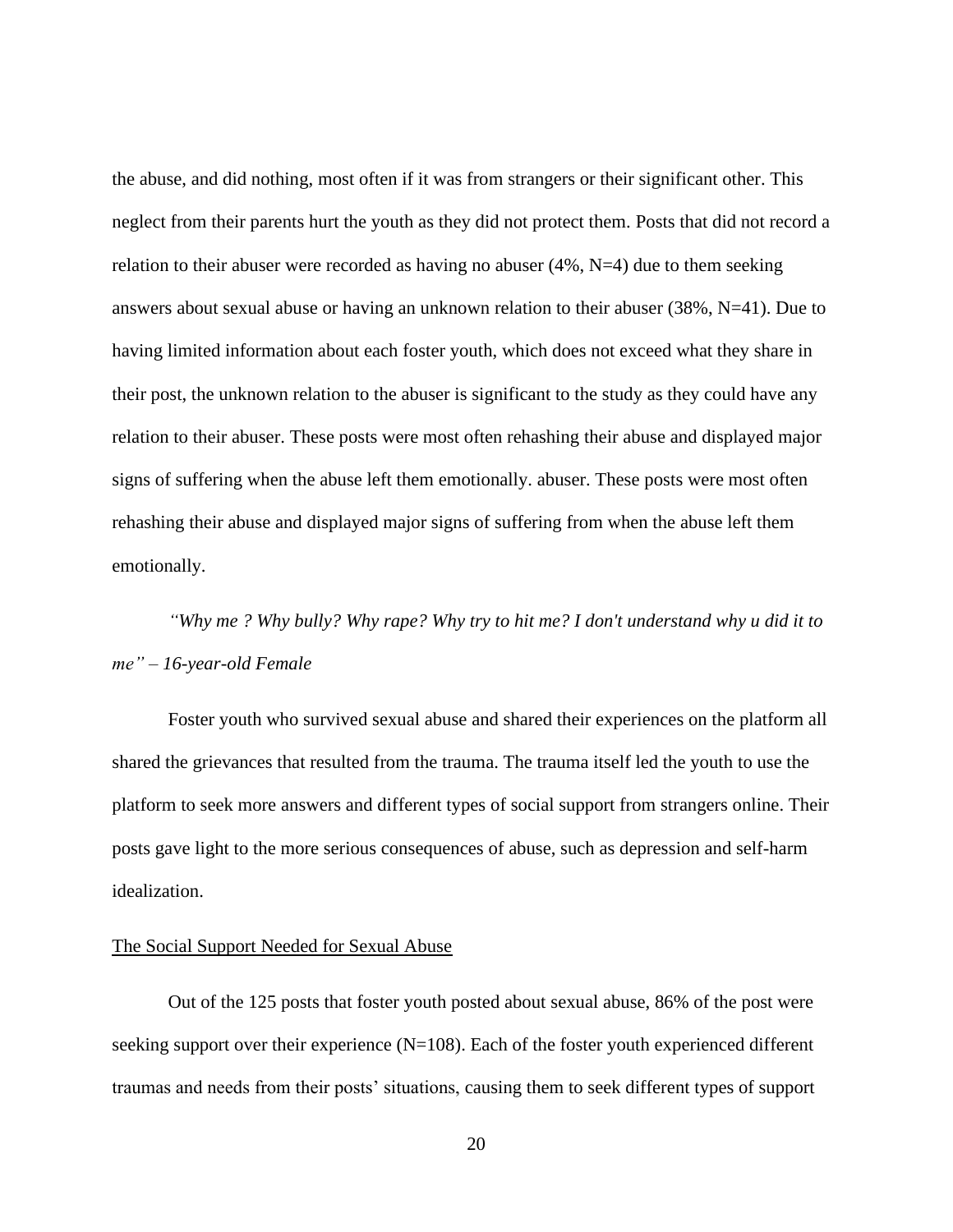the abuse, and did nothing, most often if it was from strangers or their significant other. This neglect from their parents hurt the youth as they did not protect them. Posts that did not record a relation to their abuser were recorded as having no abuser (4%, N=4) due to them seeking answers about sexual abuse or having an unknown relation to their abuser (38%, N=41). Due to having limited information about each foster youth, which does not exceed what they share in their post, the unknown relation to the abuser is significant to the study as they could have any relation to their abuser. These posts were most often rehashing their abuse and displayed major signs of suffering when the abuse left them emotionally. abuser. These posts were most often rehashing their abuse and displayed major signs of suffering from when the abuse left them emotionally.

*"Why me ? Why bully? Why rape? Why try to hit me? I don't understand why u did it to me" – 16-year-old Female*

Foster youth who survived sexual abuse and shared their experiences on the platform all shared the grievances that resulted from the trauma. The trauma itself led the youth to use the platform to seek more answers and different types of social support from strangers online. Their posts gave light to the more serious consequences of abuse, such as depression and self-harm idealization.

<u>The Social Support Needed for Sexual Abuse</u>

Out of the 125 posts that foster youth posted about sexual abuse, 86% of the post were seeking support over their experience (N=108). Each of the foster youth experienced different traumas and needs from their posts' situations, causing them to seek different types of support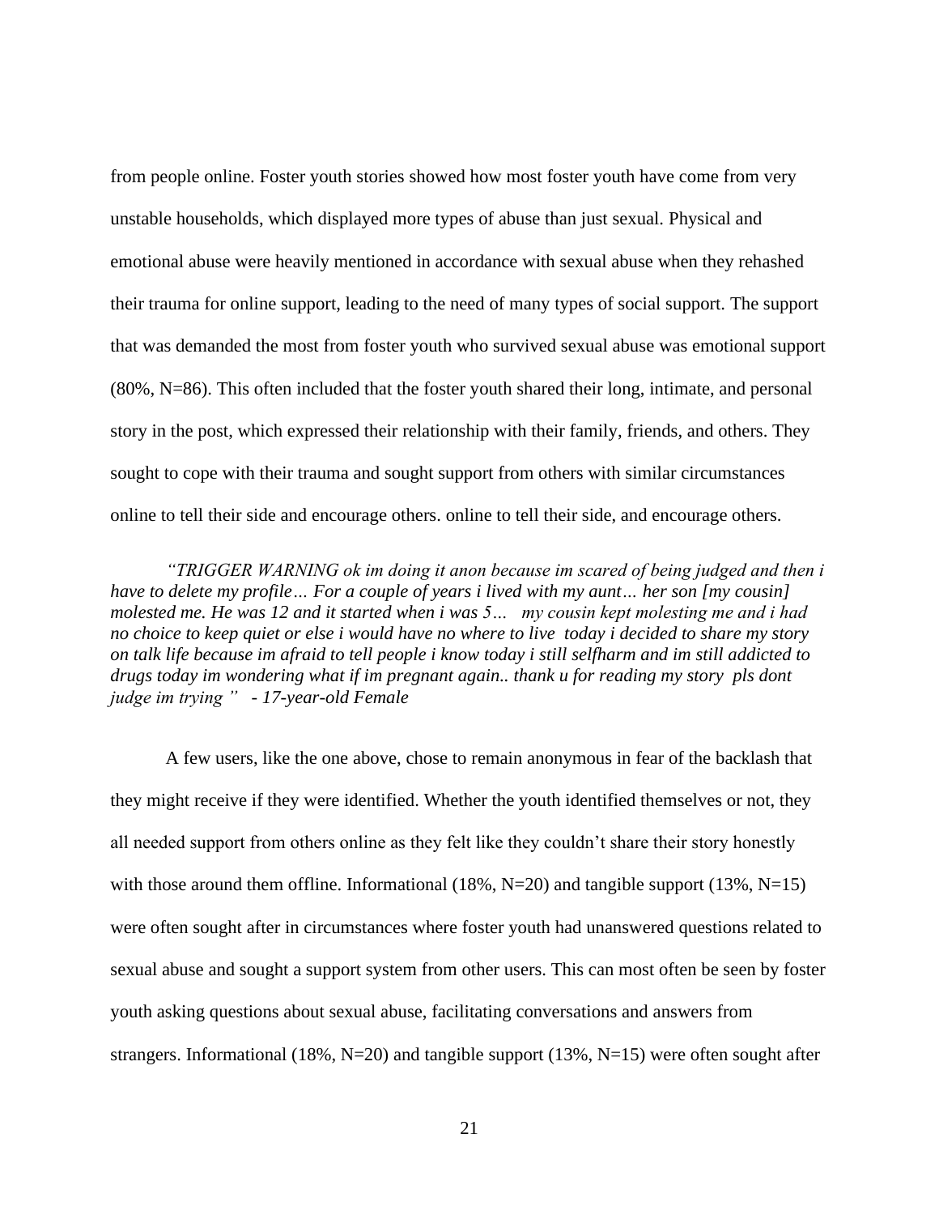from people online. Foster youth stories showed how most foster youth have come from very unstable households, which displayed more types of abuse than just sexual. Physical and emotional abuse were heavily mentioned in accordance with sexual abuse when they rehashed their trauma for online support, leading to the need of many types of social support. The support that was demanded the most from foster youth who survived sexual abuse was emotional support (80%, N=86). This often included that the foster youth shared their long, intimate, and personal story in the post, which expressed their relationship with their family, friends, and others. They sought to cope with their trauma and sought support from others with similar circumstances online to tell their side and encourage others. online to tell their side, and encourage others.

*"TRIGGER WARNING ok im doing it anon because im scared of being judged and then i have to delete my profile… For a couple of years i lived with my aunt… her son [my cousin] molested me. He was 12 and it started when i was 5… my cousin kept molesting me and i had no choice to keep quiet or else i would have no where to live today i decided to share my story on talk life because im afraid to tell people i know today i still selfharm and im still addicted to drugs today im wondering what if im pregnant again.. thank u for reading my story pls dont judge im trying " - 17-year-old Female*

A few users, like the one above, chose to remain anonymous in fear of the backlash that they might receive if they were identified. Whether the youth identified themselves or not, they all needed support from others online as they felt like they couldn't share their story honestly with those around them offline. Informational (18%, N=20) and tangible support (13%, N=15) were often sought after in circumstances where foster youth had unanswered questions related to sexual abuse and sought a support system from other users. This can most often be seen by foster youth asking questions about sexual abuse, facilitating conversations and answers from strangers. Informational (18%, N=20) and tangible support (13%, N=15) were often sought after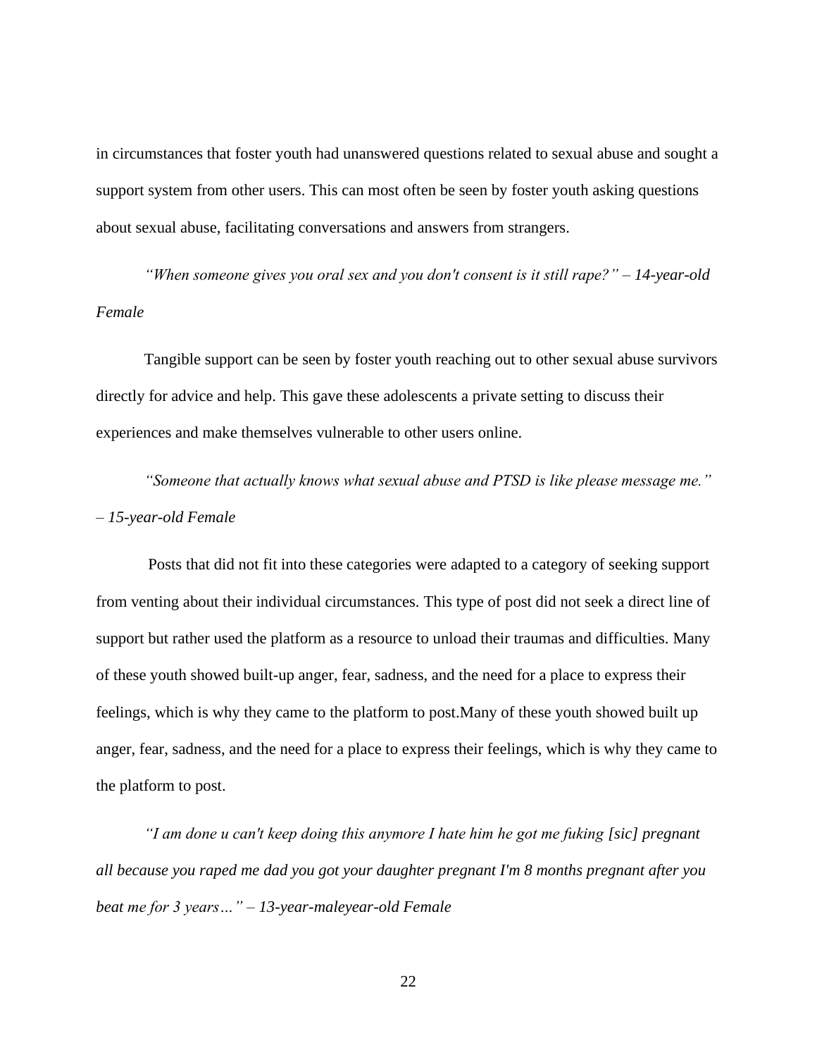in circumstances that foster youth had unanswered questions related to sexual abuse and sought a support system from other users. This can most often be seen by foster youth asking questions about sexual abuse, facilitating conversations and answers from strangers.

*"When someone gives you oral sex and you don't consent is it still rape?" – 14-year-old Female*

Tangible support can be seen by foster youth reaching out to other sexual abuse survivors directly for advice and help. This gave these adolescents a private setting to discuss their experiences and make themselves vulnerable to other users online.

*"Someone that actually knows what sexual abuse and PTSD is like please message me." – 15-year-old Female*

Posts that did not fit into these categories were adapted to a category of seeking support from venting about their individual circumstances. This type of post did not seek a direct line of support but rather used the platform as a resource to unload their traumas and difficulties. Many of these youth showed built-up anger, fear, sadness, and the need for a place to express their feelings, which is why they came to the platform to post.Many of these youth showed built up anger, fear, sadness, and the need for a place to express their feelings, which is why they came to the platform to post.

*"I am done u can't keep doing this anymore I hate him he got me fuking [sic] pregnant all because you raped me dad you got your daughter pregnant I'm 8 months pregnant after you beat me for 3 years…" – 13-year-maleyear-old Female*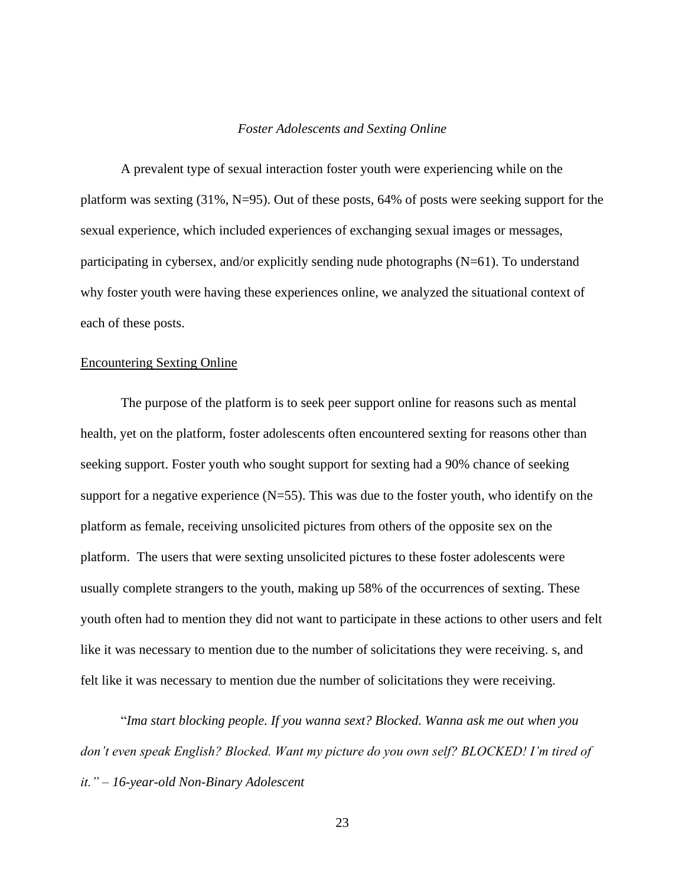*Foster Adolescents and Sexting Online*

A prevalent type of sexual interaction foster youth were experiencing while on the platform was sexting (31%, N=95). Out of these posts, 64% of posts were seeking support for the sexual experience, which included experiences of exchanging sexual images or messages, participating in cybersex, and/or explicitly sending nude photographs (N=61). To understand why foster youth were having these experiences online, we analyzed the situational context of each of these posts.

<u>Encountering Sexting Online</u>

The purpose of the platform is to seek peer support online for reasons such as mental health, yet on the platform, foster adolescents often encountered sexting for reasons other than seeking support. Foster youth who sought support for sexting had a 90% chance of seeking support for a negative experience (N=55). This was due to the foster youth, who identify on the platform as female, receiving unsolicited pictures from others of the opposite sex on the platform. The users that were sexting unsolicited pictures to these foster adolescents were usually complete strangers to the youth, making up 58% of the occurrences of sexting. These youth often had to mention they did not want to participate in these actions to other users and felt like it was necessary to mention due to the number of solicitations they were receiving. s, and felt like it was necessary to mention due the number of solicitations they were receiving.

"*Ima start blocking people. If you wanna sext? Blocked. Wanna ask me out when you don't even speak English? Blocked. Want my picture do you own self? BLOCKED! I'm tired of it." – 16-year-old Non-Binary Adolescent*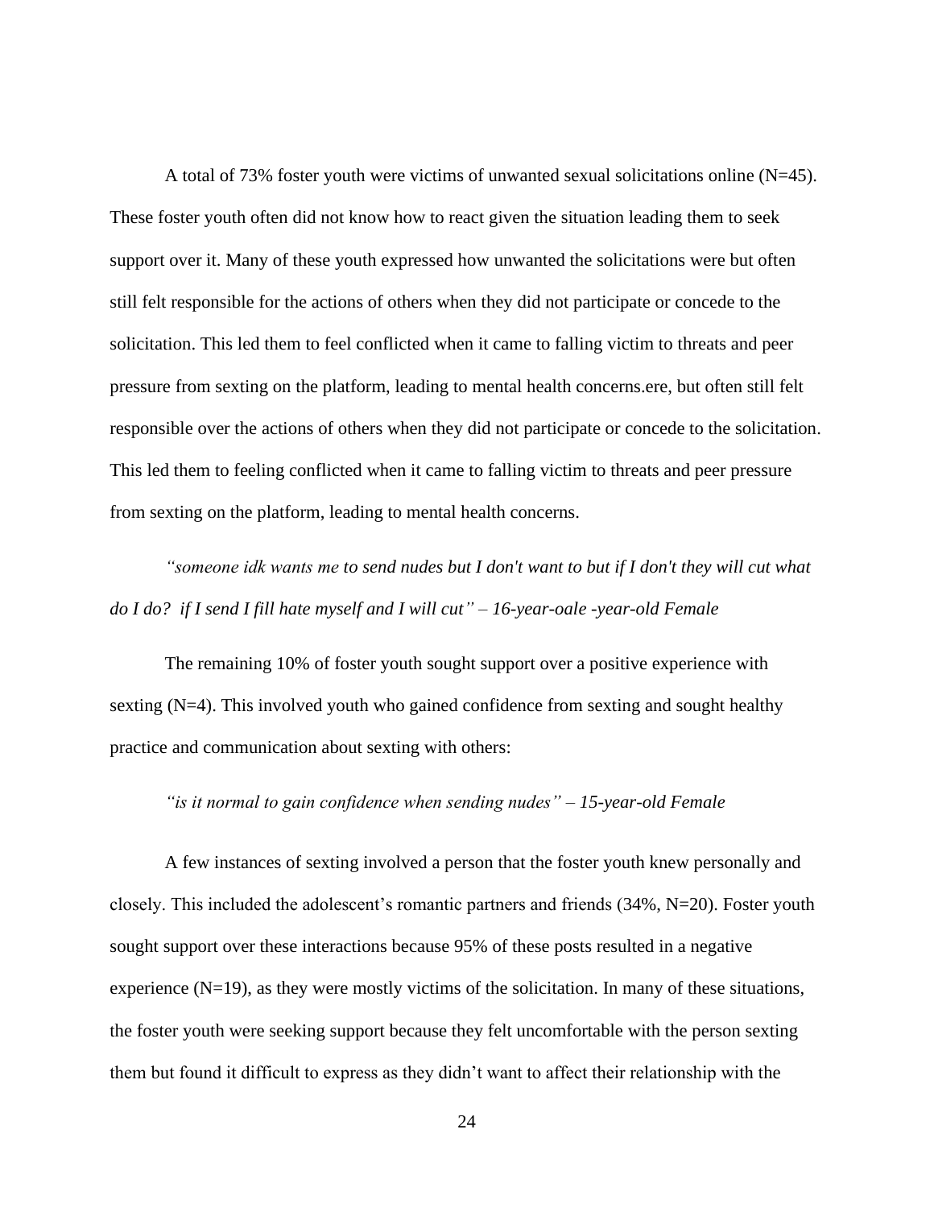A total of 73% foster youth were victims of unwanted sexual solicitations online (N=45). These foster youth often did not know how to react given the situation leading them to seek support over it. Many of these youth expressed how unwanted the solicitations were but often still felt responsible for the actions of others when they did not participate or concede to the solicitation. This led them to feel conflicted when it came to falling victim to threats and peer pressure from sexting on the platform, leading to mental health concerns.ere, but often still felt responsible over the actions of others when they did not participate or concede to the solicitation. This led them to feeling conflicted when it came to falling victim to threats and peer pressure from sexting on the platform, leading to mental health concerns.

*"someone idk wants me to send nudes but I don't want to but if I don't they will cut what do I do? if I send I fill hate myself and I will cut" – 16-year-oale -year-old Female*

The remaining 10% of foster youth sought support over a positive experience with sexting (N=4). This involved youth who gained confidence from sexting and sought healthy practice and communication about sexting with others:

*"is it normal to gain confidence when sending nudes" – 15-year-old Female*

A few instances of sexting involved a person that the foster youth knew personally and closely. This included the adolescent's romantic partners and friends (34%, N=20). Foster youth sought support over these interactions because 95% of these posts resulted in a negative experience (N=19), as they were mostly victims of the solicitation. In many of these situations, the foster youth were seeking support because they felt uncomfortable with the person sexting them but found it difficult to express as they didn't want to affect their relationship with the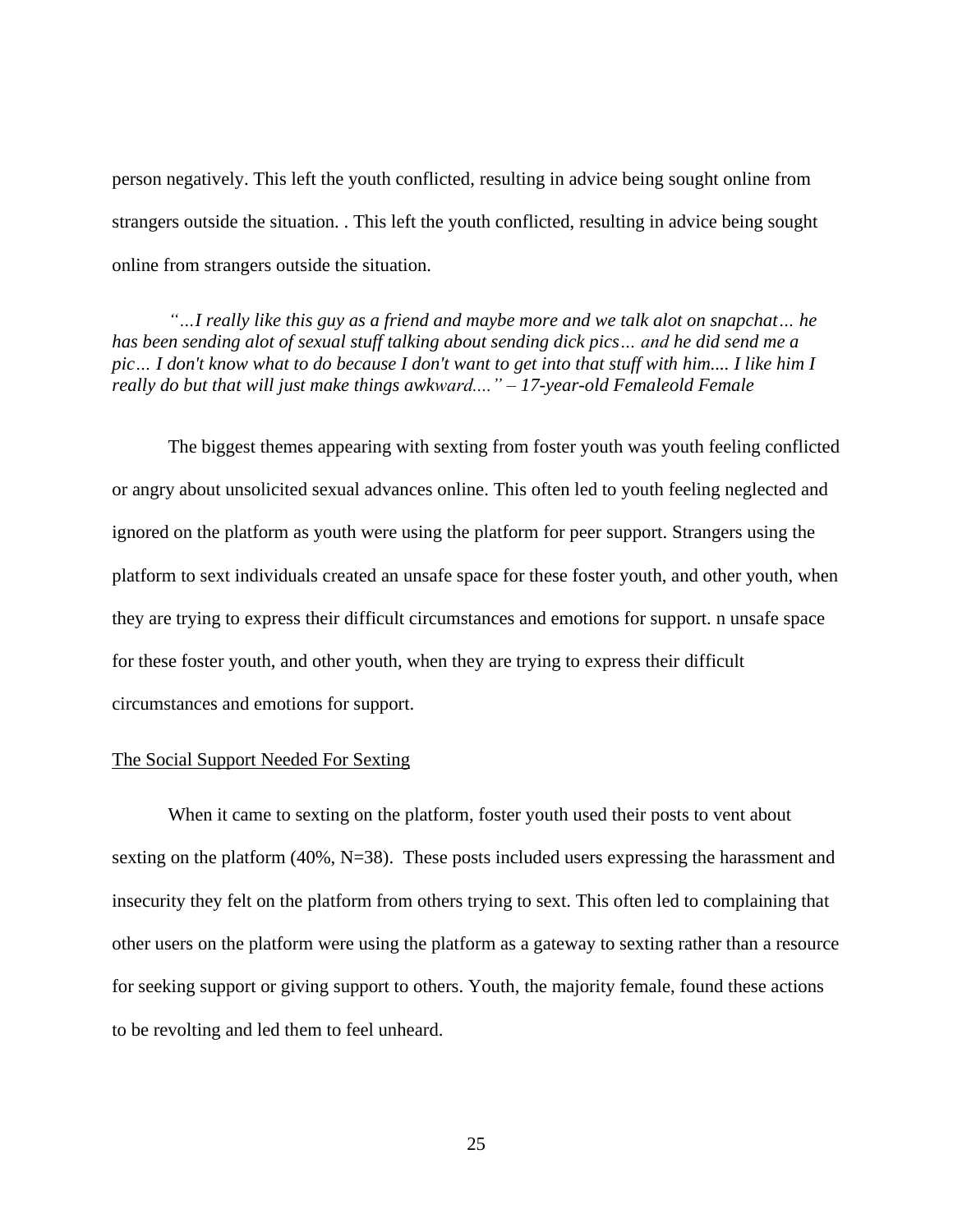person negatively. This left the youth conflicted, resulting in advice being sought online from strangers outside the situation. . This left the youth conflicted, resulting in advice being sought online from strangers outside the situation.

> *"…I really like this guy as a friend and maybe more and we talk alot on snapchat… he has been sending alot of sexual stuff talking about sending dick pics… and he did send me a pic… I don't know what to do because I don't want to get into that stuff with him.... I like him I really do but that will just make things awkward...." – 17-year-old Femaleold Female*

The biggest themes appearing with sexting from foster youth was youth feeling conflicted or angry about unsolicited sexual advances online. This often led to youth feeling neglected and ignored on the platform as youth were using the platform for peer support. Strangers using the platform to sext individuals created an unsafe space for these foster youth, and other youth, when they are trying to express their difficult circumstances and emotions for support. n unsafe space for these foster youth, and other youth, when they are trying to express their difficult circumstances and emotions for support.

<u>The Social Support Needed For Sexting</u>

When it came to sexting on the platform, foster youth used their posts to vent about sexting on the platform (40%, N=38). These posts included users expressing the harassment and insecurity they felt on the platform from others trying to sext. This often led to complaining that other users on the platform were using the platform as a gateway to sexting rather than a resource for seeking support or giving support to others. Youth, the majority female, found these actions to be revolting and led them to feel unheard.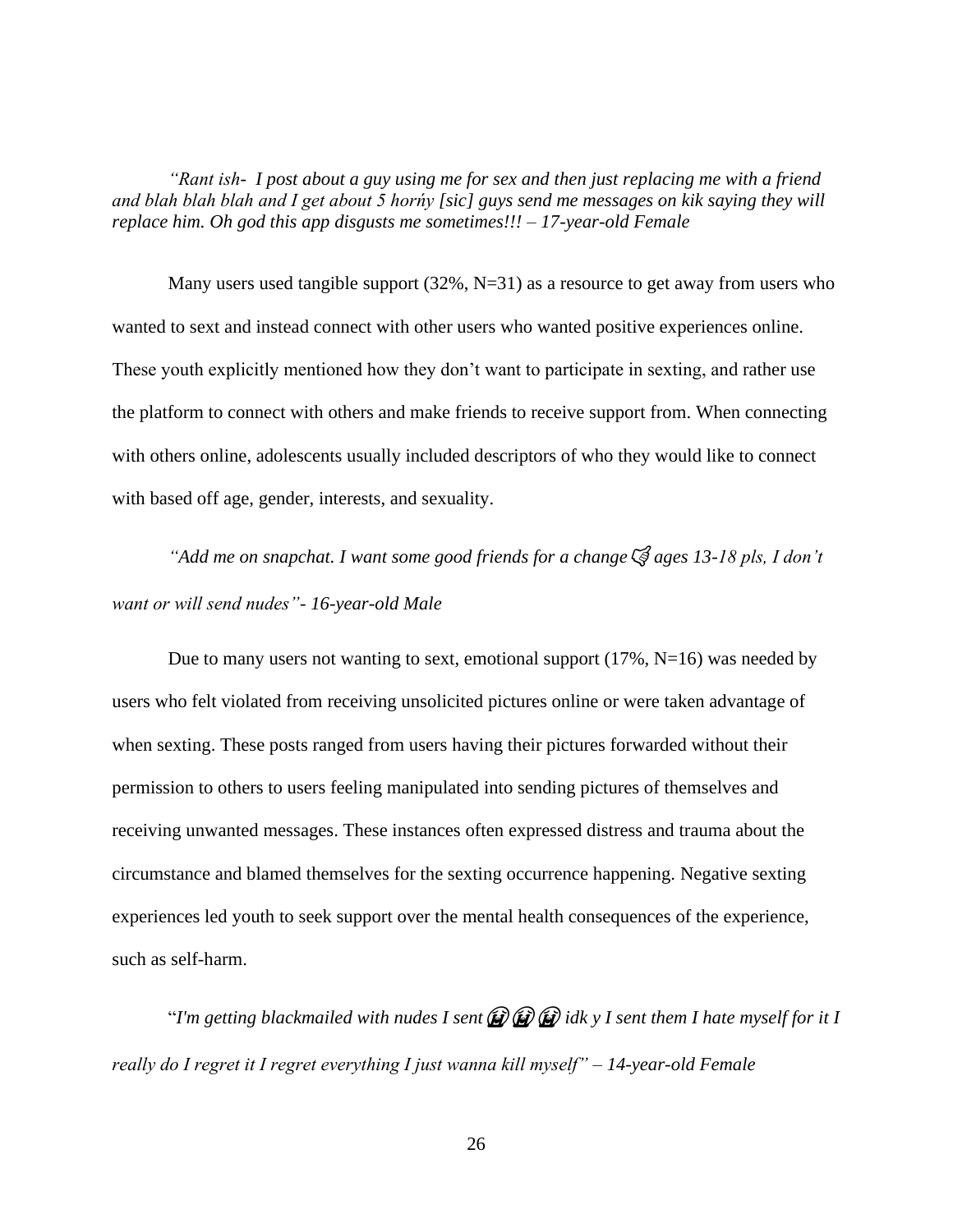*"Rant ish- I post about a guy using me for sex and then just replacing me with a friend and blah blah blah and I get about 5 horńy [sic] guys send me messages on kik saying they will replace him. Oh god this app disgusts me sometimes!!! – 17-year-old Female*

Many users used tangible support (32%, N=31) as a resource to get away from users who wanted to sext and instead connect with other users who wanted positive experiences online. These youth explicitly mentioned how they don't want to participate in sexting, and rather use the platform to connect with others and make friends to receive support from. When connecting with others online, adolescents usually included descriptors of who they would like to connect with based off age, gender, interests, and sexuality.

*"Add me on snapchat. I want some good friends for a change 👌 ages 13-18 pls, I don't want or will send nudes"- 16-year-old Male*

Due to many users not wanting to sext, emotional support (17%, N=16) was needed by users who felt violated from receiving unsolicited pictures online or were taken advantage of when sexting. These posts ranged from users having their pictures forwarded without their permission to others to users feeling manipulated into sending pictures of themselves and receiving unwanted messages. These instances often expressed distress and trauma about the circumstance and blamed themselves for the sexting occurrence happening. Negative sexting experiences led youth to seek support over the mental health consequences of the experience, such as self-harm.

"*I'm getting blackmailed with nudes I sent 😭😭😭 idk y I sent them I hate myself for it I really do I regret it I regret everything I just wanna kill myself" – 14-year-old Female*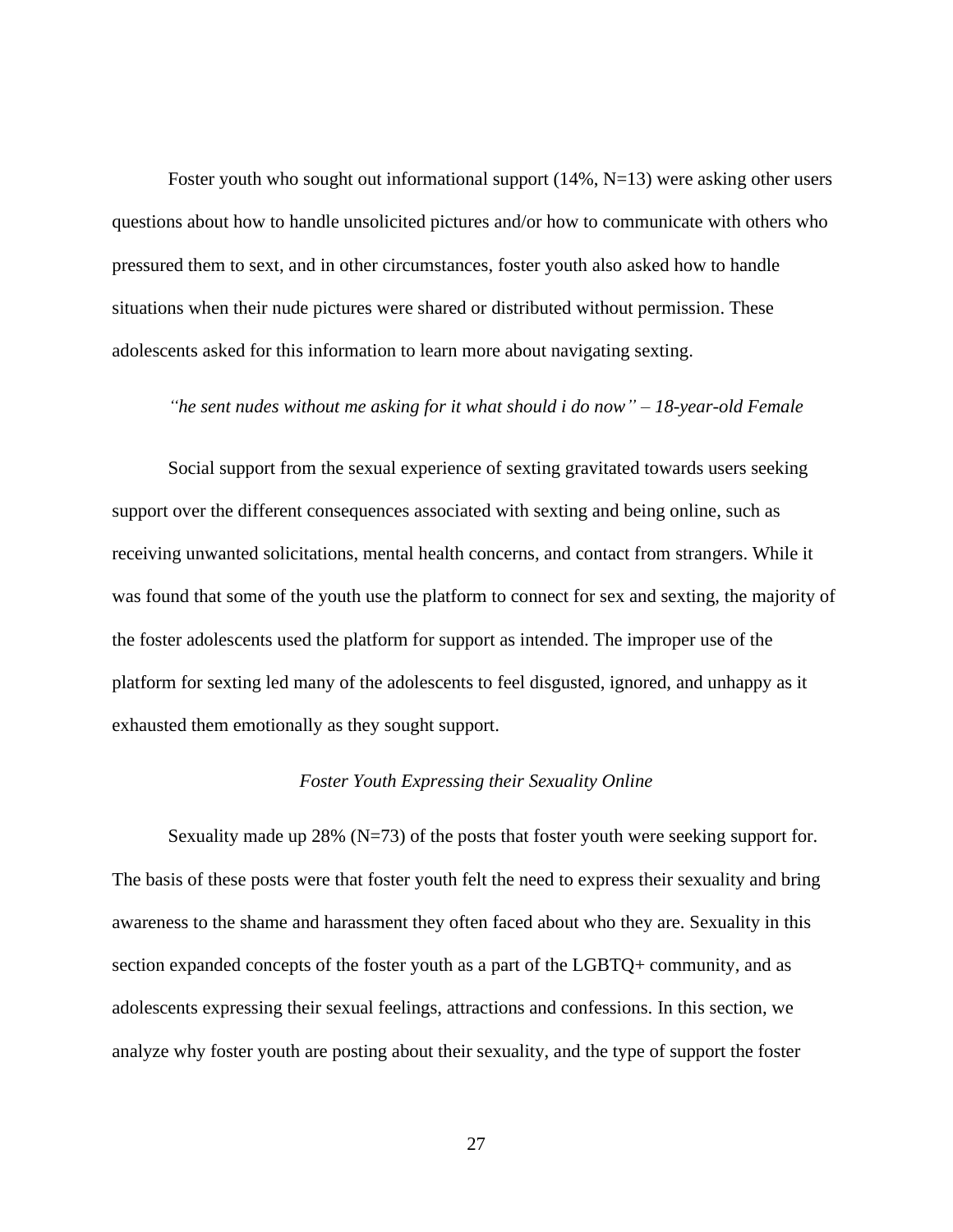Foster youth who sought out informational support (14%, N=13) were asking other users questions about how to handle unsolicited pictures and/or how to communicate with others who pressured them to sext, and in other circumstances, foster youth also asked how to handle situations when their nude pictures were shared or distributed without permission. These adolescents asked for this information to learn more about navigating sexting.

*"he sent nudes without me asking for it what should i do now" – 18-year-old Female*

Social support from the sexual experience of sexting gravitated towards users seeking support over the different consequences associated with sexting and being online, such as receiving unwanted solicitations, mental health concerns, and contact from strangers. While it was found that some of the youth use the platform to connect for sex and sexting, the majority of the foster adolescents used the platform for support as intended. The improper use of the platform for sexting led many of the adolescents to feel disgusted, ignored, and unhappy as it exhausted them emotionally as they sought support.

### *Foster Youth Expressing their Sexuality Online*

Sexuality made up 28% (N=73) of the posts that foster youth were seeking support for. The basis of these posts were that foster youth felt the need to express their sexuality and bring awareness to the shame and harassment they often faced about who they are. Sexuality in this section expanded concepts of the foster youth as a part of the LGBTQ+ community, and as adolescents expressing their sexual feelings, attractions and confessions. In this section, we analyze why foster youth are posting about their sexuality, and the type of support the foster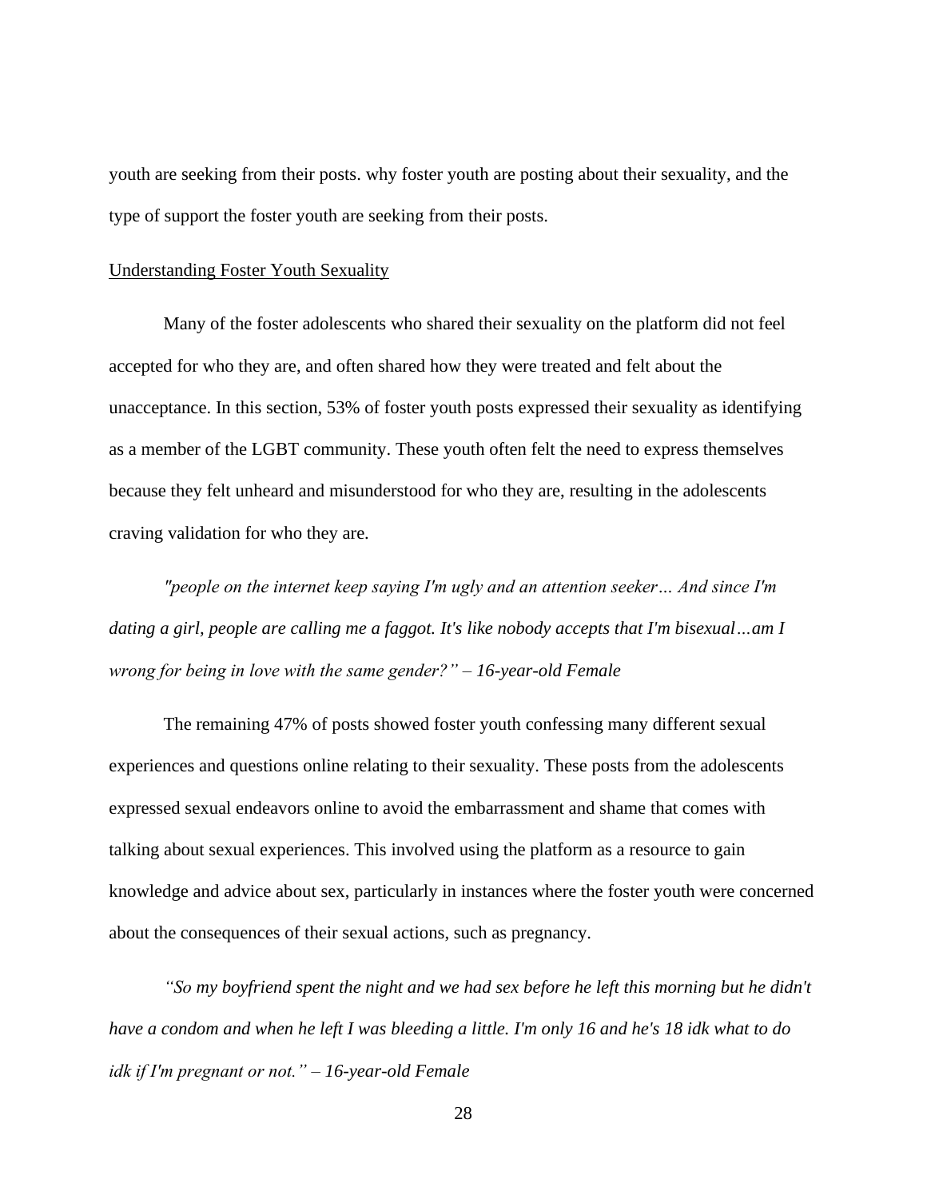youth are seeking from their posts. why foster youth are posting about their sexuality, and the type of support the foster youth are seeking from their posts.

### Understanding Foster Youth Sexuality

Many of the foster adolescents who shared their sexuality on the platform did not feel accepted for who they are, and often shared how they were treated and felt about the unacceptance. In this section, 53% of foster youth posts expressed their sexuality as identifying as a member of the LGBT community. These youth often felt the need to express themselves because they felt unheard and misunderstood for who they are, resulting in the adolescents craving validation for who they are.

*"people on the internet keep saying I'm ugly and an attention seeker… And since I'm dating a girl, people are calling me a faggot. It's like nobody accepts that I'm bisexual…am I wrong for being in love with the same gender?" – 16-year-old Female*

The remaining 47% of posts showed foster youth confessing many different sexual experiences and questions online relating to their sexuality. These posts from the adolescents expressed sexual endeavors online to avoid the embarrassment and shame that comes with talking about sexual experiences. This involved using the platform as a resource to gain knowledge and advice about sex, particularly in instances where the foster youth were concerned about the consequences of their sexual actions, such as pregnancy.

*"So my boyfriend spent the night and we had sex before he left this morning but he didn't have a condom and when he left I was bleeding a little. I'm only 16 and he's 18 idk what to do idk if I'm pregnant or not." – 16-year-old Female*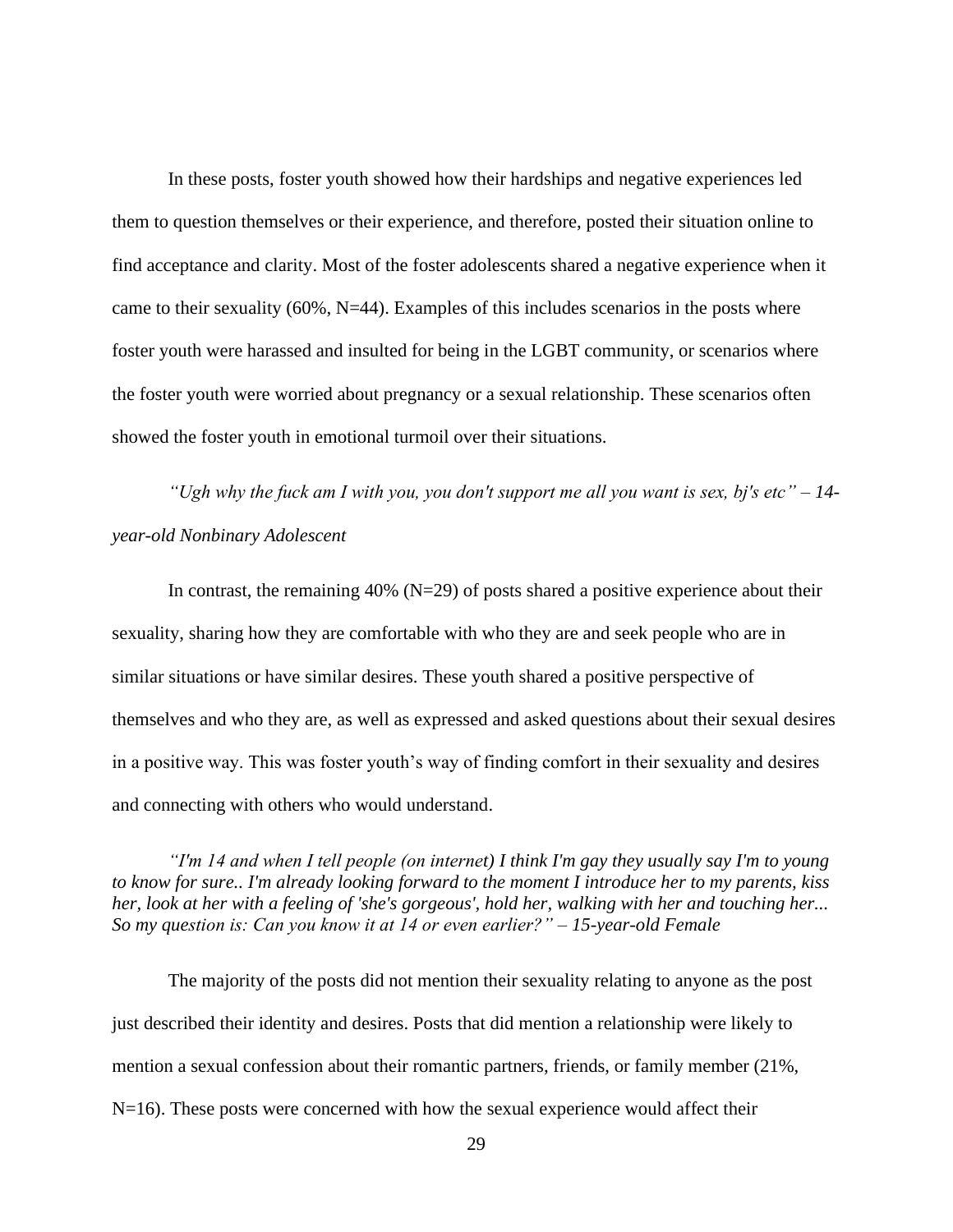In these posts, foster youth showed how their hardships and negative experiences led them to question themselves or their experience, and therefore, posted their situation online to find acceptance and clarity. Most of the foster adolescents shared a negative experience when it came to their sexuality (60%, N=44). Examples of this includes scenarios in the posts where foster youth were harassed and insulted for being in the LGBT community, or scenarios where the foster youth were worried about pregnancy or a sexual relationship. These scenarios often showed the foster youth in emotional turmoil over their situations.

*"Ugh why the fuck am I with you, you don't support me all you want is sex, bj's etc" – 14-year-old Nonbinary Adolescent*

In contrast, the remaining 40% (N=29) of posts shared a positive experience about their sexuality, sharing how they are comfortable with who they are and seek people who are in similar situations or have similar desires. These youth shared a positive perspective of themselves and who they are, as well as expressed and asked questions about their sexual desires in a positive way. This was foster youth's way of finding comfort in their sexuality and desires and connecting with others who would understand.

*"I'm 14 and when I tell people (on internet) I think I'm gay they usually say I'm to young to know for sure.. I'm already looking forward to the moment I introduce her to my parents, kiss her, look at her with a feeling of 'she's gorgeous', hold her, walking with her and touching her... So my question is: Can you know it at 14 or even earlier?" – 15-year-old Female*

The majority of the posts did not mention their sexuality relating to anyone as the post just described their identity and desires. Posts that did mention a relationship were likely to mention a sexual confession about their romantic partners, friends, or family member (21%, N=16). These posts were concerned with how the sexual experience would affect their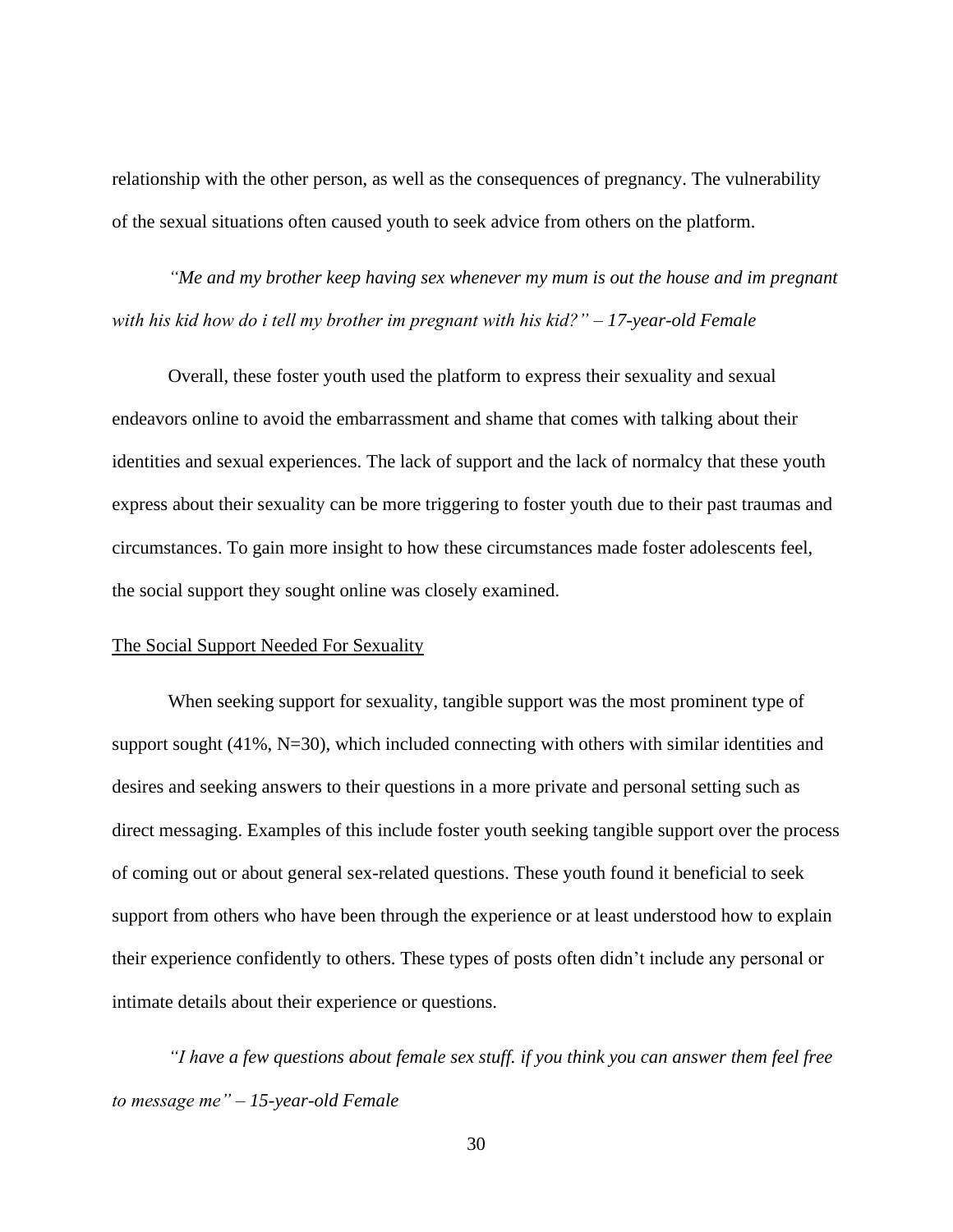relationship with the other person, as well as the consequences of pregnancy. The vulnerability of the sexual situations often caused youth to seek advice from others on the platform.

*"Me and my brother keep having sex whenever my mum is out the house and im pregnant with his kid how do i tell my brother im pregnant with his kid?" – 17-year-old Female*

Overall, these foster youth used the platform to express their sexuality and sexual endeavors online to avoid the embarrassment and shame that comes with talking about their identities and sexual experiences. The lack of support and the lack of normalcy that these youth express about their sexuality can be more triggering to foster youth due to their past traumas and circumstances. To gain more insight to how these circumstances made foster adolescents feel, the social support they sought online was closely examined.

<u>The Social Support Needed For Sexuality</u>

When seeking support for sexuality, tangible support was the most prominent type of support sought (41%, N=30), which included connecting with others with similar identities and desires and seeking answers to their questions in a more private and personal setting such as direct messaging. Examples of this include foster youth seeking tangible support over the process of coming out or about general sex-related questions. These youth found it beneficial to seek support from others who have been through the experience or at least understood how to explain their experience confidently to others. These types of posts often didn't include any personal or intimate details about their experience or questions.

*"I have a few questions about female sex stuff. if you think you can answer them feel free to message me" – 15-year-old Female*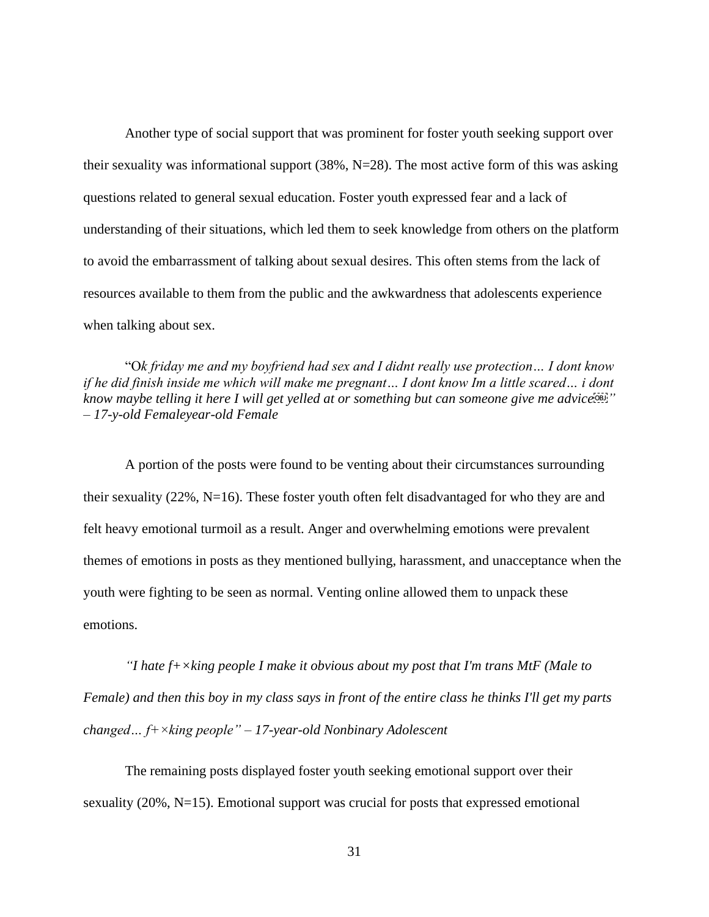Another type of social support that was prominent for foster youth seeking support over their sexuality was informational support (38%, N=28). The most active form of this was asking questions related to general sexual education. Foster youth expressed fear and a lack of understanding of their situations, which led them to seek knowledge from others on the platform to avoid the embarrassment of talking about sexual desires. This often stems from the lack of resources available to them from the public and the awkwardness that adolescents experience when talking about sex.

"O*k friday me and my boyfriend had sex and I didnt really use protection… I dont know if he did finish inside me which will make me pregnant… I dont know Im a little scared… i dont know maybe telling it here I will get yelled at or something but can someone give me advice*" *– 17-y-old Femaleyear-old Female*

A portion of the posts were found to be venting about their circumstances surrounding their sexuality (22%, N=16). These foster youth often felt disadvantaged for who they are and felt heavy emotional turmoil as a result. Anger and overwhelming emotions were prevalent themes of emotions in posts as they mentioned bullying, harassment, and unacceptance when the youth were fighting to be seen as normal. Venting online allowed them to unpack these emotions.

*"I hate f+×king people I make it obvious about my post that I'm trans MtF (Male to Female) and then this boy in my class says in front of the entire class he thinks I'll get my parts changed… f+×king people" – 17-year-old Nonbinary Adolescent*

The remaining posts displayed foster youth seeking emotional support over their sexuality (20%, N=15). Emotional support was crucial for posts that expressed emotional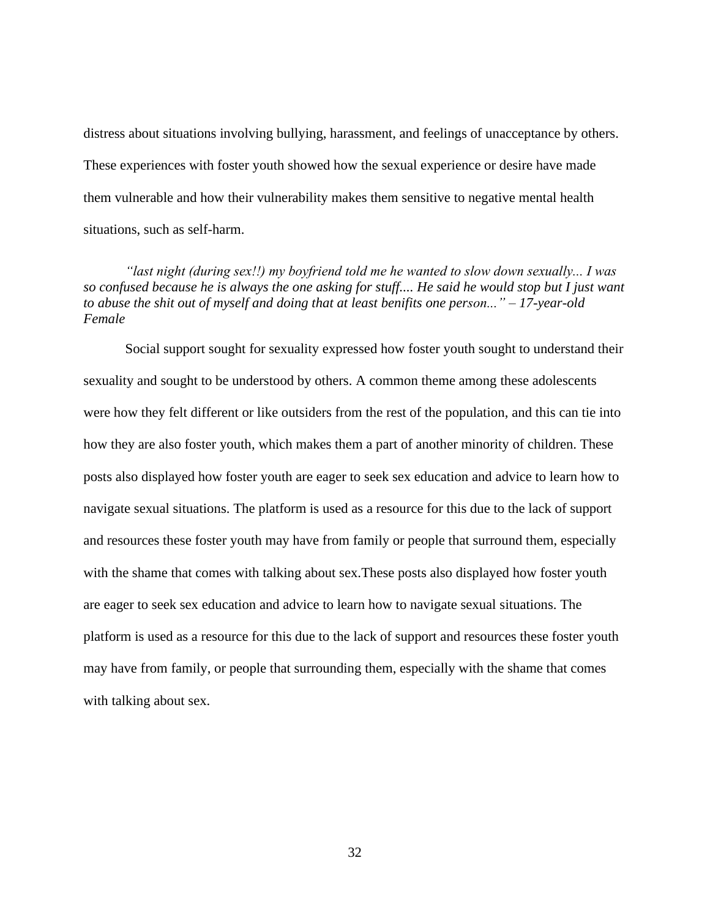distress about situations involving bullying, harassment, and feelings of unacceptance by others. These experiences with foster youth showed how the sexual experience or desire have made them vulnerable and how their vulnerability makes them sensitive to negative mental health situations, such as self-harm.

> *"last night (during sex!!) my boyfriend told me he wanted to slow down sexually... I was so confused because he is always the one asking for stuff.... He said he would stop but I just want to abuse the shit out of myself and doing that at least benifits one person..." – 17-year-old Female*

Social support sought for sexuality expressed how foster youth sought to understand their sexuality and sought to be understood by others. A common theme among these adolescents were how they felt different or like outsiders from the rest of the population, and this can tie into how they are also foster youth, which makes them a part of another minority of children. These posts also displayed how foster youth are eager to seek sex education and advice to learn how to navigate sexual situations. The platform is used as a resource for this due to the lack of support and resources these foster youth may have from family or people that surround them, especially with the shame that comes with talking about sex.These posts also displayed how foster youth are eager to seek sex education and advice to learn how to navigate sexual situations. The platform is used as a resource for this due to the lack of support and resources these foster youth may have from family, or people that surrounding them, especially with the shame that comes with talking about sex.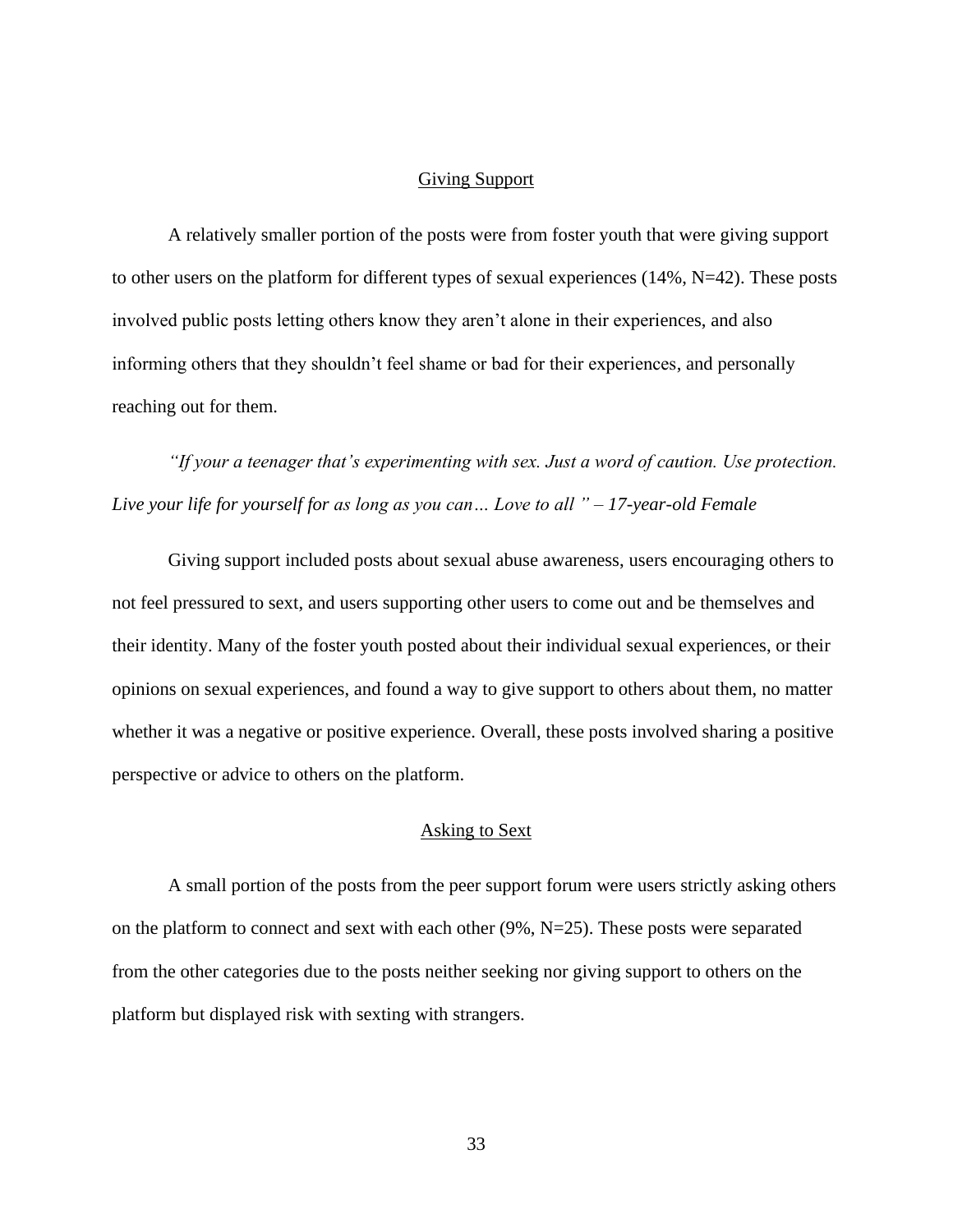## Giving Support

A relatively smaller portion of the posts were from foster youth that were giving support to other users on the platform for different types of sexual experiences (14%, N=42). These posts involved public posts letting others know they aren't alone in their experiences, and also informing others that they shouldn't feel shame or bad for their experiences, and personally reaching out for them.

*"If your a teenager that's experimenting with sex. Just a word of caution. Use protection. Live your life for yourself for as long as you can… Love to all " – 17-year-old Female*

Giving support included posts about sexual abuse awareness, users encouraging others to not feel pressured to sext, and users supporting other users to come out and be themselves and their identity. Many of the foster youth posted about their individual sexual experiences, or their opinions on sexual experiences, and found a way to give support to others about them, no matter whether it was a negative or positive experience. Overall, these posts involved sharing a positive perspective or advice to others on the platform.

## Asking to Sext

A small portion of the posts from the peer support forum were users strictly asking others on the platform to connect and sext with each other (9%, N=25). These posts were separated from the other categories due to the posts neither seeking nor giving support to others on the platform but displayed risk with sexting with strangers.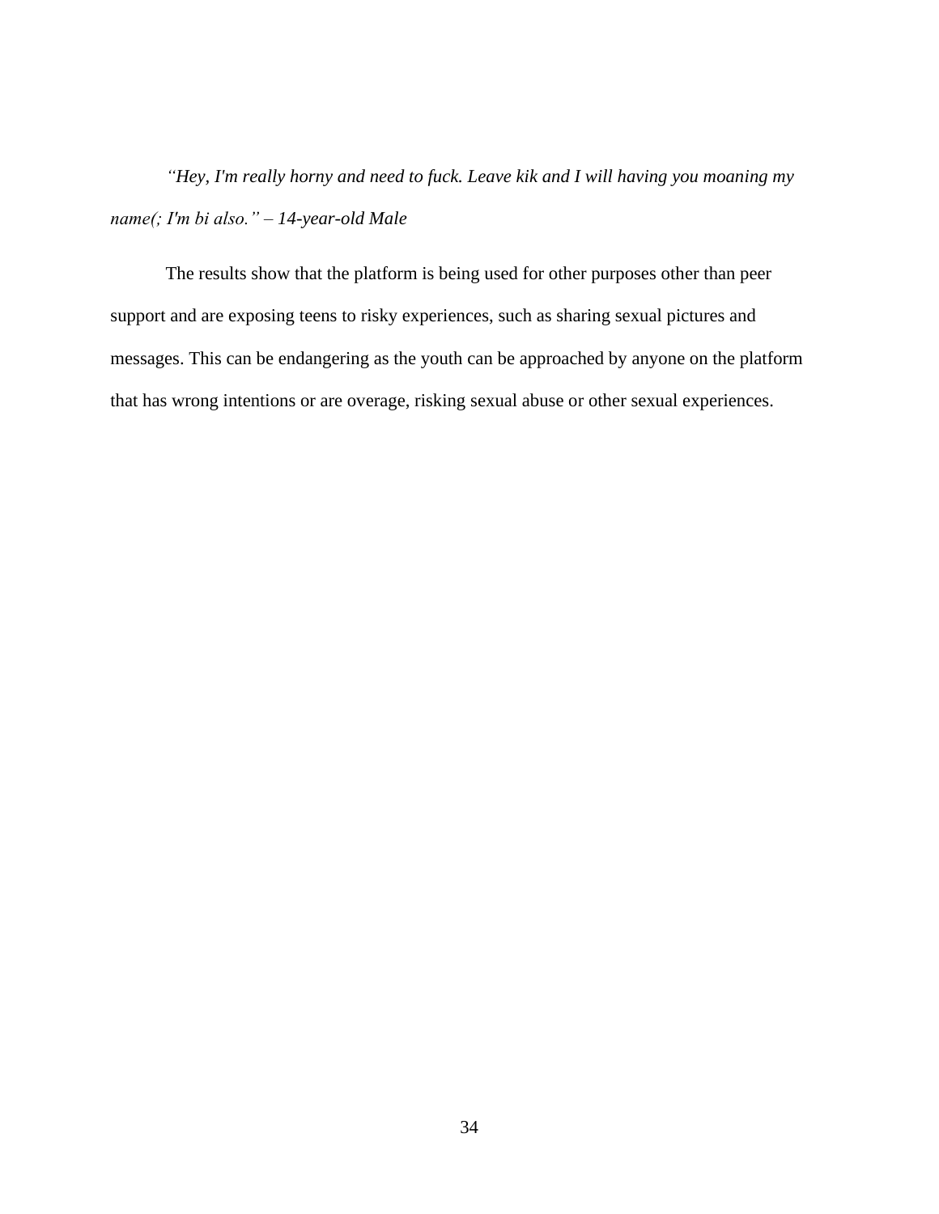*"Hey, I'm really horny and need to fuck. Leave kik and I will having you moaning my name(; I'm bi also." – 14-year-old Male*

The results show that the platform is being used for other purposes other than peer support and are exposing teens to risky experiences, such as sharing sexual pictures and messages. This can be endangering as the youth can be approached by anyone on the platform that has wrong intentions or are overage, risking sexual abuse or other sexual experiences.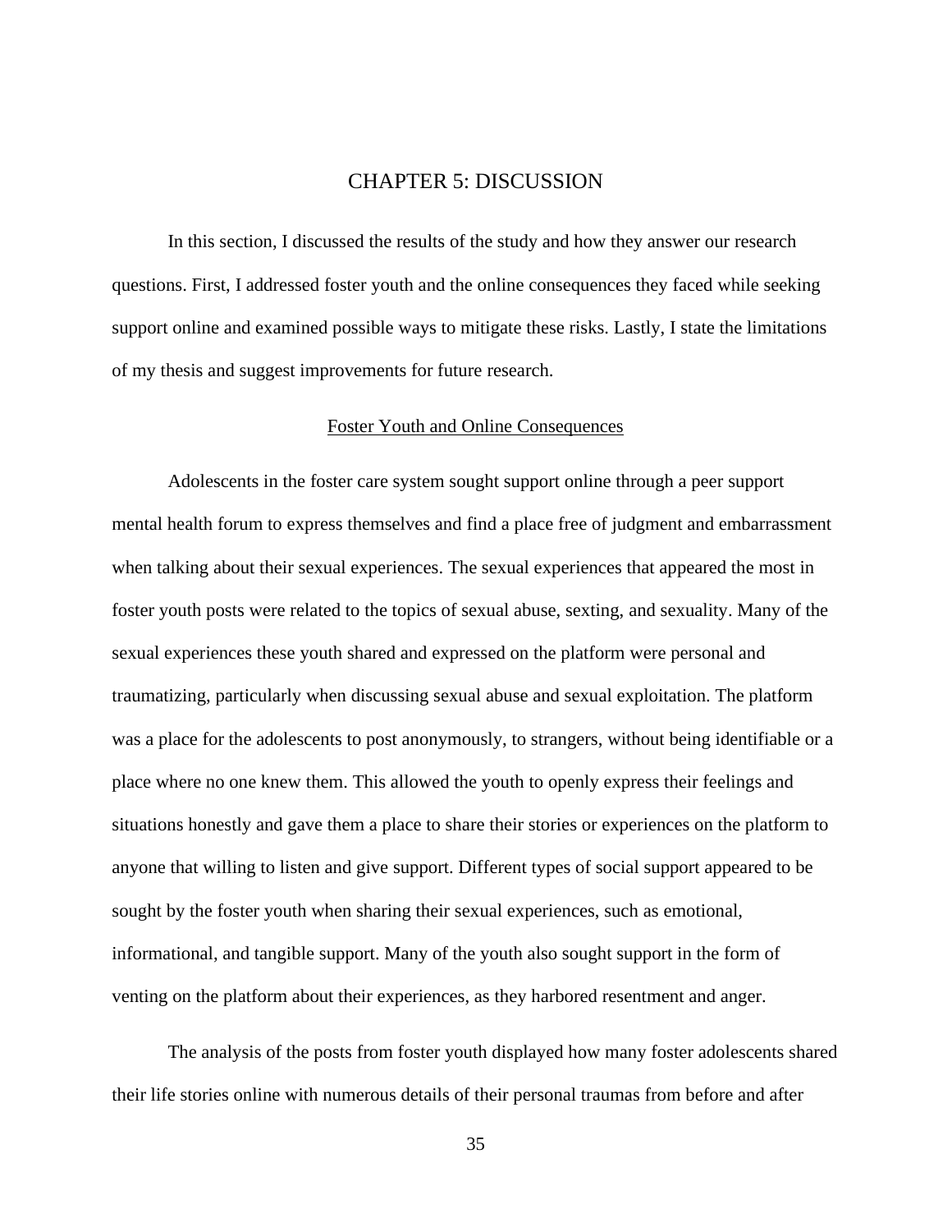# CHAPTER 5: DISCUSSION

In this section, I discussed the results of the study and how they answer our research questions. First, I addressed foster youth and the online consequences they faced while seeking support online and examined possible ways to mitigate these risks. Lastly, I state the limitations of my thesis and suggest improvements for future research.

## Foster Youth and Online Consequences

Adolescents in the foster care system sought support online through a peer support mental health forum to express themselves and find a place free of judgment and embarrassment when talking about their sexual experiences. The sexual experiences that appeared the most in foster youth posts were related to the topics of sexual abuse, sexting, and sexuality. Many of the sexual experiences these youth shared and expressed on the platform were personal and traumatizing, particularly when discussing sexual abuse and sexual exploitation. The platform was a place for the adolescents to post anonymously, to strangers, without being identifiable or a place where no one knew them. This allowed the youth to openly express their feelings and situations honestly and gave them a place to share their stories or experiences on the platform to anyone that willing to listen and give support. Different types of social support appeared to be sought by the foster youth when sharing their sexual experiences, such as emotional, informational, and tangible support. Many of the youth also sought support in the form of venting on the platform about their experiences, as they harbored resentment and anger.

The analysis of the posts from foster youth displayed how many foster adolescents shared their life stories online with numerous details of their personal traumas from before and after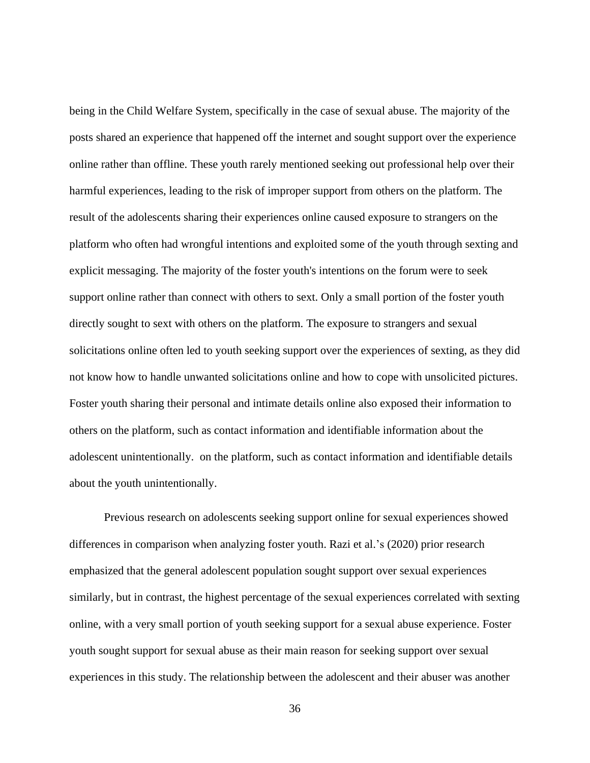being in the Child Welfare System, specifically in the case of sexual abuse. The majority of the posts shared an experience that happened off the internet and sought support over the experience online rather than offline. These youth rarely mentioned seeking out professional help over their harmful experiences, leading to the risk of improper support from others on the platform. The result of the adolescents sharing their experiences online caused exposure to strangers on the platform who often had wrongful intentions and exploited some of the youth through sexting and explicit messaging. The majority of the foster youth's intentions on the forum were to seek support online rather than connect with others to sext. Only a small portion of the foster youth directly sought to sext with others on the platform. The exposure to strangers and sexual solicitations online often led to youth seeking support over the experiences of sexting, as they did not know how to handle unwanted solicitations online and how to cope with unsolicited pictures. Foster youth sharing their personal and intimate details online also exposed their information to others on the platform, such as contact information and identifiable information about the adolescent unintentionally.  on the platform, such as contact information and identifiable details about the youth unintentionally.

Previous research on adolescents seeking support online for sexual experiences showed differences in comparison when analyzing foster youth. Razi et al.'s (2020) prior research emphasized that the general adolescent population sought support over sexual experiences similarly, but in contrast, the highest percentage of the sexual experiences correlated with sexting online, with a very small portion of youth seeking support for a sexual abuse experience. Foster youth sought support for sexual abuse as their main reason for seeking support over sexual experiences in this study. The relationship between the adolescent and their abuser was another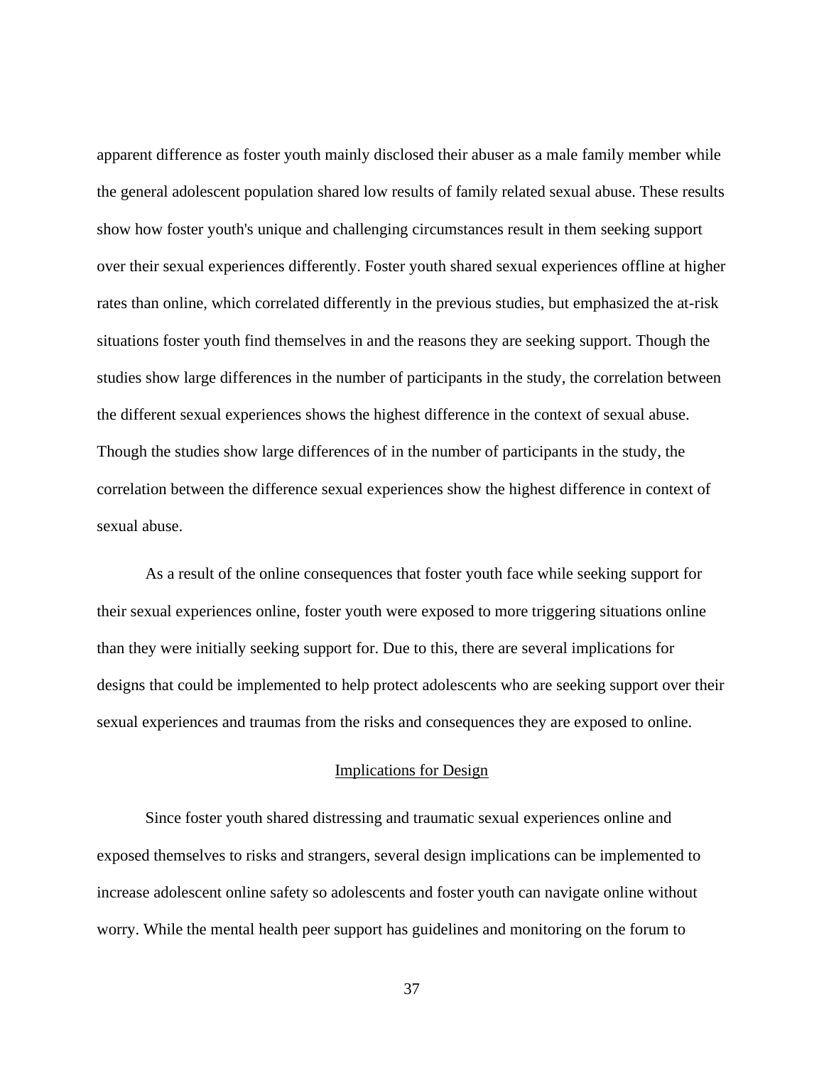apparent difference as foster youth mainly disclosed their abuser as a male family member while the general adolescent population shared low results of family related sexual abuse. These results show how foster youth's unique and challenging circumstances result in them seeking support over their sexual experiences differently. Foster youth shared sexual experiences offline at higher rates than online, which correlated differently in the previous studies, but emphasized the at-risk situations foster youth find themselves in and the reasons they are seeking support. Though the studies show large differences in the number of participants in the study, the correlation between the different sexual experiences shows the highest difference in the context of sexual abuse. Though the studies show large differences of in the number of participants in the study, the correlation between the difference sexual experiences show the highest difference in context of sexual abuse.

As a result of the online consequences that foster youth face while seeking support for their sexual experiences online, foster youth were exposed to more triggering situations online than they were initially seeking support for. Due to this, there are several implications for designs that could be implemented to help protect adolescents who are seeking support over their sexual experiences and traumas from the risks and consequences they are exposed to online.

## Implications for Design

Since foster youth shared distressing and traumatic sexual experiences online and exposed themselves to risks and strangers, several design implications can be implemented to increase adolescent online safety so adolescents and foster youth can navigate online without worry. While the mental health peer support has guidelines and monitoring on the forum to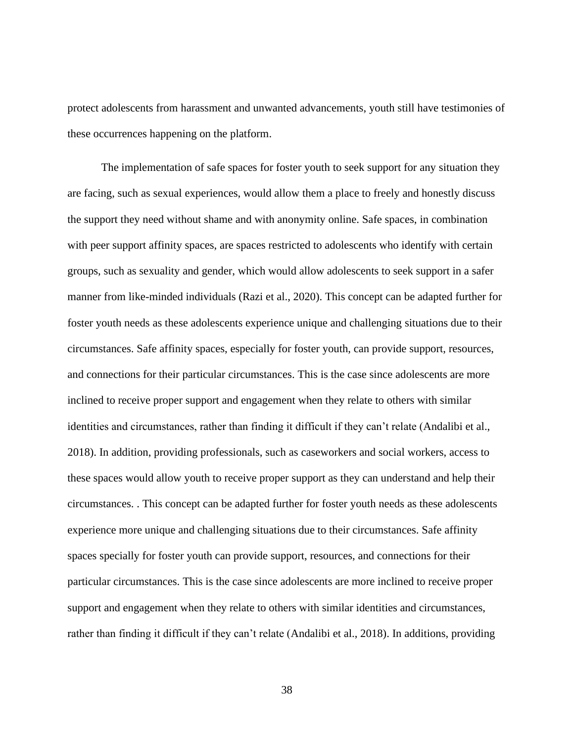protect adolescents from harassment and unwanted advancements, youth still have testimonies of these occurrences happening on the platform.

The implementation of safe spaces for foster youth to seek support for any situation they are facing, such as sexual experiences, would allow them a place to freely and honestly discuss the support they need without shame and with anonymity online. Safe spaces, in combination with peer support affinity spaces, are spaces restricted to adolescents who identify with certain groups, such as sexuality and gender, which would allow adolescents to seek support in a safer manner from like-minded individuals (Razi et al., 2020). This concept can be adapted further for foster youth needs as these adolescents experience unique and challenging situations due to their circumstances. Safe affinity spaces, especially for foster youth, can provide support, resources, and connections for their particular circumstances. This is the case since adolescents are more inclined to receive proper support and engagement when they relate to others with similar identities and circumstances, rather than finding it difficult if they can't relate (Andalibi et al., 2018). In addition, providing professionals, such as caseworkers and social workers, access to these spaces would allow youth to receive proper support as they can understand and help their circumstances. . This concept can be adapted further for foster youth needs as these adolescents experience more unique and challenging situations due to their circumstances. Safe affinity spaces specially for foster youth can provide support, resources, and connections for their particular circumstances. This is the case since adolescents are more inclined to receive proper support and engagement when they relate to others with similar identities and circumstances, rather than finding it difficult if they can't relate (Andalibi et al., 2018). In additions, providing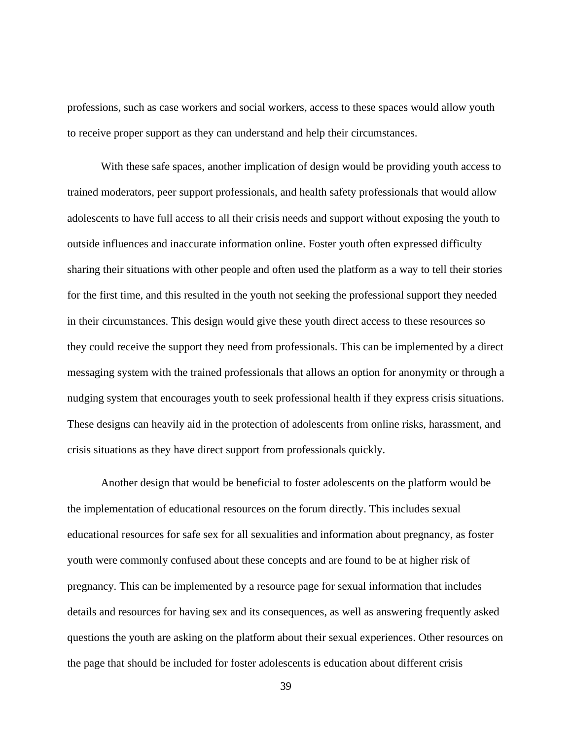professions, such as case workers and social workers, access to these spaces would allow youth to receive proper support as they can understand and help their circumstances.

With these safe spaces, another implication of design would be providing youth access to trained moderators, peer support professionals, and health safety professionals that would allow adolescents to have full access to all their crisis needs and support without exposing the youth to outside influences and inaccurate information online. Foster youth often expressed difficulty sharing their situations with other people and often used the platform as a way to tell their stories for the first time, and this resulted in the youth not seeking the professional support they needed in their circumstances. This design would give these youth direct access to these resources so they could receive the support they need from professionals. This can be implemented by a direct messaging system with the trained professionals that allows an option for anonymity or through a nudging system that encourages youth to seek professional health if they express crisis situations. These designs can heavily aid in the protection of adolescents from online risks, harassment, and crisis situations as they have direct support from professionals quickly.

Another design that would be beneficial to foster adolescents on the platform would be the implementation of educational resources on the forum directly. This includes sexual educational resources for safe sex for all sexualities and information about pregnancy, as foster youth were commonly confused about these concepts and are found to be at higher risk of pregnancy. This can be implemented by a resource page for sexual information that includes details and resources for having sex and its consequences, as well as answering frequently asked questions the youth are asking on the platform about their sexual experiences. Other resources on the page that should be included for foster adolescents is education about different crisis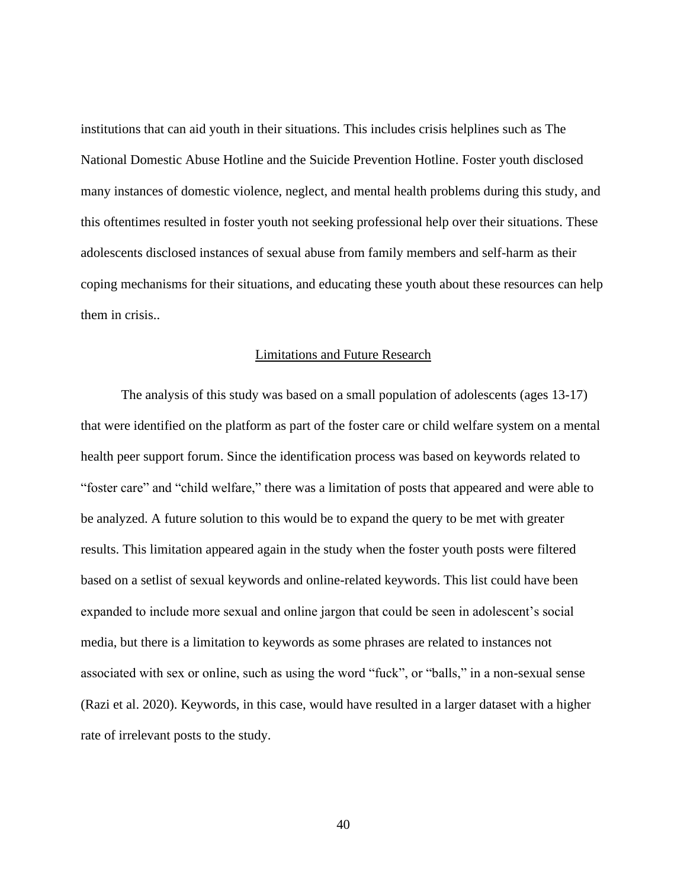institutions that can aid youth in their situations. This includes crisis helplines such as The National Domestic Abuse Hotline and the Suicide Prevention Hotline. Foster youth disclosed many instances of domestic violence, neglect, and mental health problems during this study, and this oftentimes resulted in foster youth not seeking professional help over their situations. These adolescents disclosed instances of sexual abuse from family members and self-harm as their coping mechanisms for their situations, and educating these youth about these resources can help them in crisis..

## Limitations and Future Research

The analysis of this study was based on a small population of adolescents (ages 13-17) that were identified on the platform as part of the foster care or child welfare system on a mental health peer support forum. Since the identification process was based on keywords related to "foster care" and "child welfare," there was a limitation of posts that appeared and were able to be analyzed. A future solution to this would be to expand the query to be met with greater results. This limitation appeared again in the study when the foster youth posts were filtered based on a setlist of sexual keywords and online-related keywords. This list could have been expanded to include more sexual and online jargon that could be seen in adolescent's social media, but there is a limitation to keywords as some phrases are related to instances not associated with sex or online, such as using the word "fuck", or "balls," in a non-sexual sense (Razi et al. 2020). Keywords, in this case, would have resulted in a larger dataset with a higher rate of irrelevant posts to the study.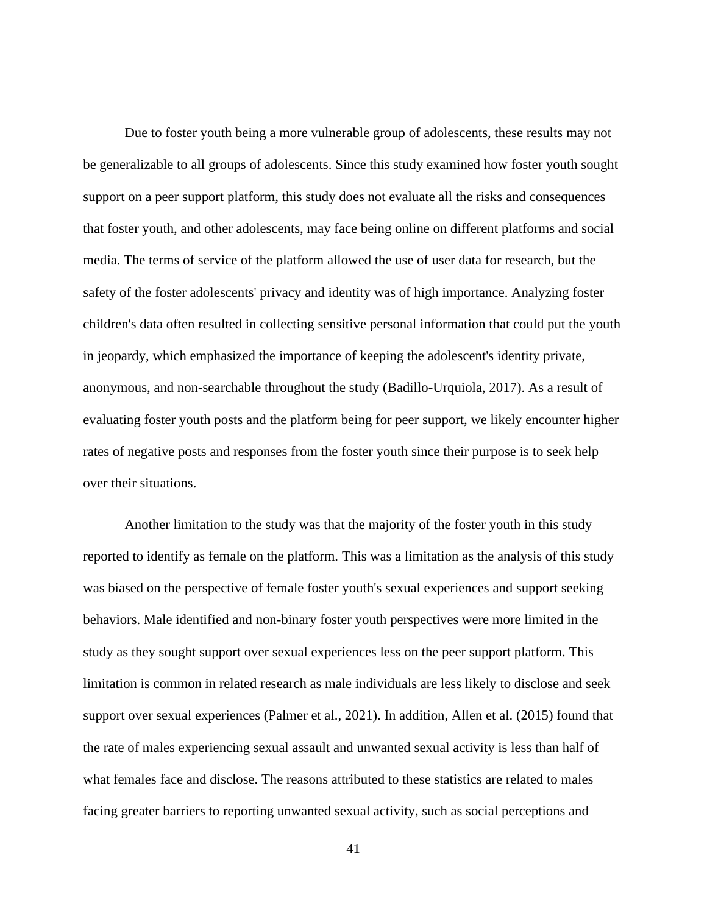Due to foster youth being a more vulnerable group of adolescents, these results may not be generalizable to all groups of adolescents. Since this study examined how foster youth sought support on a peer support platform, this study does not evaluate all the risks and consequences that foster youth, and other adolescents, may face being online on different platforms and social media. The terms of service of the platform allowed the use of user data for research, but the safety of the foster adolescents' privacy and identity was of high importance. Analyzing foster children's data often resulted in collecting sensitive personal information that could put the youth in jeopardy, which emphasized the importance of keeping the adolescent's identity private, anonymous, and non-searchable throughout the study (Badillo-Urquiola, 2017). As a result of evaluating foster youth posts and the platform being for peer support, we likely encounter higher rates of negative posts and responses from the foster youth since their purpose is to seek help over their situations.

Another limitation to the study was that the majority of the foster youth in this study reported to identify as female on the platform. This was a limitation as the analysis of this study was biased on the perspective of female foster youth's sexual experiences and support seeking behaviors. Male identified and non-binary foster youth perspectives were more limited in the study as they sought support over sexual experiences less on the peer support platform. This limitation is common in related research as male individuals are less likely to disclose and seek support over sexual experiences (Palmer et al., 2021). In addition, Allen et al. (2015) found that the rate of males experiencing sexual assault and unwanted sexual activity is less than half of what females face and disclose. The reasons attributed to these statistics are related to males facing greater barriers to reporting unwanted sexual activity, such as social perceptions and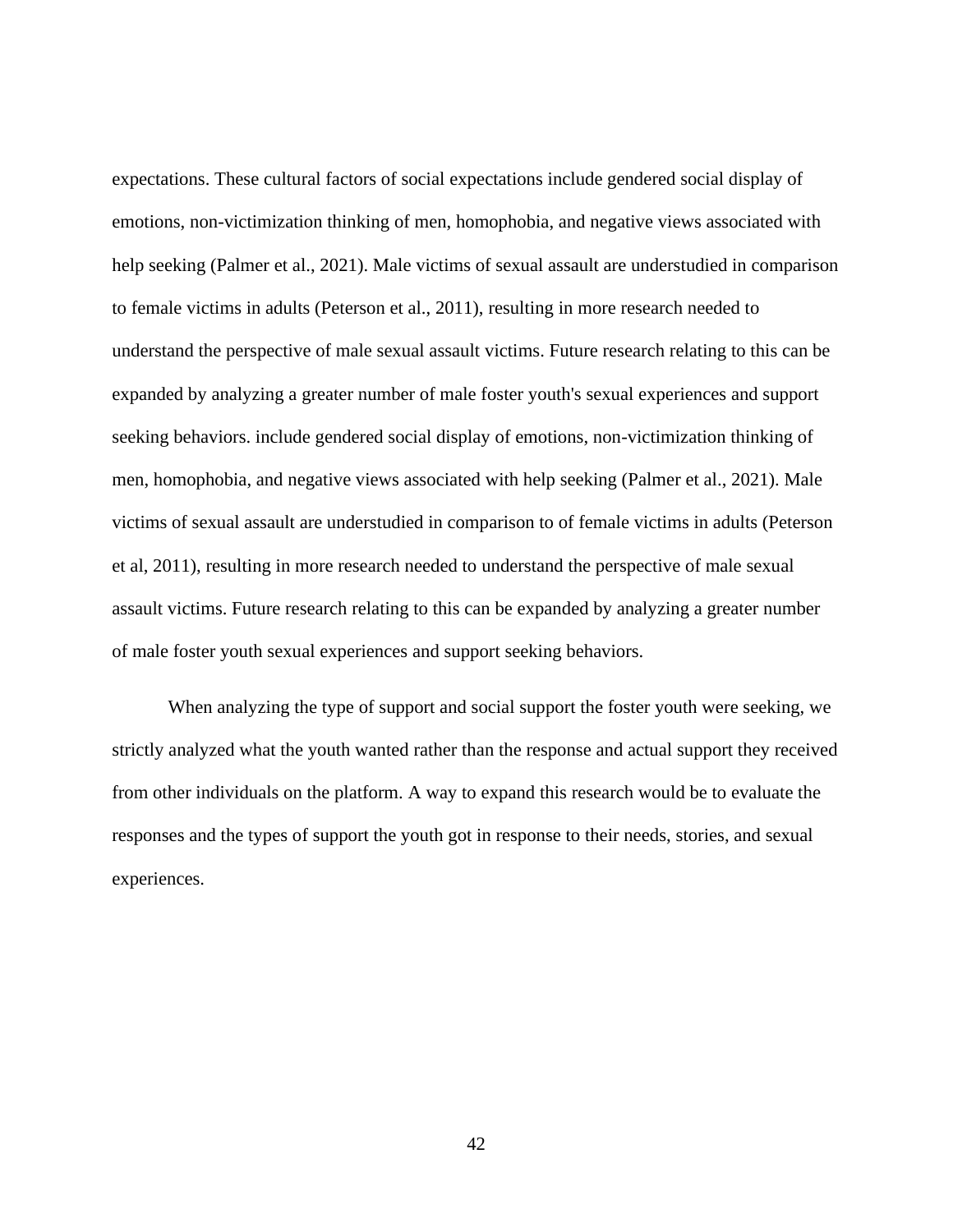expectations. These cultural factors of social expectations include gendered social display of emotions, non-victimization thinking of men, homophobia, and negative views associated with help seeking (Palmer et al., 2021). Male victims of sexual assault are understudied in comparison to female victims in adults (Peterson et al., 2011), resulting in more research needed to understand the perspective of male sexual assault victims. Future research relating to this can be expanded by analyzing a greater number of male foster youth's sexual experiences and support seeking behaviors. include gendered social display of emotions, non-victimization thinking of men, homophobia, and negative views associated with help seeking (Palmer et al., 2021). Male victims of sexual assault are understudied in comparison to of female victims in adults (Peterson et al, 2011), resulting in more research needed to understand the perspective of male sexual assault victims. Future research relating to this can be expanded by analyzing a greater number of male foster youth sexual experiences and support seeking behaviors.

When analyzing the type of support and social support the foster youth were seeking, we strictly analyzed what the youth wanted rather than the response and actual support they received from other individuals on the platform. A way to expand this research would be to evaluate the responses and the types of support the youth got in response to their needs, stories, and sexual experiences.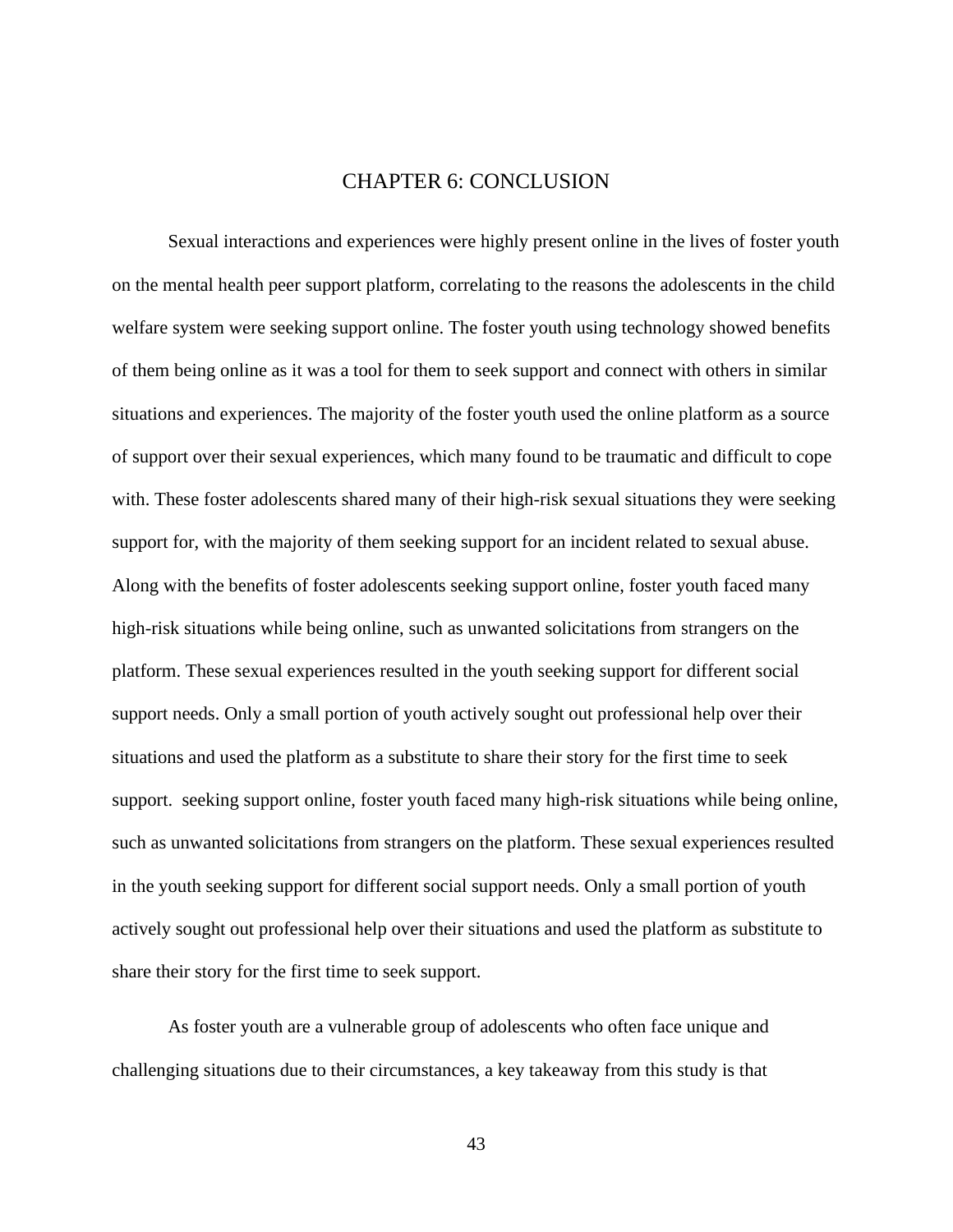# CHAPTER 6: CONCLUSION

Sexual interactions and experiences were highly present online in the lives of foster youth on the mental health peer support platform, correlating to the reasons the adolescents in the child welfare system were seeking support online. The foster youth using technology showed benefits of them being online as it was a tool for them to seek support and connect with others in similar situations and experiences. The majority of the foster youth used the online platform as a source of support over their sexual experiences, which many found to be traumatic and difficult to cope with. These foster adolescents shared many of their high-risk sexual situations they were seeking support for, with the majority of them seeking support for an incident related to sexual abuse. Along with the benefits of foster adolescents seeking support online, foster youth faced many high-risk situations while being online, such as unwanted solicitations from strangers on the platform. These sexual experiences resulted in the youth seeking support for different social support needs. Only a small portion of youth actively sought out professional help over their situations and used the platform as a substitute to share their story for the first time to seek support.  seeking support online, foster youth faced many high-risk situations while being online, such as unwanted solicitations from strangers on the platform. These sexual experiences resulted in the youth seeking support for different social support needs. Only a small portion of youth actively sought out professional help over their situations and used the platform as substitute to share their story for the first time to seek support.

As foster youth are a vulnerable group of adolescents who often face unique and challenging situations due to their circumstances, a key takeaway from this study is that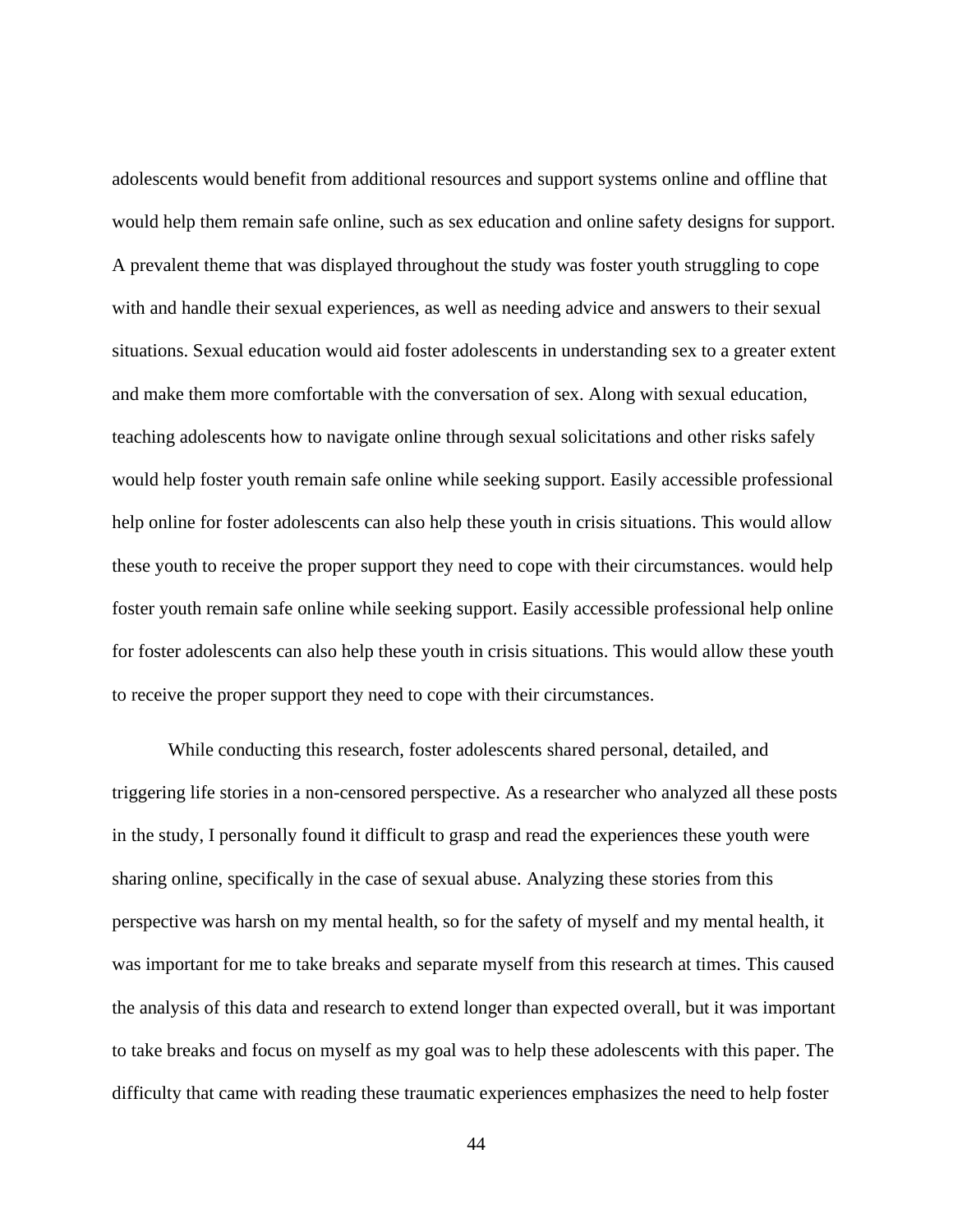adolescents would benefit from additional resources and support systems online and offline that would help them remain safe online, such as sex education and online safety designs for support. A prevalent theme that was displayed throughout the study was foster youth struggling to cope with and handle their sexual experiences, as well as needing advice and answers to their sexual situations. Sexual education would aid foster adolescents in understanding sex to a greater extent and make them more comfortable with the conversation of sex. Along with sexual education, teaching adolescents how to navigate online through sexual solicitations and other risks safely would help foster youth remain safe online while seeking support. Easily accessible professional help online for foster adolescents can also help these youth in crisis situations. This would allow these youth to receive the proper support they need to cope with their circumstances. would help foster youth remain safe online while seeking support. Easily accessible professional help online for foster adolescents can also help these youth in crisis situations. This would allow these youth to receive the proper support they need to cope with their circumstances.

While conducting this research, foster adolescents shared personal, detailed, and triggering life stories in a non-censored perspective. As a researcher who analyzed all these posts in the study, I personally found it difficult to grasp and read the experiences these youth were sharing online, specifically in the case of sexual abuse. Analyzing these stories from this perspective was harsh on my mental health, so for the safety of myself and my mental health, it was important for me to take breaks and separate myself from this research at times. This caused the analysis of this data and research to extend longer than expected overall, but it was important to take breaks and focus on myself as my goal was to help these adolescents with this paper. The difficulty that came with reading these traumatic experiences emphasizes the need to help foster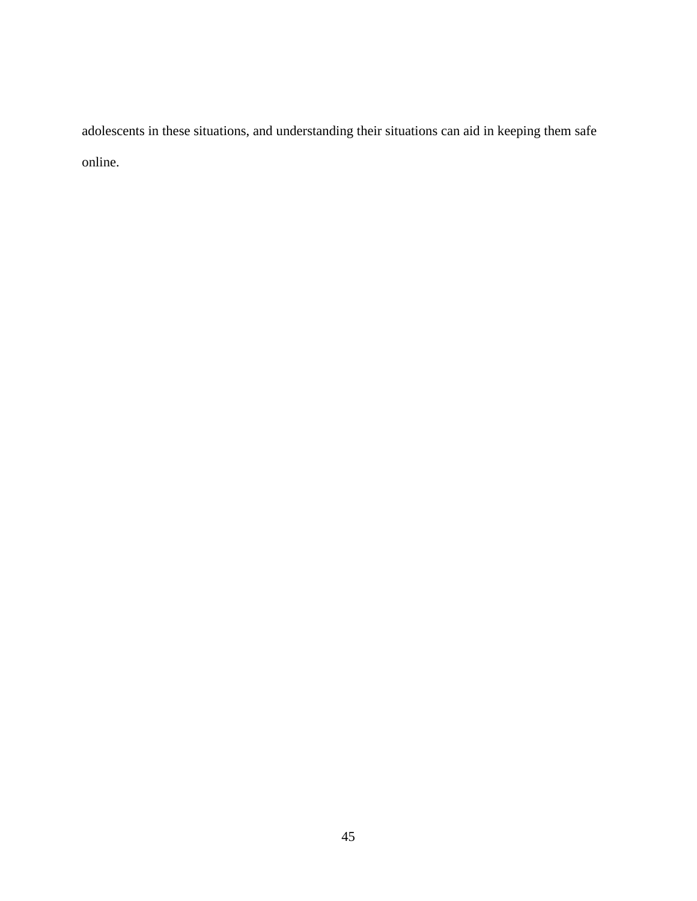adolescents in these situations, and understanding their situations can aid in keeping them safe online.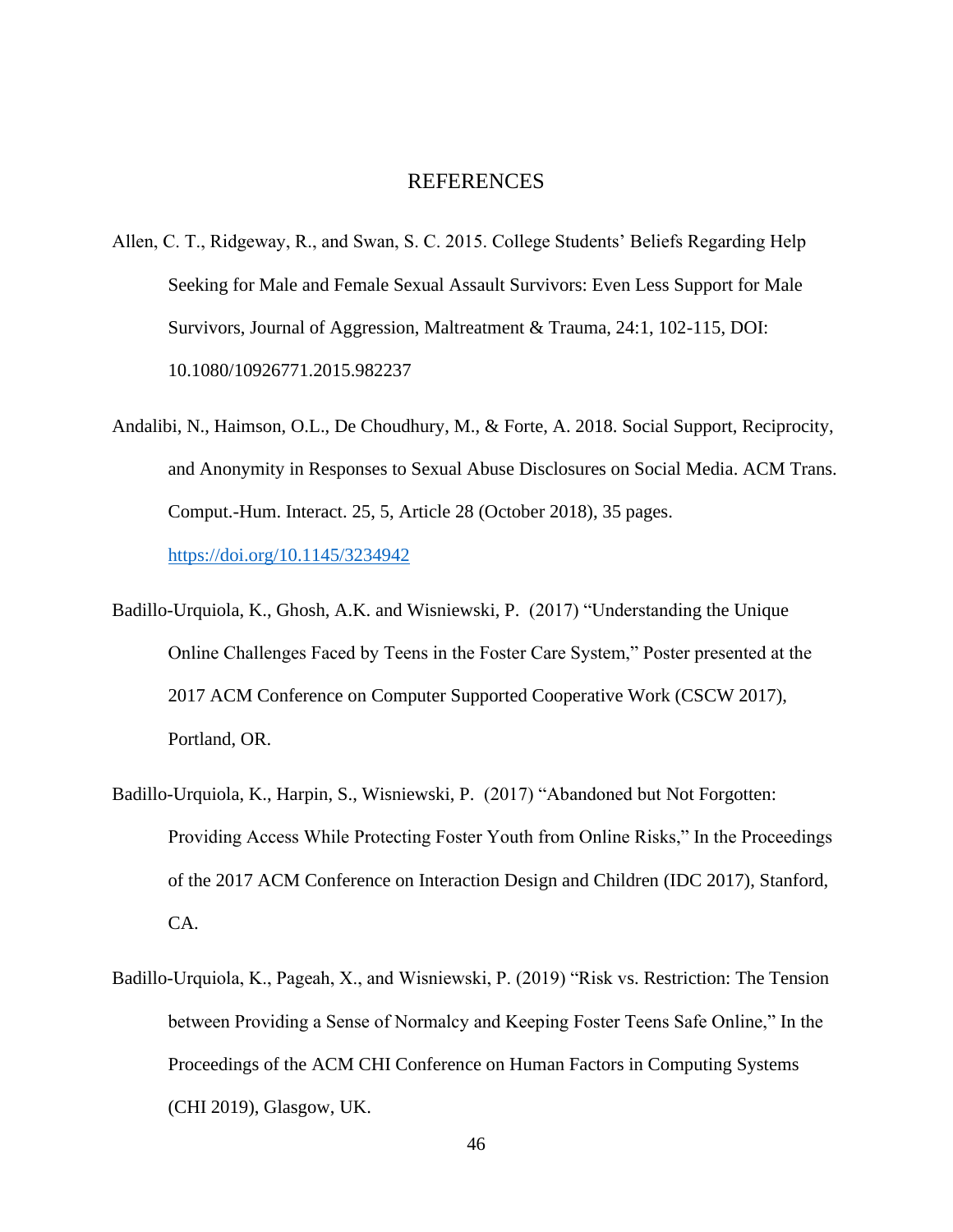# REFERENCES

Allen, C. T., Ridgeway, R., and Swan, S. C. 2015. College Students' Beliefs Regarding Help Seeking for Male and Female Sexual Assault Survivors: Even Less Support for Male Survivors, Journal of Aggression, Maltreatment & Trauma, 24:1, 102-115, DOI: 10.1080/10926771.2015.982237

Andalibi, N., Haimson, O.L., De Choudhury, M., & Forte, A. 2018. Social Support, Reciprocity, and Anonymity in Responses to Sexual Abuse Disclosures on Social Media. ACM Trans. Comput.-Hum. Interact. 25, 5, Article 28 (October 2018), 35 pages. https://doi.org/10.1145/3234942

Badillo-Urquiola, K., Ghosh, A.K. and Wisniewski, P. (2017) "Understanding the Unique Online Challenges Faced by Teens in the Foster Care System," Poster presented at the 2017 ACM Conference on Computer Supported Cooperative Work (CSCW 2017), Portland, OR.

Badillo-Urquiola, K., Harpin, S., Wisniewski, P. (2017) "Abandoned but Not Forgotten: Providing Access While Protecting Foster Youth from Online Risks," In the Proceedings of the 2017 ACM Conference on Interaction Design and Children (IDC 2017), Stanford, CA.

Badillo-Urquiola, K., Pageah, X., and Wisniewski, P. (2019) "Risk vs. Restriction: The Tension between Providing a Sense of Normalcy and Keeping Foster Teens Safe Online," In the Proceedings of the ACM CHI Conference on Human Factors in Computing Systems (CHI 2019), Glasgow, UK.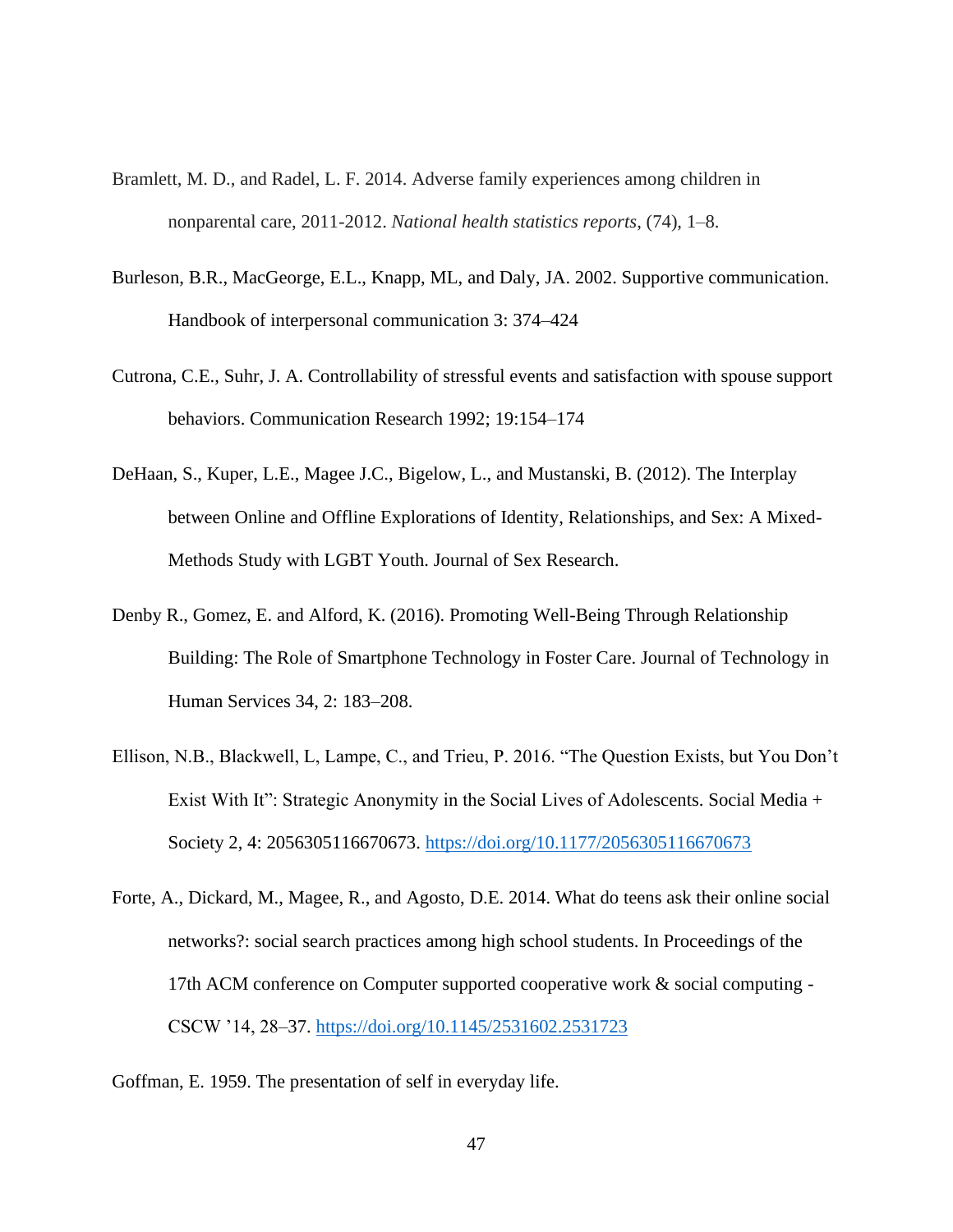Bramlett, M. D., and Radel, L. F. 2014. Adverse family experiences among children in nonparental care, 2011-2012. *National health statistics reports*, (74), 1–8.

Burleson, B.R., MacGeorge, E.L., Knapp, ML, and Daly, JA. 2002. Supportive communication. Handbook of interpersonal communication 3: 374–424

Cutrona, C.E., Suhr, J. A. Controllability of stressful events and satisfaction with spouse support behaviors. Communication Research 1992; 19:154–174

DeHaan, S., Kuper, L.E., Magee J.C., Bigelow, L., and Mustanski, B. (2012). The Interplay between Online and Offline Explorations of Identity, Relationships, and Sex: A Mixed-Methods Study with LGBT Youth. Journal of Sex Research.

Denby R., Gomez, E. and Alford, K. (2016). Promoting Well-Being Through Relationship Building: The Role of Smartphone Technology in Foster Care. Journal of Technology in Human Services 34, 2: 183–208.

Ellison, N.B., Blackwell, L, Lampe, C., and Trieu, P. 2016. "The Question Exists, but You Don't Exist With It": Strategic Anonymity in the Social Lives of Adolescents. Social Media + Society 2, 4: 2056305116670673. https://doi.org/10.1177/2056305116670673

Forte, A., Dickard, M., Magee, R., and Agosto, D.E. 2014. What do teens ask their online social networks?: social search practices among high school students. In Proceedings of the 17th ACM conference on Computer supported cooperative work & social computing - CSCW '14, 28–37. https://doi.org/10.1145/2531602.2531723

Goffman, E. 1959. The presentation of self in everyday life.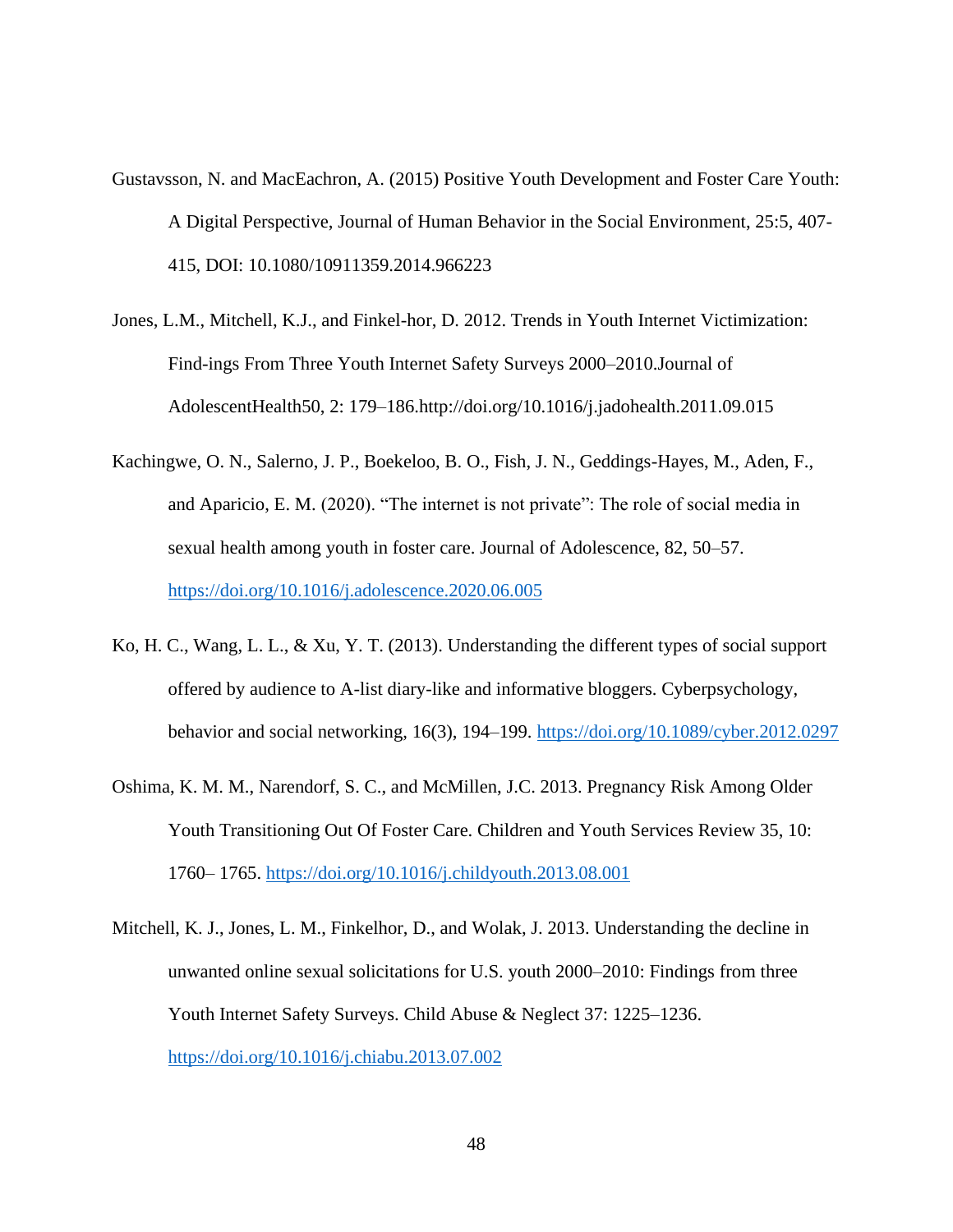Gustavsson, N. and MacEachron, A. (2015) Positive Youth Development and Foster Care Youth: A Digital Perspective, Journal of Human Behavior in the Social Environment, 25:5, 407-415, DOI: 10.1080/10911359.2014.966223

Jones, L.M., Mitchell, K.J., and Finkel-hor, D. 2012. Trends in Youth Internet Victimization: Find-ings From Three Youth Internet Safety Surveys 2000–2010.Journal of AdolescentHealth50, 2: 179–186.http://doi.org/10.1016/j.jadohealth.2011.09.015

Kachingwe, O. N., Salerno, J. P., Boekeloo, B. O., Fish, J. N., Geddings-Hayes, M., Aden, F., and Aparicio, E. M. (2020). “The internet is not private”: The role of social media in sexual health among youth in foster care. Journal of Adolescence, 82, 50–57. https://doi.org/10.1016/j.adolescence.2020.06.005

Ko, H. C., Wang, L. L., & Xu, Y. T. (2013). Understanding the different types of social support offered by audience to A-list diary-like and informative bloggers. Cyberpsychology, behavior and social networking, 16(3), 194–199. https://doi.org/10.1089/cyber.2012.0297

Oshima, K. M. M., Narendorf, S. C., and McMillen, J.C. 2013. Pregnancy Risk Among Older Youth Transitioning Out Of Foster Care. Children and Youth Services Review 35, 10: 1760– 1765. https://doi.org/10.1016/j.childyouth.2013.08.001

Mitchell, K. J., Jones, L. M., Finkelhor, D., and Wolak, J. 2013. Understanding the decline in unwanted online sexual solicitations for U.S. youth 2000–2010: Findings from three Youth Internet Safety Surveys. Child Abuse & Neglect 37: 1225–1236. https://doi.org/10.1016/j.chiabu.2013.07.002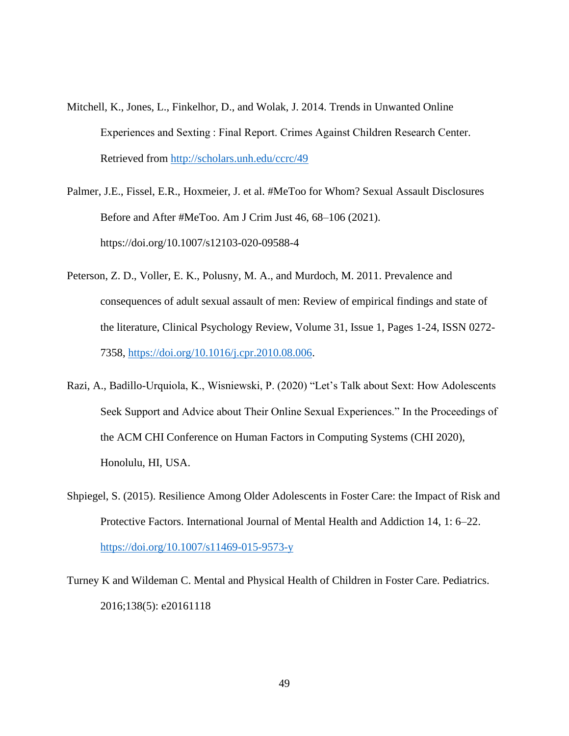Mitchell, K., Jones, L., Finkelhor, D., and Wolak, J. 2014. Trends in Unwanted Online Experiences and Sexting : Final Report. Crimes Against Children Research Center. Retrieved from http://scholars.unh.edu/ccrc/49

Palmer, J.E., Fissel, E.R., Hoxmeier, J. et al. #MeToo for Whom? Sexual Assault Disclosures Before and After #MeToo. Am J Crim Just 46, 68–106 (2021). https://doi.org/10.1007/s12103-020-09588-4

Peterson, Z. D., Voller, E. K., Polusny, M. A., and Murdoch, M. 2011. Prevalence and consequences of adult sexual assault of men: Review of empirical findings and state of the literature, Clinical Psychology Review, Volume 31, Issue 1, Pages 1-24, ISSN 0272-7358, https://doi.org/10.1016/j.cpr.2010.08.006.

Razi, A., Badillo-Urquiola, K., Wisniewski, P. (2020) "Let's Talk about Sext: How Adolescents Seek Support and Advice about Their Online Sexual Experiences." In the Proceedings of the ACM CHI Conference on Human Factors in Computing Systems (CHI 2020), Honolulu, HI, USA.

Shpiegel, S. (2015). Resilience Among Older Adolescents in Foster Care: the Impact of Risk and Protective Factors. International Journal of Mental Health and Addiction 14, 1: 6–22. https://doi.org/10.1007/s11469-015-9573-y

Turney K and Wildeman C. Mental and Physical Health of Children in Foster Care. Pediatrics. 2016;138(5): e20161118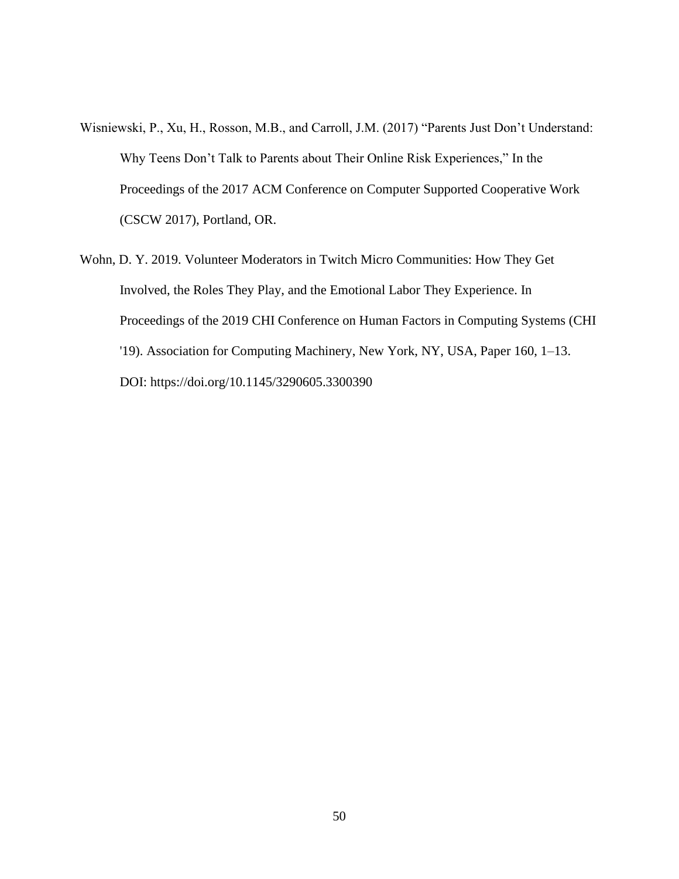Wisniewski, P., Xu, H., Rosson, M.B., and Carroll, J.M. (2017) “Parents Just Don’t Understand: Why Teens Don’t Talk to Parents about Their Online Risk Experiences,” In the Proceedings of the 2017 ACM Conference on Computer Supported Cooperative Work (CSCW 2017), Portland, OR.

Wohn, D. Y. 2019. Volunteer Moderators in Twitch Micro Communities: How They Get Involved, the Roles They Play, and the Emotional Labor They Experience. In Proceedings of the 2019 CHI Conference on Human Factors in Computing Systems (CHI '19). Association for Computing Machinery, New York, NY, USA, Paper 160, 1–13. DOI: https://doi.org/10.1145/3290605.3300390